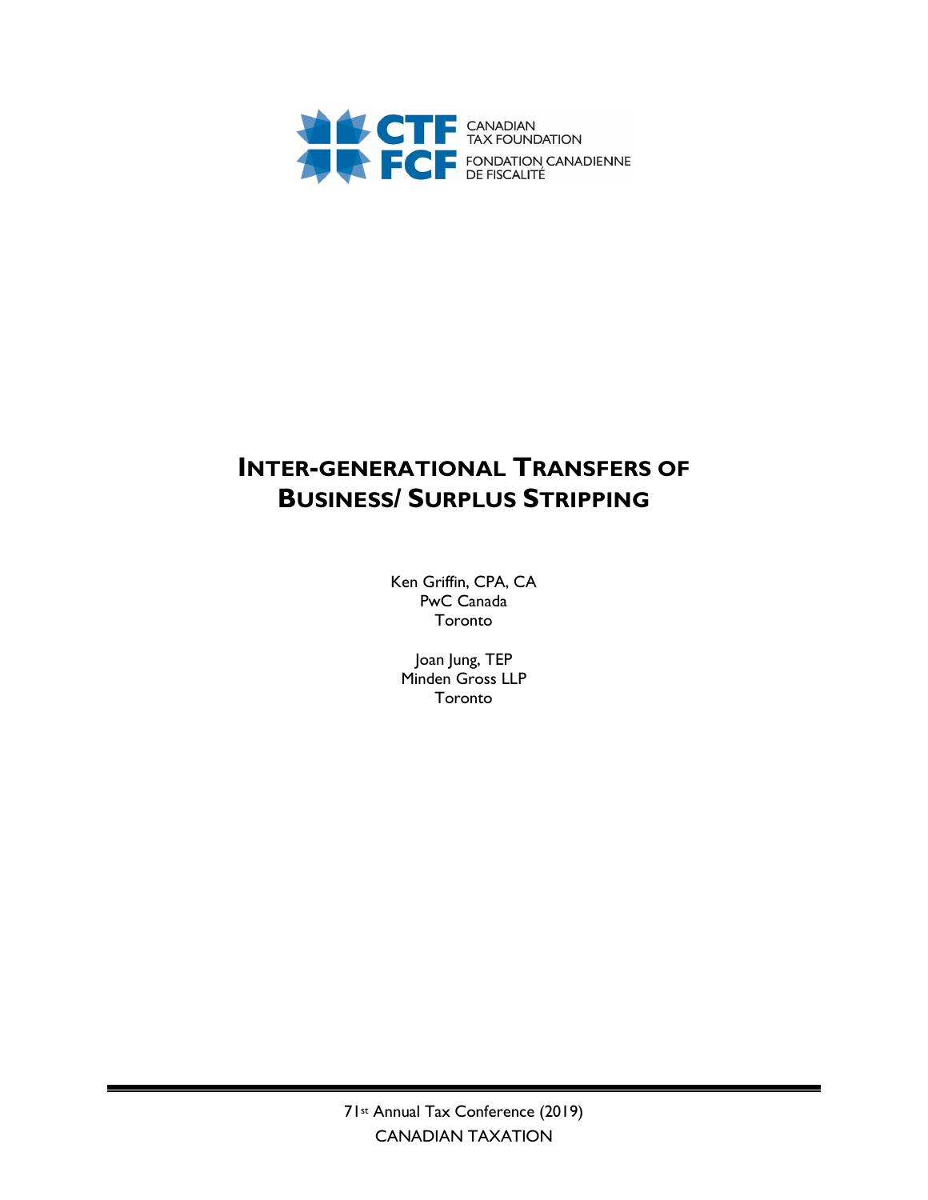CANADIAN TAX FOUNDATION

FONDATION CANADIENNE DE FISCALITÉ

# INTER-GENERATIONAL TRANSFERS OF BUSINESS/ SURPLUS STRIPPING

Ken Griffin, CPA, CA
PwC Canada
Toronto

Joan Jung, TEP
Minden Gross LLP
Toronto

71st Annual Tax Conference (2019)
CANADIAN TAXATION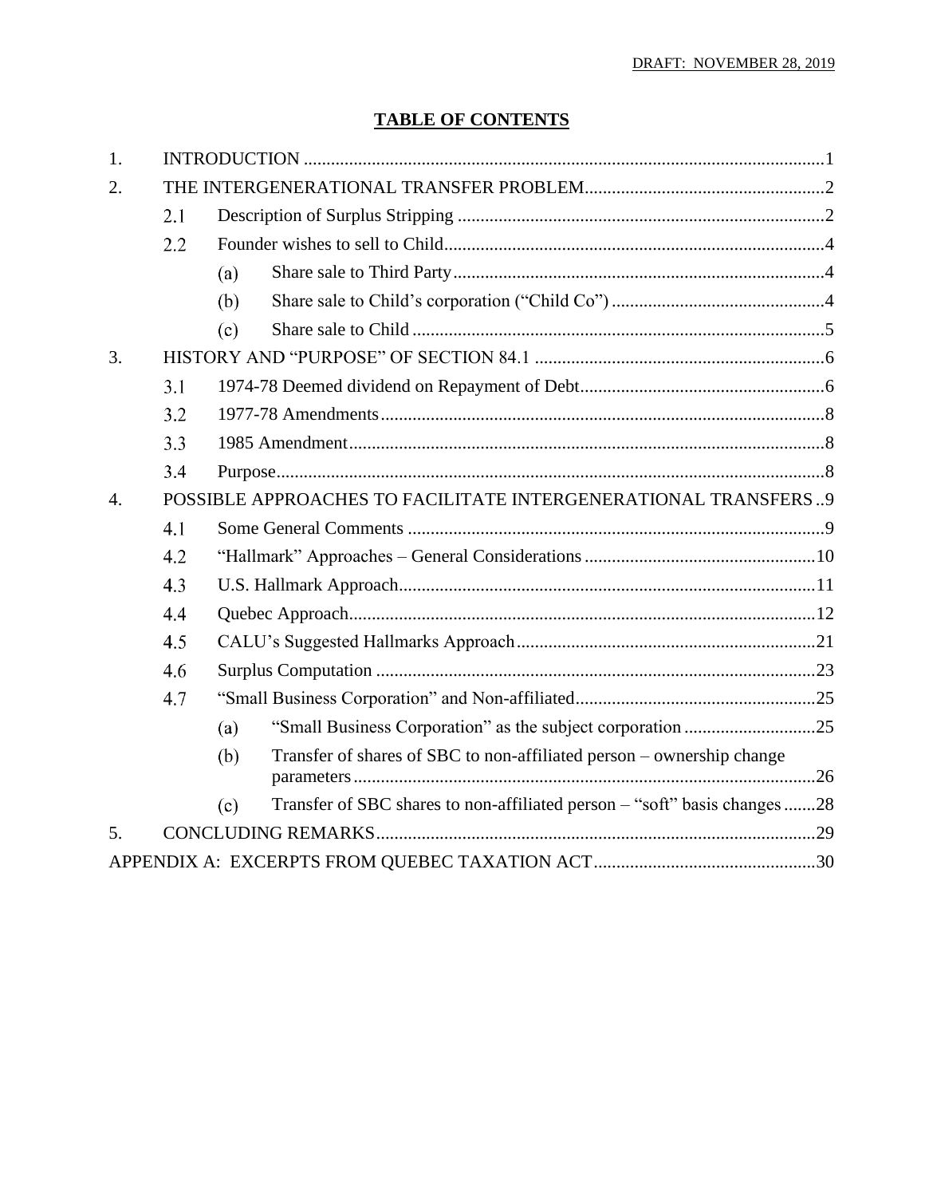DRAFT: NOVEMBER 28, 2019

## TABLE OF CONTENTS

1. INTRODUCTION ....................................................................................................1
2. THE INTERGENERATIONAL TRANSFER PROBLEM.....................................................2
   - 2.1 Description of Surplus Stripping ....................................................................2
   - 2.2 Founder wishes to sell to Child.......................................................................4
     - (a) Share sale to Third Party ..........................................................................4
     - (b) Share sale to Child's corporation ("Child Co") ...........................................4
     - (c) Share sale to Child ...................................................................................5
3. HISTORY AND "PURPOSE" OF SECTION 84.1 ................................................................6
   - 3.1 1974-78 Deemed dividend on Repayment of Debt.............................................6
   - 3.2 1977-78 Amendments.....................................................................................8
   - 3.3 1985 Amendment............................................................................................8
   - 3.4 Purpose.........................................................................................................8
4. POSSIBLE APPROACHES TO FACILITATE INTERGENERATIONAL TRANSFERS ..9
   - 4.1 Some General Comments ..............................................................................9
   - 4.2 "Hallmark" Approaches – General Considerations ...........................................10
   - 4.3 U.S. Hallmark Approach...............................................................................11
   - 4.4 Quebec Approach..........................................................................................12
   - 4.5 CALU's Suggested Hallmarks Approach .........................................................21
   - 4.6 Surplus Computation ....................................................................................23
   - 4.7 "Small Business Corporation" and Non-affiliated...........................................25
     - (a) "Small Business Corporation" as the subject corporation ............................25
     - (b) Transfer of shares of SBC to non-affiliated person – ownership change parameters ...26
     - (c) Transfer of SBC shares to non-affiliated person – "soft" basis changes .......28
5. CONCLUDING REMARKS.......................................................................................29

APPENDIX A: EXCERPTS FROM QUEBEC TAXATION ACT ...........................................30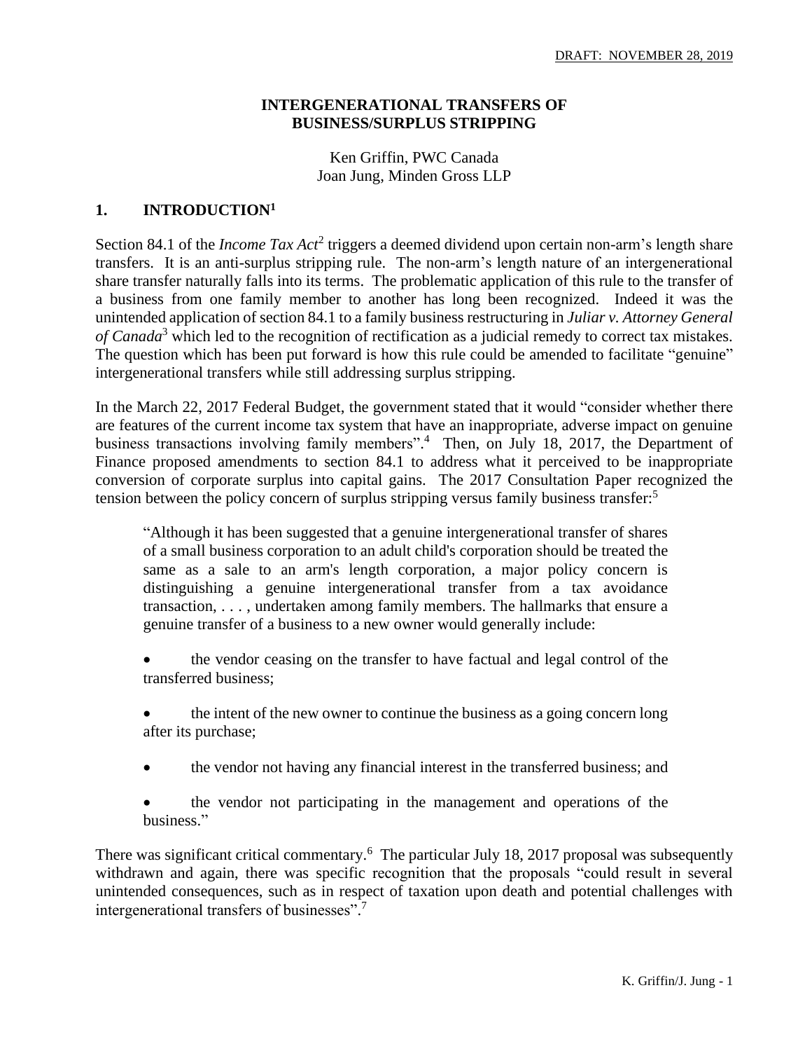# INTERGENERATIONAL TRANSFERS OF BUSINESS/SURPLUS STRIPPING

Ken Griffin, PWC Canada
Joan Jung, Minden Gross LLP

## 1. INTRODUCTION[1]

Section 84.1 of the *Income Tax Act*[2] triggers a deemed dividend upon certain non-arm's length share transfers. It is an anti-surplus stripping rule. The non-arm's length nature of an intergenerational share transfer naturally falls into its terms. The problematic application of this rule to the transfer of a business from one family member to another has long been recognized. Indeed it was the unintended application of section 84.1 to a family business restructuring in *Juliar v. Attorney General of Canada*[3] which led to the recognition of rectification as a judicial remedy to correct tax mistakes. The question which has been put forward is how this rule could be amended to facilitate "genuine" intergenerational transfers while still addressing surplus stripping.

In the March 22, 2017 Federal Budget, the government stated that it would "consider whether there are features of the current income tax system that have an inappropriate, adverse impact on genuine business transactions involving family members".[4] Then, on July 18, 2017, the Department of Finance proposed amendments to section 84.1 to address what it perceived to be inappropriate conversion of corporate surplus into capital gains. The 2017 Consultation Paper recognized the tension between the policy concern of surplus stripping versus family business transfer:[5]

> "Although it has been suggested that a genuine intergenerational transfer of shares of a small business corporation to an adult child's corporation should be treated the same as a sale to an arm's length corporation, a major policy concern is distinguishing a genuine intergenerational transfer from a tax avoidance transaction, . . . , undertaken among family members. The hallmarks that ensure a genuine transfer of a business to a new owner would generally include:
>
> - the vendor ceasing on the transfer to have factual and legal control of the transferred business;
> - the intent of the new owner to continue the business as a going concern long after its purchase;
> - the vendor not having any financial interest in the transferred business; and
> - the vendor not participating in the management and operations of the business."

There was significant critical commentary.[6] The particular July 18, 2017 proposal was subsequently withdrawn and again, there was specific recognition that the proposals "could result in several unintended consequences, such as in respect of taxation upon death and potential challenges with intergenerational transfers of businesses".[7]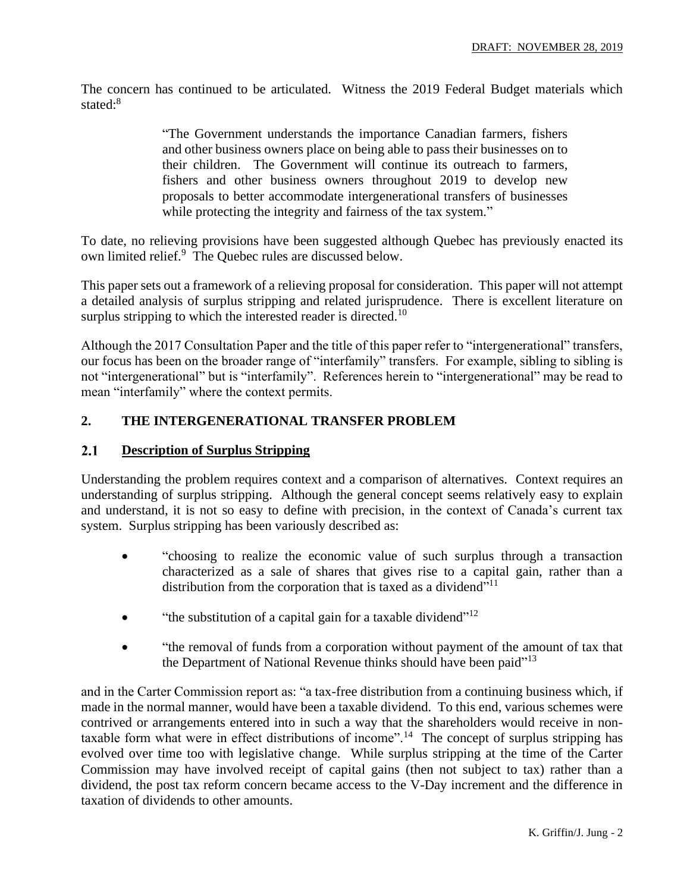The concern has continued to be articulated. Witness the 2019 Federal Budget materials which stated:[8]

> "The Government understands the importance Canadian farmers, fishers and other business owners place on being able to pass their businesses on to their children. The Government will continue its outreach to farmers, fishers and other business owners throughout 2019 to develop new proposals to better accommodate intergenerational transfers of businesses while protecting the integrity and fairness of the tax system."

To date, no relieving provisions have been suggested although Quebec has previously enacted its own limited relief.[9] The Quebec rules are discussed below.

This paper sets out a framework of a relieving proposal for consideration. This paper will not attempt a detailed analysis of surplus stripping and related jurisprudence. There is excellent literature on surplus stripping to which the interested reader is directed.[10]

Although the 2017 Consultation Paper and the title of this paper refer to "intergenerational" transfers, our focus has been on the broader range of "interfamily" transfers. For example, sibling to sibling is not "intergenerational" but is "interfamily". References herein to "intergenerational" may be read to mean "interfamily" where the context permits.

## 2. THE INTERGENERATIONAL TRANSFER PROBLEM

### 2.1 Description of Surplus Stripping

Understanding the problem requires context and a comparison of alternatives. Context requires an understanding of surplus stripping. Although the general concept seems relatively easy to explain and understand, it is not so easy to define with precision, in the context of Canada's current tax system. Surplus stripping has been variously described as:

- "choosing to realize the economic value of such surplus through a transaction characterized as a sale of shares that gives rise to a capital gain, rather than a distribution from the corporation that is taxed as a dividend"[11]
- "the substitution of a capital gain for a taxable dividend"[12]
- "the removal of funds from a corporation without payment of the amount of tax that the Department of National Revenue thinks should have been paid"[13]

and in the Carter Commission report as: "a tax-free distribution from a continuing business which, if made in the normal manner, would have been a taxable dividend. To this end, various schemes were contrived or arrangements entered into in such a way that the shareholders would receive in non-taxable form what were in effect distributions of income".[14] The concept of surplus stripping has evolved over time too with legislative change. While surplus stripping at the time of the Carter Commission may have involved receipt of capital gains (then not subject to tax) rather than a dividend, the post tax reform concern became access to the V-Day increment and the difference in taxation of dividends to other amounts.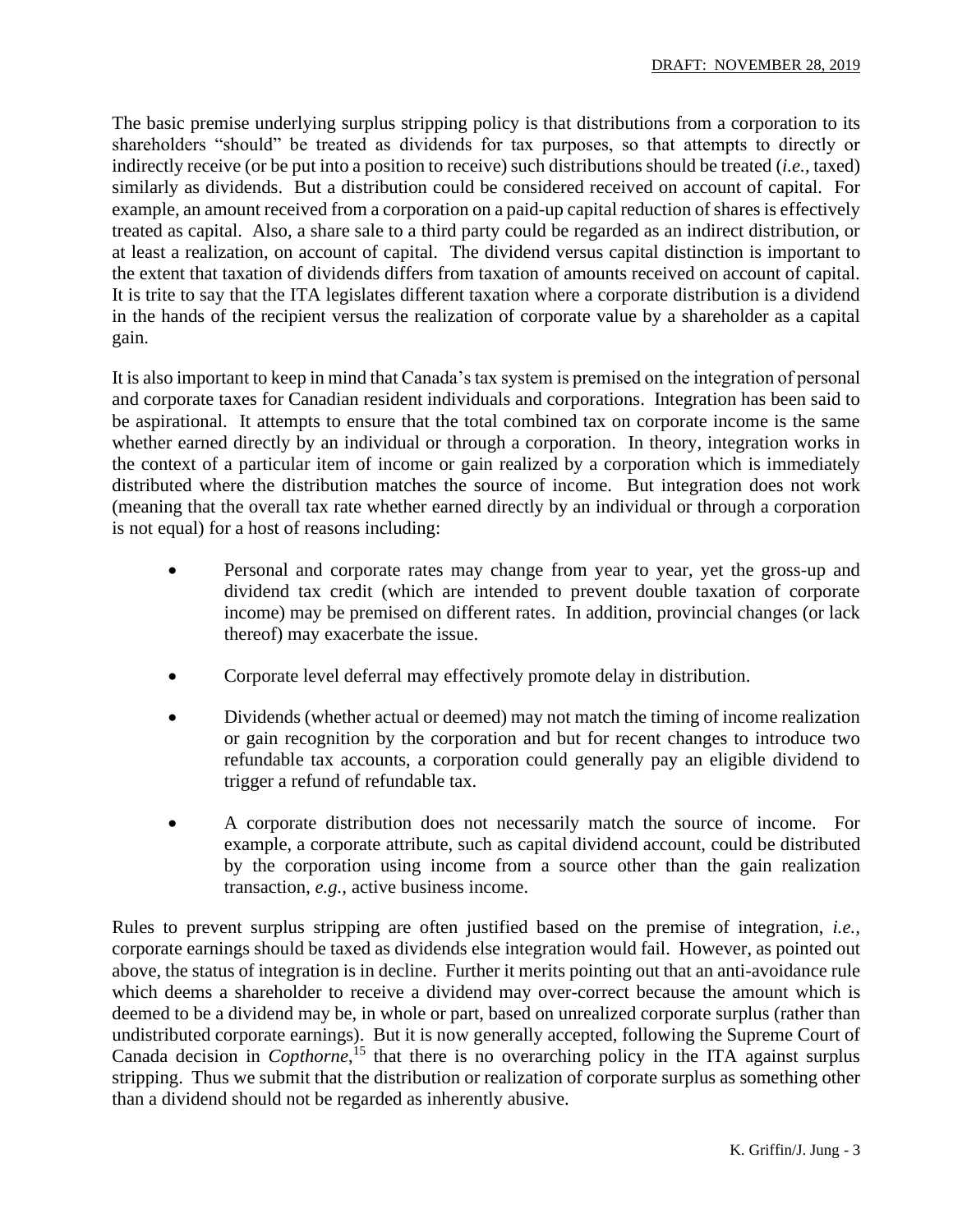The basic premise underlying surplus stripping policy is that distributions from a corporation to its shareholders "should" be treated as dividends for tax purposes, so that attempts to directly or indirectly receive (or be put into a position to receive) such distributions should be treated (*i.e.,* taxed) similarly as dividends. But a distribution could be considered received on account of capital. For example, an amount received from a corporation on a paid-up capital reduction of shares is effectively treated as capital. Also, a share sale to a third party could be regarded as an indirect distribution, or at least a realization, on account of capital. The dividend versus capital distinction is important to the extent that taxation of dividends differs from taxation of amounts received on account of capital. It is trite to say that the ITA legislates different taxation where a corporate distribution is a dividend in the hands of the recipient versus the realization of corporate value by a shareholder as a capital gain.

It is also important to keep in mind that Canada's tax system is premised on the integration of personal and corporate taxes for Canadian resident individuals and corporations. Integration has been said to be aspirational. It attempts to ensure that the total combined tax on corporate income is the same whether earned directly by an individual or through a corporation. In theory, integration works in the context of a particular item of income or gain realized by a corporation which is immediately distributed where the distribution matches the source of income. But integration does not work (meaning that the overall tax rate whether earned directly by an individual or through a corporation is not equal) for a host of reasons including:

- Personal and corporate rates may change from year to year, yet the gross-up and dividend tax credit (which are intended to prevent double taxation of corporate income) may be premised on different rates. In addition, provincial changes (or lack thereof) may exacerbate the issue.
- Corporate level deferral may effectively promote delay in distribution.
- Dividends (whether actual or deemed) may not match the timing of income realization or gain recognition by the corporation and but for recent changes to introduce two refundable tax accounts, a corporation could generally pay an eligible dividend to trigger a refund of refundable tax.
- A corporate distribution does not necessarily match the source of income. For example, a corporate attribute, such as capital dividend account, could be distributed by the corporation using income from a source other than the gain realization transaction, *e.g.,* active business income.

Rules to prevent surplus stripping are often justified based on the premise of integration, *i.e.,* corporate earnings should be taxed as dividends else integration would fail. However, as pointed out above, the status of integration is in decline. Further it merits pointing out that an anti-avoidance rule which deems a shareholder to receive a dividend may over-correct because the amount which is deemed to be a dividend may be, in whole or part, based on unrealized corporate surplus (rather than undistributed corporate earnings). But it is now generally accepted, following the Supreme Court of Canada decision in *Copthorne*,[15] that there is no overarching policy in the ITA against surplus stripping. Thus we submit that the distribution or realization of corporate surplus as something other than a dividend should not be regarded as inherently abusive.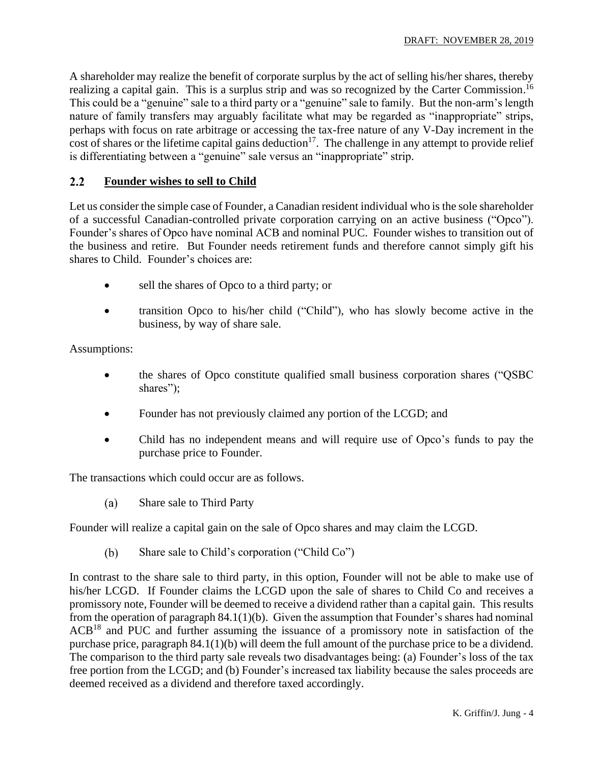A shareholder may realize the benefit of corporate surplus by the act of selling his/her shares, thereby realizing a capital gain. This is a surplus strip and was so recognized by the Carter Commission.[16] This could be a "genuine" sale to a third party or a "genuine" sale to family. But the non-arm's length nature of family transfers may arguably facilitate what may be regarded as "inappropriate" strips, perhaps with focus on rate arbitrage or accessing the tax-free nature of any V-Day increment in the cost of shares or the lifetime capital gains deduction[17]. The challenge in any attempt to provide relief is differentiating between a "genuine" sale versus an "inappropriate" strip.

## 2.2 Founder wishes to sell to Child

Let us consider the simple case of Founder, a Canadian resident individual who is the sole shareholder of a successful Canadian-controlled private corporation carrying on an active business ("Opco"). Founder's shares of Opco have nominal ACB and nominal PUC. Founder wishes to transition out of the business and retire. But Founder needs retirement funds and therefore cannot simply gift his shares to Child. Founder's choices are:

- sell the shares of Opco to a third party; or
- transition Opco to his/her child ("Child"), who has slowly become active in the business, by way of share sale.

Assumptions:

- the shares of Opco constitute qualified small business corporation shares ("QSBC shares");
- Founder has not previously claimed any portion of the LCGD; and
- Child has no independent means and will require use of Opco's funds to pay the purchase price to Founder.

The transactions which could occur are as follows.

(a) Share sale to Third Party

Founder will realize a capital gain on the sale of Opco shares and may claim the LCGD.

(b) Share sale to Child's corporation ("Child Co")

In contrast to the share sale to third party, in this option, Founder will not be able to make use of his/her LCGD. If Founder claims the LCGD upon the sale of shares to Child Co and receives a promissory note, Founder will be deemed to receive a dividend rather than a capital gain. This results from the operation of paragraph 84.1(1)(b). Given the assumption that Founder's shares had nominal ACB[18] and PUC and further assuming the issuance of a promissory note in satisfaction of the purchase price, paragraph 84.1(1)(b) will deem the full amount of the purchase price to be a dividend. The comparison to the third party sale reveals two disadvantages being: (a) Founder's loss of the tax free portion from the LCGD; and (b) Founder's increased tax liability because the sales proceeds are deemed received as a dividend and therefore taxed accordingly.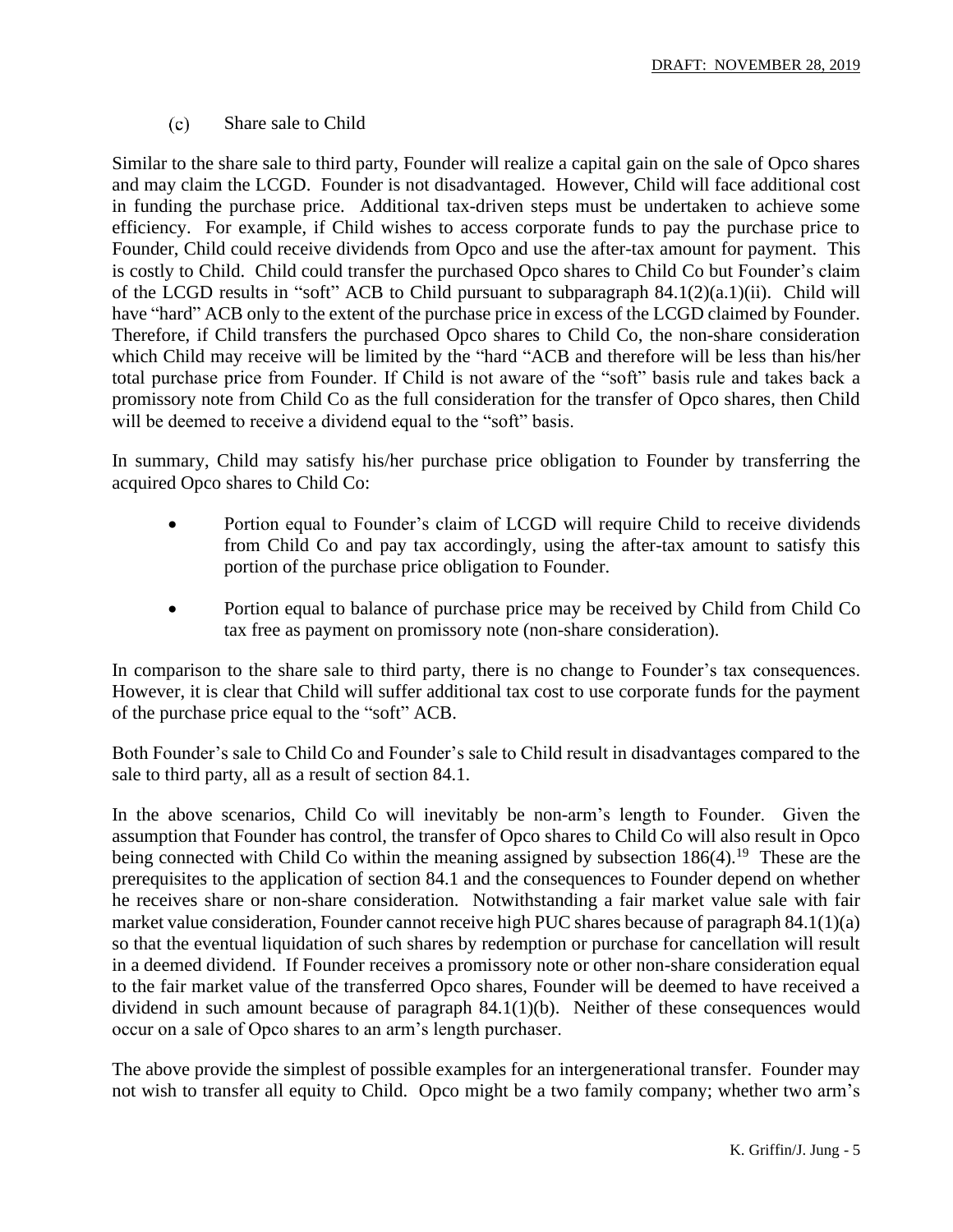### (c) Share sale to Child

Similar to the share sale to third party, Founder will realize a capital gain on the sale of Opco shares and may claim the LCGD. Founder is not disadvantaged. However, Child will face additional cost in funding the purchase price. Additional tax-driven steps must be undertaken to achieve some efficiency. For example, if Child wishes to access corporate funds to pay the purchase price to Founder, Child could receive dividends from Opco and use the after-tax amount for payment. This is costly to Child. Child could transfer the purchased Opco shares to Child Co but Founder's claim of the LCGD results in "soft" ACB to Child pursuant to subparagraph 84.1(2)(a.1)(ii). Child will have "hard" ACB only to the extent of the purchase price in excess of the LCGD claimed by Founder. Therefore, if Child transfers the purchased Opco shares to Child Co, the non-share consideration which Child may receive will be limited by the "hard "ACB and therefore will be less than his/her total purchase price from Founder. If Child is not aware of the "soft" basis rule and takes back a promissory note from Child Co as the full consideration for the transfer of Opco shares, then Child will be deemed to receive a dividend equal to the "soft" basis.

In summary, Child may satisfy his/her purchase price obligation to Founder by transferring the acquired Opco shares to Child Co:

- Portion equal to Founder's claim of LCGD will require Child to receive dividends from Child Co and pay tax accordingly, using the after-tax amount to satisfy this portion of the purchase price obligation to Founder.
- Portion equal to balance of purchase price may be received by Child from Child Co tax free as payment on promissory note (non-share consideration).

In comparison to the share sale to third party, there is no change to Founder's tax consequences. However, it is clear that Child will suffer additional tax cost to use corporate funds for the payment of the purchase price equal to the "soft" ACB.

Both Founder's sale to Child Co and Founder's sale to Child result in disadvantages compared to the sale to third party, all as a result of section 84.1.

In the above scenarios, Child Co will inevitably be non-arm's length to Founder. Given the assumption that Founder has control, the transfer of Opco shares to Child Co will also result in Opco being connected with Child Co within the meaning assigned by subsection 186(4).[19] These are the prerequisites to the application of section 84.1 and the consequences to Founder depend on whether he receives share or non-share consideration. Notwithstanding a fair market value sale with fair market value consideration, Founder cannot receive high PUC shares because of paragraph 84.1(1)(a) so that the eventual liquidation of such shares by redemption or purchase for cancellation will result in a deemed dividend. If Founder receives a promissory note or other non-share consideration equal to the fair market value of the transferred Opco shares, Founder will be deemed to have received a dividend in such amount because of paragraph 84.1(1)(b). Neither of these consequences would occur on a sale of Opco shares to an arm's length purchaser.

The above provide the simplest of possible examples for an intergenerational transfer. Founder may not wish to transfer all equity to Child. Opco might be a two family company; whether two arm's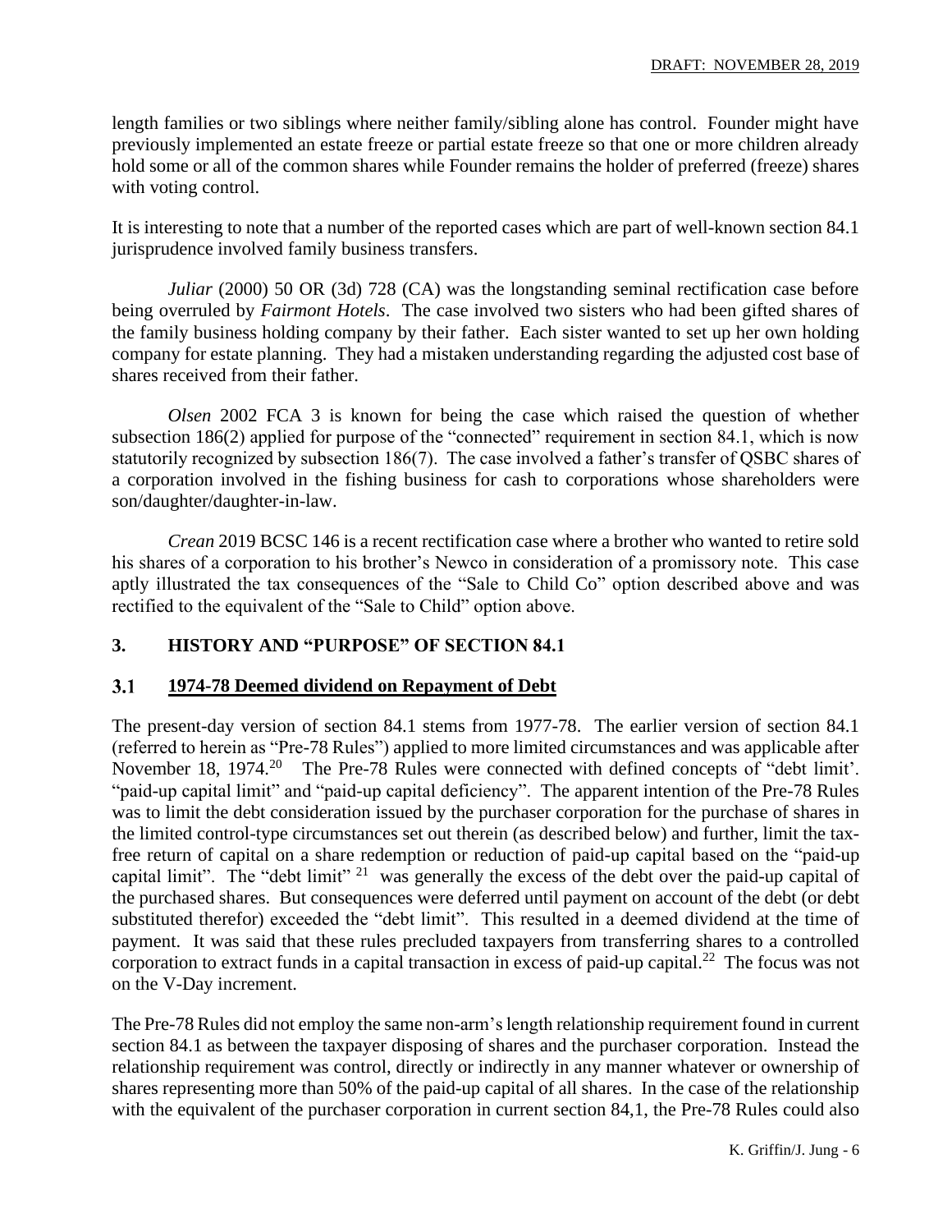length families or two siblings where neither family/sibling alone has control. Founder might have previously implemented an estate freeze or partial estate freeze so that one or more children already hold some or all of the common shares while Founder remains the holder of preferred (freeze) shares with voting control.

It is interesting to note that a number of the reported cases which are part of well-known section 84.1 jurisprudence involved family business transfers.

*Juliar* (2000) 50 OR (3d) 728 (CA) was the longstanding seminal rectification case before being overruled by *Fairmont Hotels*. The case involved two sisters who had been gifted shares of the family business holding company by their father. Each sister wanted to set up her own holding company for estate planning. They had a mistaken understanding regarding the adjusted cost base of shares received from their father.

*Olsen* 2002 FCA 3 is known for being the case which raised the question of whether subsection 186(2) applied for purpose of the "connected" requirement in section 84.1, which is now statutorily recognized by subsection 186(7). The case involved a father's transfer of QSBC shares of a corporation involved in the fishing business for cash to corporations whose shareholders were son/daughter/daughter-in-law.

*Crean* 2019 BCSC 146 is a recent rectification case where a brother who wanted to retire sold his shares of a corporation to his brother's Newco in consideration of a promissory note. This case aptly illustrated the tax consequences of the "Sale to Child Co" option described above and was rectified to the equivalent of the "Sale to Child" option above.

## 3. HISTORY AND "PURPOSE" OF SECTION 84.1

### 3.1 1974-78 Deemed dividend on Repayment of Debt

The present-day version of section 84.1 stems from 1977-78. The earlier version of section 84.1 (referred to herein as "Pre-78 Rules") applied to more limited circumstances and was applicable after November 18, 1974.[20] The Pre-78 Rules were connected with defined concepts of "debt limit'. "paid-up capital limit" and "paid-up capital deficiency". The apparent intention of the Pre-78 Rules was to limit the debt consideration issued by the purchaser corporation for the purchase of shares in the limited control-type circumstances set out therein (as described below) and further, limit the tax-free return of capital on a share redemption or reduction of paid-up capital based on the "paid-up capital limit". The "debt limit" [21] was generally the excess of the debt over the paid-up capital of the purchased shares. But consequences were deferred until payment on account of the debt (or debt substituted therefor) exceeded the "debt limit". This resulted in a deemed dividend at the time of payment. It was said that these rules precluded taxpayers from transferring shares to a controlled corporation to extract funds in a capital transaction in excess of paid-up capital.[22] The focus was not on the V-Day increment.

The Pre-78 Rules did not employ the same non-arm's length relationship requirement found in current section 84.1 as between the taxpayer disposing of shares and the purchaser corporation. Instead the relationship requirement was control, directly or indirectly in any manner whatever or ownership of shares representing more than 50% of the paid-up capital of all shares. In the case of the relationship with the equivalent of the purchaser corporation in current section 84,1, the Pre-78 Rules could also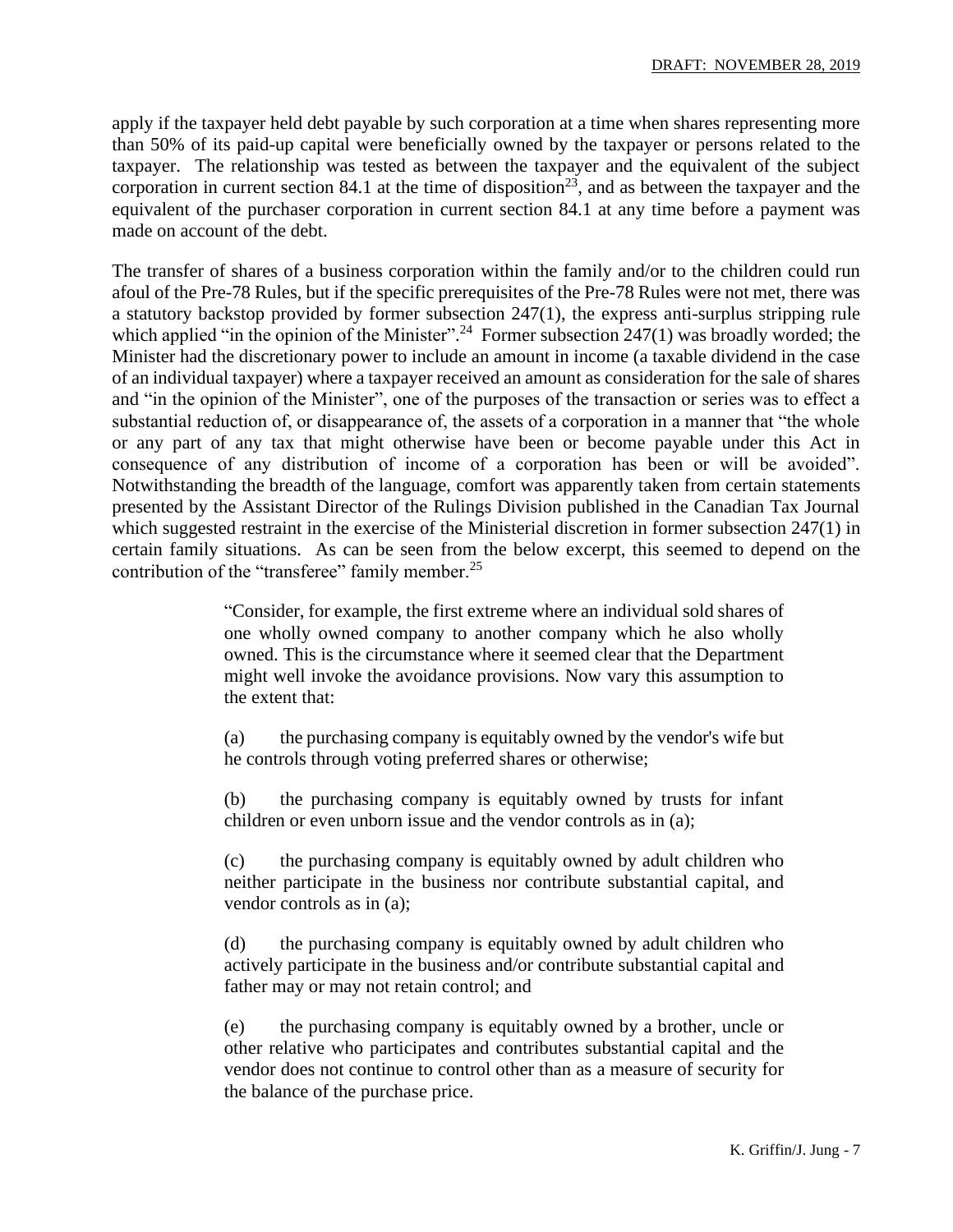apply if the taxpayer held debt payable by such corporation at a time when shares representing more than 50% of its paid-up capital were beneficially owned by the taxpayer or persons related to the taxpayer. The relationship was tested as between the taxpayer and the equivalent of the subject corporation in current section 84.1 at the time of disposition[23], and as between the taxpayer and the equivalent of the purchaser corporation in current section 84.1 at any time before a payment was made on account of the debt.

The transfer of shares of a business corporation within the family and/or to the children could run afoul of the Pre-78 Rules, but if the specific prerequisites of the Pre-78 Rules were not met, there was a statutory backstop provided by former subsection 247(1), the express anti-surplus stripping rule which applied "in the opinion of the Minister".[24] Former subsection 247(1) was broadly worded; the Minister had the discretionary power to include an amount in income (a taxable dividend in the case of an individual taxpayer) where a taxpayer received an amount as consideration for the sale of shares and "in the opinion of the Minister", one of the purposes of the transaction or series was to effect a substantial reduction of, or disappearance of, the assets of a corporation in a manner that "the whole or any part of any tax that might otherwise have been or become payable under this Act in consequence of any distribution of income of a corporation has been or will be avoided". Notwithstanding the breadth of the language, comfort was apparently taken from certain statements presented by the Assistant Director of the Rulings Division published in the Canadian Tax Journal which suggested restraint in the exercise of the Ministerial discretion in former subsection 247(1) in certain family situations. As can be seen from the below excerpt, this seemed to depend on the contribution of the "transferee" family member.[25]

> "Consider, for example, the first extreme where an individual sold shares of one wholly owned company to another company which he also wholly owned. This is the circumstance where it seemed clear that the Department might well invoke the avoidance provisions. Now vary this assumption to the extent that:
>
> (a) the purchasing company is equitably owned by the vendor's wife but he controls through voting preferred shares or otherwise;
>
> (b) the purchasing company is equitably owned by trusts for infant children or even unborn issue and the vendor controls as in (a);
>
> (c) the purchasing company is equitably owned by adult children who neither participate in the business nor contribute substantial capital, and vendor controls as in (a);
>
> (d) the purchasing company is equitably owned by adult children who actively participate in the business and/or contribute substantial capital and father may or may not retain control; and
>
> (e) the purchasing company is equitably owned by a brother, uncle or other relative who participates and contributes substantial capital and the vendor does not continue to control other than as a measure of security for the balance of the purchase price.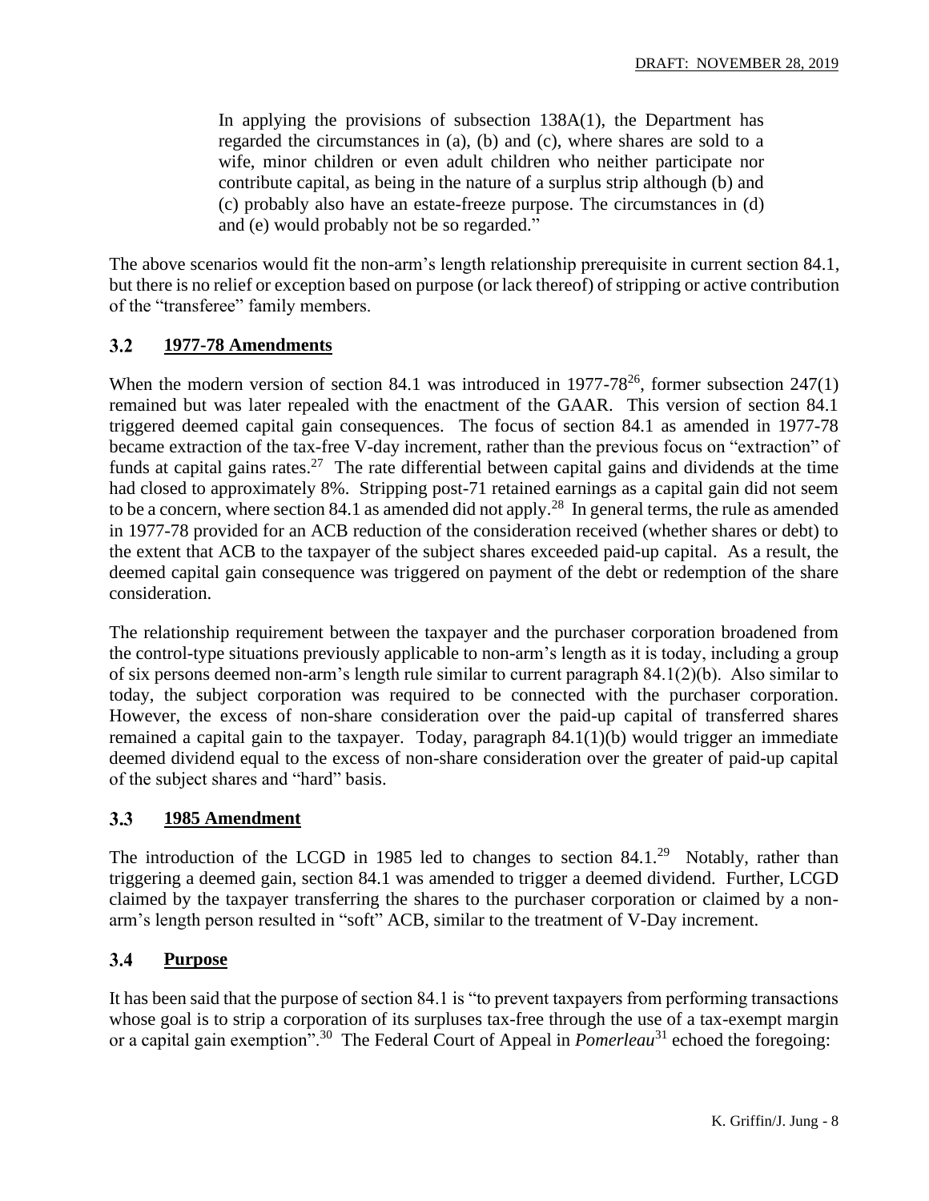In applying the provisions of subsection 138A(1), the Department has regarded the circumstances in (a), (b) and (c), where shares are sold to a wife, minor children or even adult children who neither participate nor contribute capital, as being in the nature of a surplus strip although (b) and (c) probably also have an estate-freeze purpose. The circumstances in (d) and (e) would probably not be so regarded."

The above scenarios would fit the non-arm's length relationship prerequisite in current section 84.1, but there is no relief or exception based on purpose (or lack thereof) of stripping or active contribution of the "transferee" family members.

## 3.2 1977-78 Amendments

When the modern version of section 84.1 was introduced in 1977-78[26], former subsection 247(1) remained but was later repealed with the enactment of the GAAR. This version of section 84.1 triggered deemed capital gain consequences. The focus of section 84.1 as amended in 1977-78 became extraction of the tax-free V-day increment, rather than the previous focus on "extraction" of funds at capital gains rates.[27] The rate differential between capital gains and dividends at the time had closed to approximately 8%. Stripping post-71 retained earnings as a capital gain did not seem to be a concern, where section 84.1 as amended did not apply.[28] In general terms, the rule as amended in 1977-78 provided for an ACB reduction of the consideration received (whether shares or debt) to the extent that ACB to the taxpayer of the subject shares exceeded paid-up capital. As a result, the deemed capital gain consequence was triggered on payment of the debt or redemption of the share consideration.

The relationship requirement between the taxpayer and the purchaser corporation broadened from the control-type situations previously applicable to non-arm's length as it is today, including a group of six persons deemed non-arm's length rule similar to current paragraph 84.1(2)(b). Also similar to today, the subject corporation was required to be connected with the purchaser corporation. However, the excess of non-share consideration over the paid-up capital of transferred shares remained a capital gain to the taxpayer. Today, paragraph 84.1(1)(b) would trigger an immediate deemed dividend equal to the excess of non-share consideration over the greater of paid-up capital of the subject shares and "hard" basis.

## 3.3 1985 Amendment

The introduction of the LCGD in 1985 led to changes to section 84.1.[29] Notably, rather than triggering a deemed gain, section 84.1 was amended to trigger a deemed dividend. Further, LCGD claimed by the taxpayer transferring the shares to the purchaser corporation or claimed by a non-arm's length person resulted in "soft" ACB, similar to the treatment of V-Day increment.

## 3.4 Purpose

It has been said that the purpose of section 84.1 is "to prevent taxpayers from performing transactions whose goal is to strip a corporation of its surpluses tax-free through the use of a tax-exempt margin or a capital gain exemption".[30] The Federal Court of Appeal in *Pomerleau*[31] echoed the foregoing: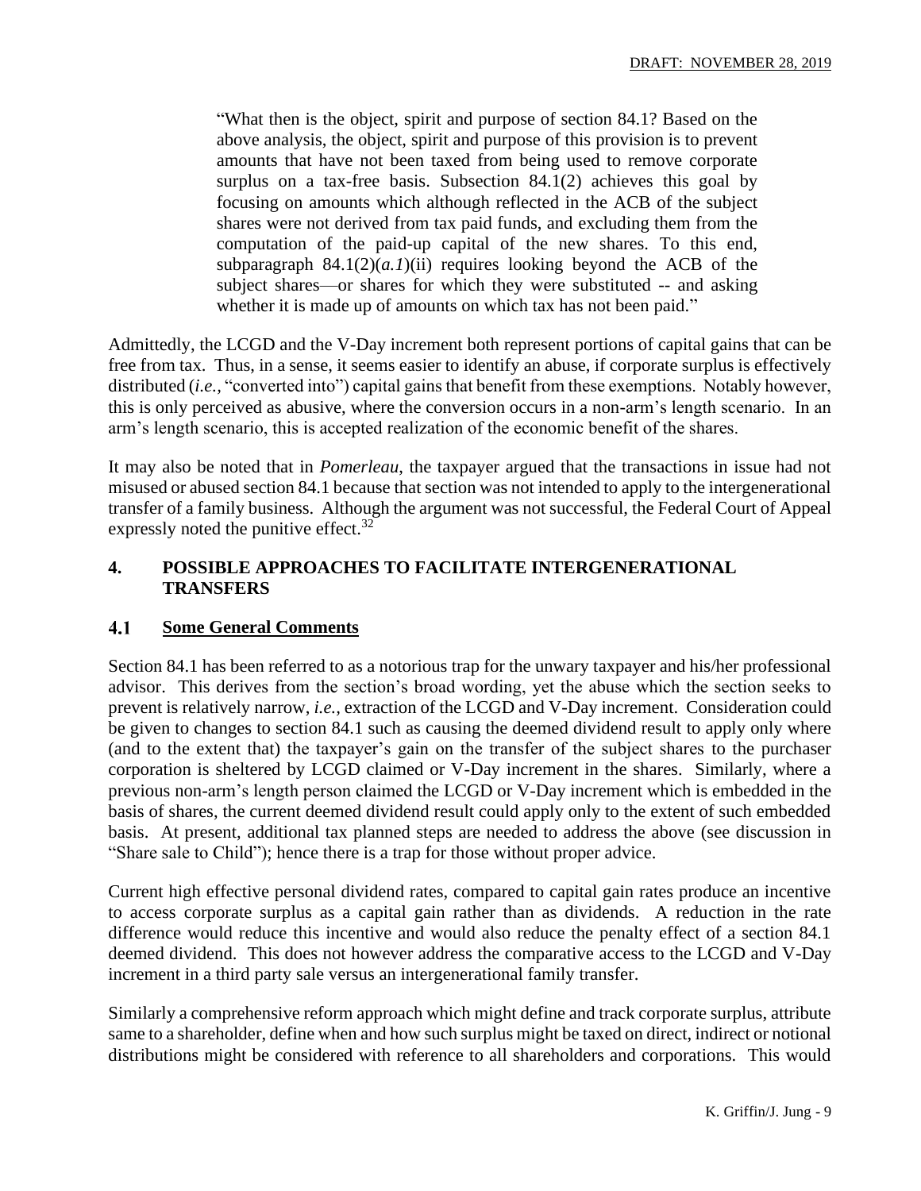> "What then is the object, spirit and purpose of section 84.1? Based on the above analysis, the object, spirit and purpose of this provision is to prevent amounts that have not been taxed from being used to remove corporate surplus on a tax-free basis. Subsection 84.1(2) achieves this goal by focusing on amounts which although reflected in the ACB of the subject shares were not derived from tax paid funds, and excluding them from the computation of the paid-up capital of the new shares. To this end, subparagraph 84.1(2)(*a.1*)(ii) requires looking beyond the ACB of the subject shares—or shares for which they were substituted -- and asking whether it is made up of amounts on which tax has not been paid."

Admittedly, the LCGD and the V-Day increment both represent portions of capital gains that can be free from tax. Thus, in a sense, it seems easier to identify an abuse, if corporate surplus is effectively distributed (*i.e.*, "converted into") capital gains that benefit from these exemptions. Notably however, this is only perceived as abusive, where the conversion occurs in a non-arm's length scenario. In an arm's length scenario, this is accepted realization of the economic benefit of the shares.

It may also be noted that in *Pomerleau*, the taxpayer argued that the transactions in issue had not misused or abused section 84.1 because that section was not intended to apply to the intergenerational transfer of a family business. Although the argument was not successful, the Federal Court of Appeal expressly noted the punitive effect.[32]

## 4. POSSIBLE APPROACHES TO FACILITATE INTERGENERATIONAL TRANSFERS

### 4.1 Some General Comments

Section 84.1 has been referred to as a notorious trap for the unwary taxpayer and his/her professional advisor. This derives from the section's broad wording, yet the abuse which the section seeks to prevent is relatively narrow, *i.e.*, extraction of the LCGD and V-Day increment. Consideration could be given to changes to section 84.1 such as causing the deemed dividend result to apply only where (and to the extent that) the taxpayer's gain on the transfer of the subject shares to the purchaser corporation is sheltered by LCGD claimed or V-Day increment in the shares. Similarly, where a previous non-arm's length person claimed the LCGD or V-Day increment which is embedded in the basis of shares, the current deemed dividend result could apply only to the extent of such embedded basis. At present, additional tax planned steps are needed to address the above (see discussion in "Share sale to Child"); hence there is a trap for those without proper advice.

Current high effective personal dividend rates, compared to capital gain rates produce an incentive to access corporate surplus as a capital gain rather than as dividends. A reduction in the rate difference would reduce this incentive and would also reduce the penalty effect of a section 84.1 deemed dividend. This does not however address the comparative access to the LCGD and V-Day increment in a third party sale versus an intergenerational family transfer.

Similarly a comprehensive reform approach which might define and track corporate surplus, attribute same to a shareholder, define when and how such surplus might be taxed on direct, indirect or notional distributions might be considered with reference to all shareholders and corporations. This would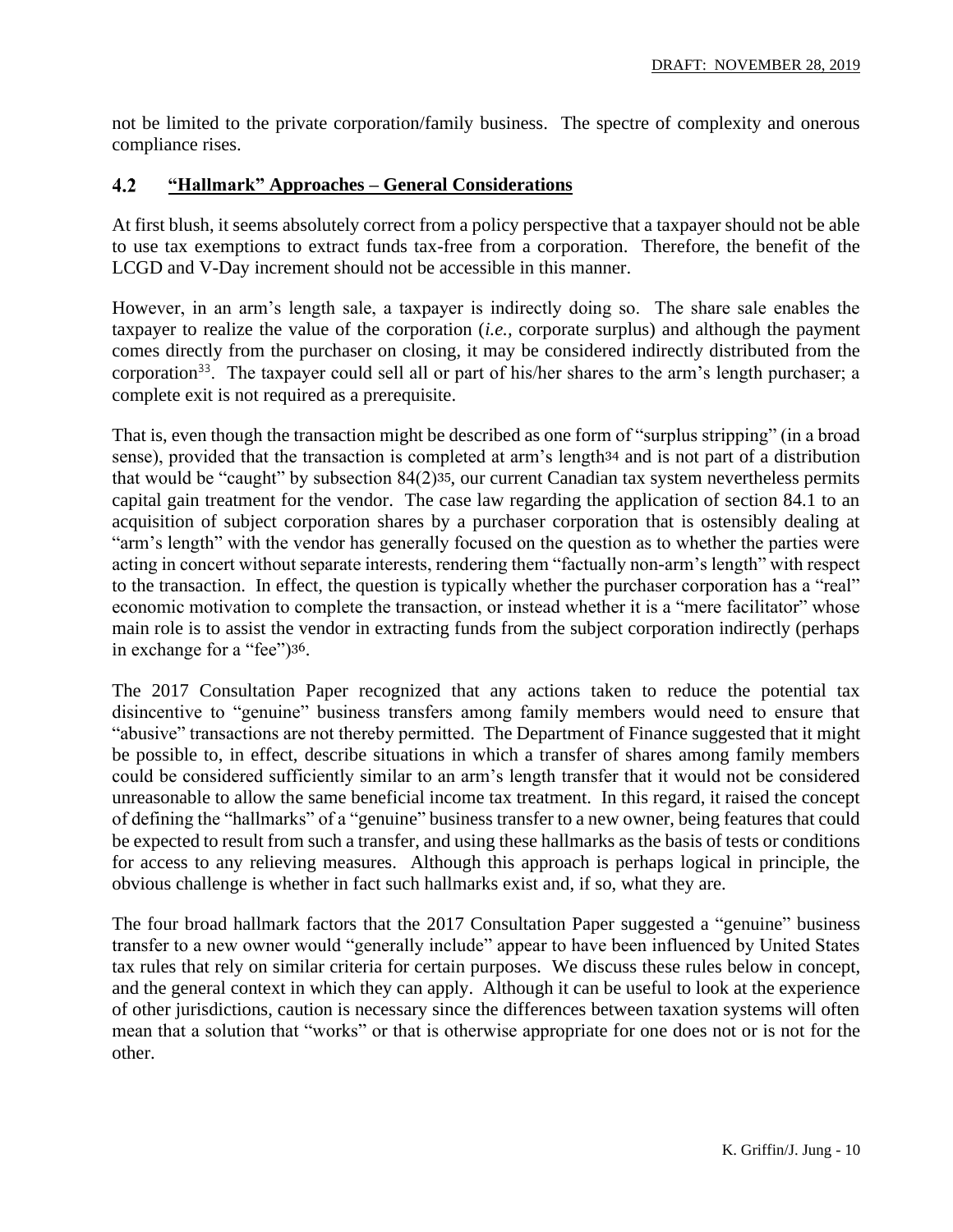not be limited to the private corporation/family business. The spectre of complexity and onerous compliance rises.

## 4.2 **"Hallmark" Approaches – General Considerations**

At first blush, it seems absolutely correct from a policy perspective that a taxpayer should not be able to use tax exemptions to extract funds tax-free from a corporation. Therefore, the benefit of the LCGD and V-Day increment should not be accessible in this manner.

However, in an arm's length sale, a taxpayer is indirectly doing so. The share sale enables the taxpayer to realize the value of the corporation (*i.e.,* corporate surplus) and although the payment comes directly from the purchaser on closing, it may be considered indirectly distributed from the corporation[33]. The taxpayer could sell all or part of his/her shares to the arm's length purchaser; a complete exit is not required as a prerequisite.

That is, even though the transaction might be described as one form of "surplus stripping" (in a broad sense), provided that the transaction is completed at arm's length[34] and is not part of a distribution that would be "caught" by subsection 84(2)[35], our current Canadian tax system nevertheless permits capital gain treatment for the vendor. The case law regarding the application of section 84.1 to an acquisition of subject corporation shares by a purchaser corporation that is ostensibly dealing at "arm's length" with the vendor has generally focused on the question as to whether the parties were acting in concert without separate interests, rendering them "factually non-arm's length" with respect to the transaction. In effect, the question is typically whether the purchaser corporation has a "real" economic motivation to complete the transaction, or instead whether it is a "mere facilitator" whose main role is to assist the vendor in extracting funds from the subject corporation indirectly (perhaps in exchange for a "fee")[36].

The 2017 Consultation Paper recognized that any actions taken to reduce the potential tax disincentive to "genuine" business transfers among family members would need to ensure that "abusive" transactions are not thereby permitted. The Department of Finance suggested that it might be possible to, in effect, describe situations in which a transfer of shares among family members could be considered sufficiently similar to an arm's length transfer that it would not be considered unreasonable to allow the same beneficial income tax treatment. In this regard, it raised the concept of defining the "hallmarks" of a "genuine" business transfer to a new owner, being features that could be expected to result from such a transfer, and using these hallmarks as the basis of tests or conditions for access to any relieving measures. Although this approach is perhaps logical in principle, the obvious challenge is whether in fact such hallmarks exist and, if so, what they are.

The four broad hallmark factors that the 2017 Consultation Paper suggested a "genuine" business transfer to a new owner would "generally include" appear to have been influenced by United States tax rules that rely on similar criteria for certain purposes. We discuss these rules below in concept, and the general context in which they can apply. Although it can be useful to look at the experience of other jurisdictions, caution is necessary since the differences between taxation systems will often mean that a solution that "works" or that is otherwise appropriate for one does not or is not for the other.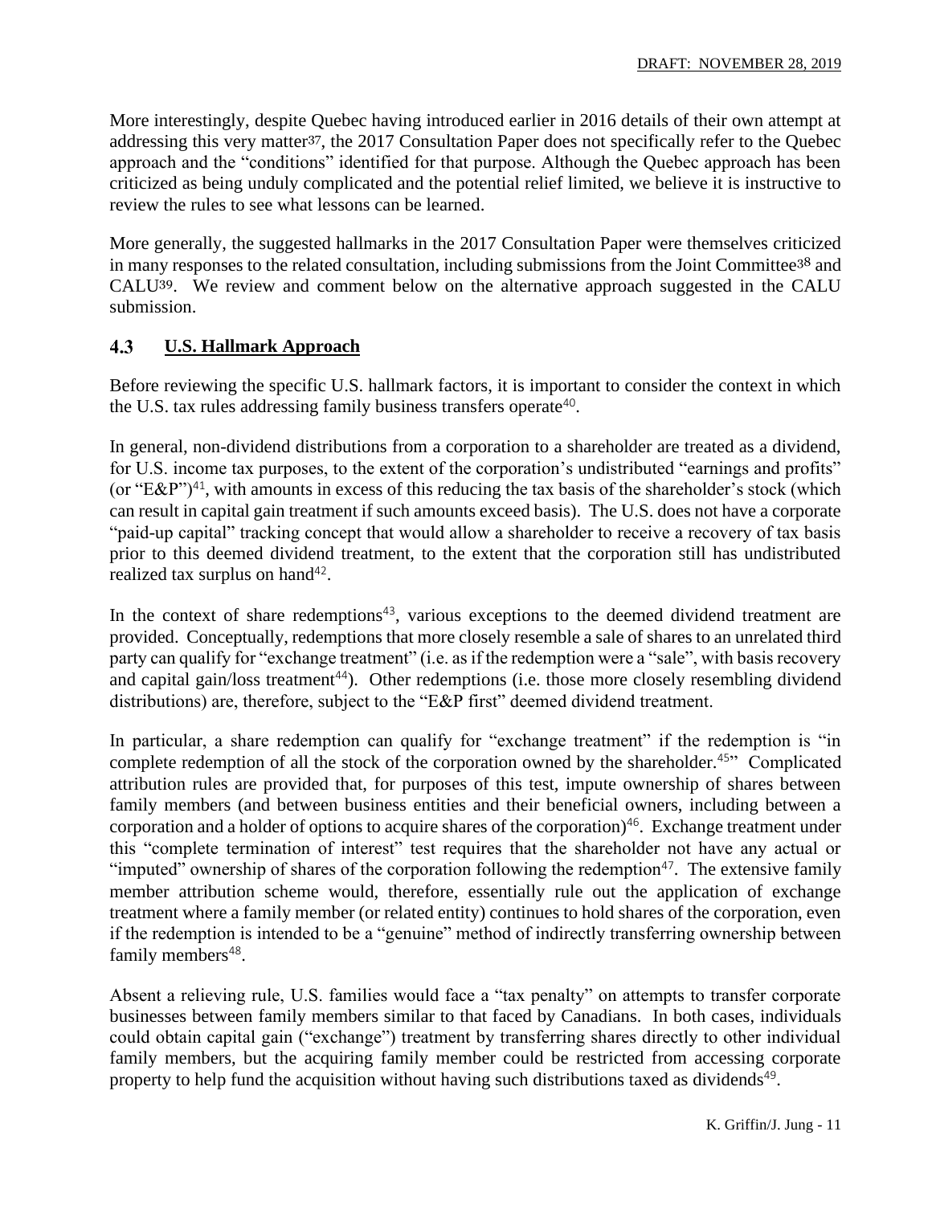More interestingly, despite Quebec having introduced earlier in 2016 details of their own attempt at addressing this very matter[37], the 2017 Consultation Paper does not specifically refer to the Quebec approach and the "conditions" identified for that purpose. Although the Quebec approach has been criticized as being unduly complicated and the potential relief limited, we believe it is instructive to review the rules to see what lessons can be learned.

More generally, the suggested hallmarks in the 2017 Consultation Paper were themselves criticized in many responses to the related consultation, including submissions from the Joint Committee[38] and CALU[39]. We review and comment below on the alternative approach suggested in the CALU submission.

## 4.3 U.S. Hallmark Approach

Before reviewing the specific U.S. hallmark factors, it is important to consider the context in which the U.S. tax rules addressing family business transfers operate[40].

In general, non-dividend distributions from a corporation to a shareholder are treated as a dividend, for U.S. income tax purposes, to the extent of the corporation's undistributed "earnings and profits" (or "E&P")[41], with amounts in excess of this reducing the tax basis of the shareholder's stock (which can result in capital gain treatment if such amounts exceed basis). The U.S. does not have a corporate "paid-up capital" tracking concept that would allow a shareholder to receive a recovery of tax basis prior to this deemed dividend treatment, to the extent that the corporation still has undistributed realized tax surplus on hand[42].

In the context of share redemptions[43], various exceptions to the deemed dividend treatment are provided. Conceptually, redemptions that more closely resemble a sale of shares to an unrelated third party can qualify for "exchange treatment" (i.e. as if the redemption were a "sale", with basis recovery and capital gain/loss treatment[44]). Other redemptions (i.e. those more closely resembling dividend distributions) are, therefore, subject to the "E&P first" deemed dividend treatment.

In particular, a share redemption can qualify for "exchange treatment" if the redemption is "in complete redemption of all the stock of the corporation owned by the shareholder.[45]" Complicated attribution rules are provided that, for purposes of this test, impute ownership of shares between family members (and between business entities and their beneficial owners, including between a corporation and a holder of options to acquire shares of the corporation)[46]. Exchange treatment under this "complete termination of interest" test requires that the shareholder not have any actual or "imputed" ownership of shares of the corporation following the redemption[47]. The extensive family member attribution scheme would, therefore, essentially rule out the application of exchange treatment where a family member (or related entity) continues to hold shares of the corporation, even if the redemption is intended to be a "genuine" method of indirectly transferring ownership between family members[48].

Absent a relieving rule, U.S. families would face a "tax penalty" on attempts to transfer corporate businesses between family members similar to that faced by Canadians. In both cases, individuals could obtain capital gain ("exchange") treatment by transferring shares directly to other individual family members, but the acquiring family member could be restricted from accessing corporate property to help fund the acquisition without having such distributions taxed as dividends[49].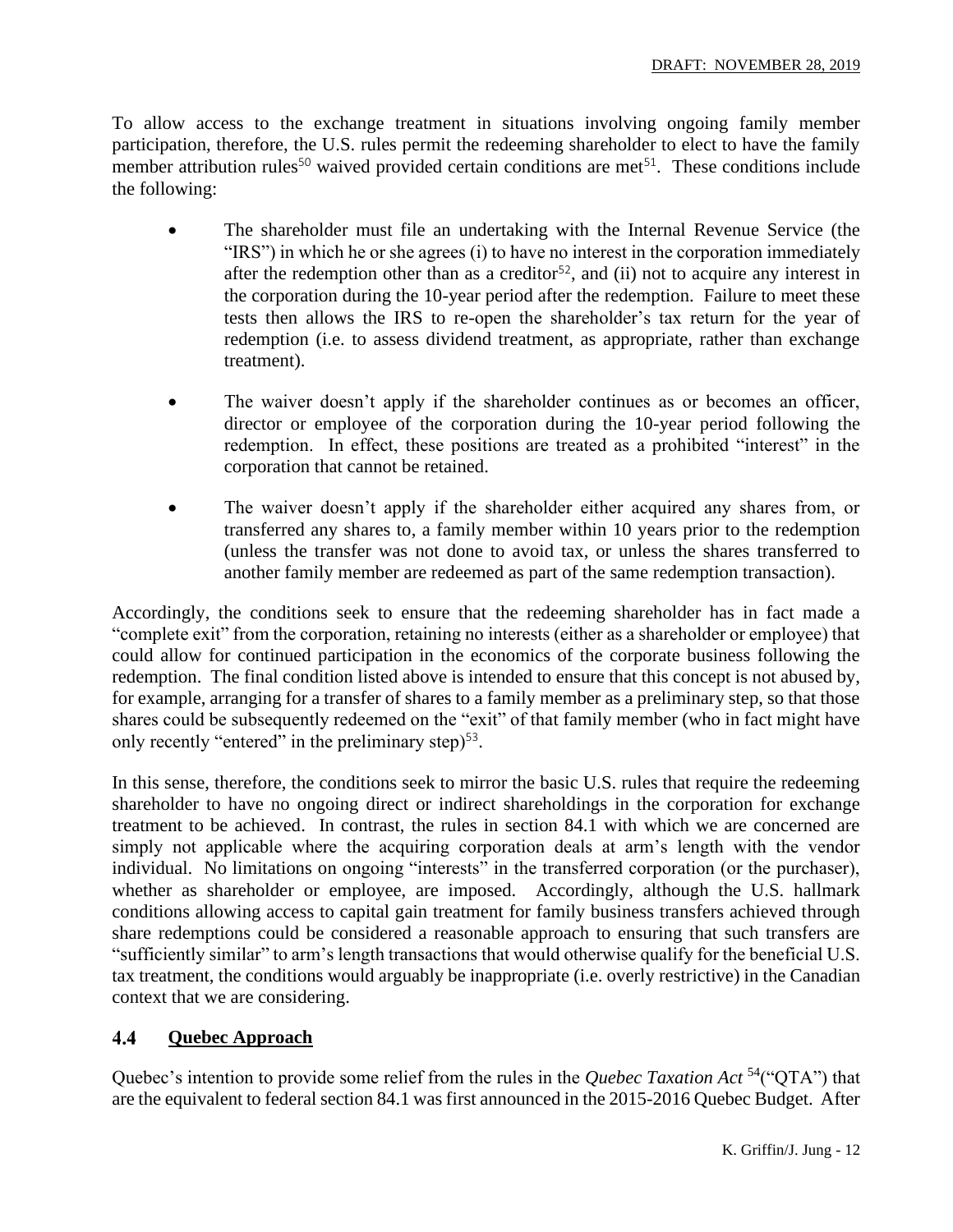To allow access to the exchange treatment in situations involving ongoing family member participation, therefore, the U.S. rules permit the redeeming shareholder to elect to have the family member attribution rules[50] waived provided certain conditions are met[51]. These conditions include the following:

- The shareholder must file an undertaking with the Internal Revenue Service (the "IRS") in which he or she agrees (i) to have no interest in the corporation immediately after the redemption other than as a creditor[52], and (ii) not to acquire any interest in the corporation during the 10-year period after the redemption. Failure to meet these tests then allows the IRS to re-open the shareholder's tax return for the year of redemption (i.e. to assess dividend treatment, as appropriate, rather than exchange treatment).

- The waiver doesn't apply if the shareholder continues as or becomes an officer, director or employee of the corporation during the 10-year period following the redemption. In effect, these positions are treated as a prohibited "interest" in the corporation that cannot be retained.

- The waiver doesn't apply if the shareholder either acquired any shares from, or transferred any shares to, a family member within 10 years prior to the redemption (unless the transfer was not done to avoid tax, or unless the shares transferred to another family member are redeemed as part of the same redemption transaction).

Accordingly, the conditions seek to ensure that the redeeming shareholder has in fact made a "complete exit" from the corporation, retaining no interests (either as a shareholder or employee) that could allow for continued participation in the economics of the corporate business following the redemption. The final condition listed above is intended to ensure that this concept is not abused by, for example, arranging for a transfer of shares to a family member as a preliminary step, so that those shares could be subsequently redeemed on the "exit" of that family member (who in fact might have only recently "entered" in the preliminary step)[53].

In this sense, therefore, the conditions seek to mirror the basic U.S. rules that require the redeeming shareholder to have no ongoing direct or indirect shareholdings in the corporation for exchange treatment to be achieved. In contrast, the rules in section 84.1 with which we are concerned are simply not applicable where the acquiring corporation deals at arm's length with the vendor individual. No limitations on ongoing "interests" in the transferred corporation (or the purchaser), whether as shareholder or employee, are imposed. Accordingly, although the U.S. hallmark conditions allowing access to capital gain treatment for family business transfers achieved through share redemptions could be considered a reasonable approach to ensuring that such transfers are "sufficiently similar" to arm's length transactions that would otherwise qualify for the beneficial U.S. tax treatment, the conditions would arguably be inappropriate (i.e. overly restrictive) in the Canadian context that we are considering.

### 4.4 Quebec Approach

Quebec's intention to provide some relief from the rules in the *Quebec Taxation Act* [54]("QTA") that are the equivalent to federal section 84.1 was first announced in the 2015-2016 Quebec Budget. After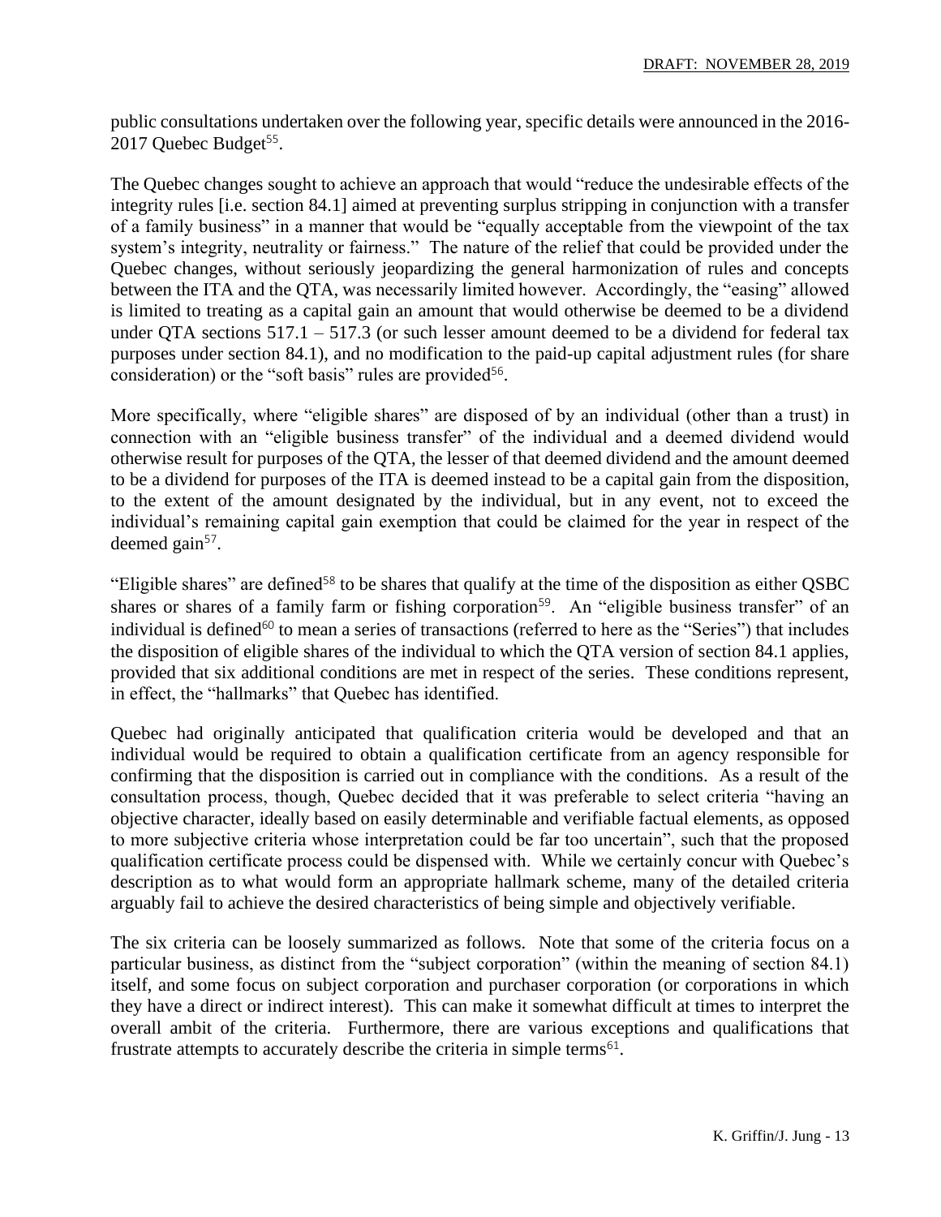public consultations undertaken over the following year, specific details were announced in the 2016-2017 Quebec Budget[55].

The Quebec changes sought to achieve an approach that would "reduce the undesirable effects of the integrity rules [i.e. section 84.1] aimed at preventing surplus stripping in conjunction with a transfer of a family business" in a manner that would be "equally acceptable from the viewpoint of the tax system's integrity, neutrality or fairness." The nature of the relief that could be provided under the Quebec changes, without seriously jeopardizing the general harmonization of rules and concepts between the ITA and the QTA, was necessarily limited however. Accordingly, the "easing" allowed is limited to treating as a capital gain an amount that would otherwise be deemed to be a dividend under QTA sections 517.1 – 517.3 (or such lesser amount deemed to be a dividend for federal tax purposes under section 84.1), and no modification to the paid-up capital adjustment rules (for share consideration) or the "soft basis" rules are provided[56].

More specifically, where "eligible shares" are disposed of by an individual (other than a trust) in connection with an "eligible business transfer" of the individual and a deemed dividend would otherwise result for purposes of the QTA, the lesser of that deemed dividend and the amount deemed to be a dividend for purposes of the ITA is deemed instead to be a capital gain from the disposition, to the extent of the amount designated by the individual, but in any event, not to exceed the individual's remaining capital gain exemption that could be claimed for the year in respect of the deemed gain[57].

"Eligible shares" are defined[58] to be shares that qualify at the time of the disposition as either QSBC shares or shares of a family farm or fishing corporation[59]. An "eligible business transfer" of an individual is defined[60] to mean a series of transactions (referred to here as the "Series") that includes the disposition of eligible shares of the individual to which the QTA version of section 84.1 applies, provided that six additional conditions are met in respect of the series. These conditions represent, in effect, the "hallmarks" that Quebec has identified.

Quebec had originally anticipated that qualification criteria would be developed and that an individual would be required to obtain a qualification certificate from an agency responsible for confirming that the disposition is carried out in compliance with the conditions. As a result of the consultation process, though, Quebec decided that it was preferable to select criteria "having an objective character, ideally based on easily determinable and verifiable factual elements, as opposed to more subjective criteria whose interpretation could be far too uncertain", such that the proposed qualification certificate process could be dispensed with. While we certainly concur with Quebec's description as to what would form an appropriate hallmark scheme, many of the detailed criteria arguably fail to achieve the desired characteristics of being simple and objectively verifiable.

The six criteria can be loosely summarized as follows. Note that some of the criteria focus on a particular business, as distinct from the "subject corporation" (within the meaning of section 84.1) itself, and some focus on subject corporation and purchaser corporation (or corporations in which they have a direct or indirect interest). This can make it somewhat difficult at times to interpret the overall ambit of the criteria. Furthermore, there are various exceptions and qualifications that frustrate attempts to accurately describe the criteria in simple terms[61].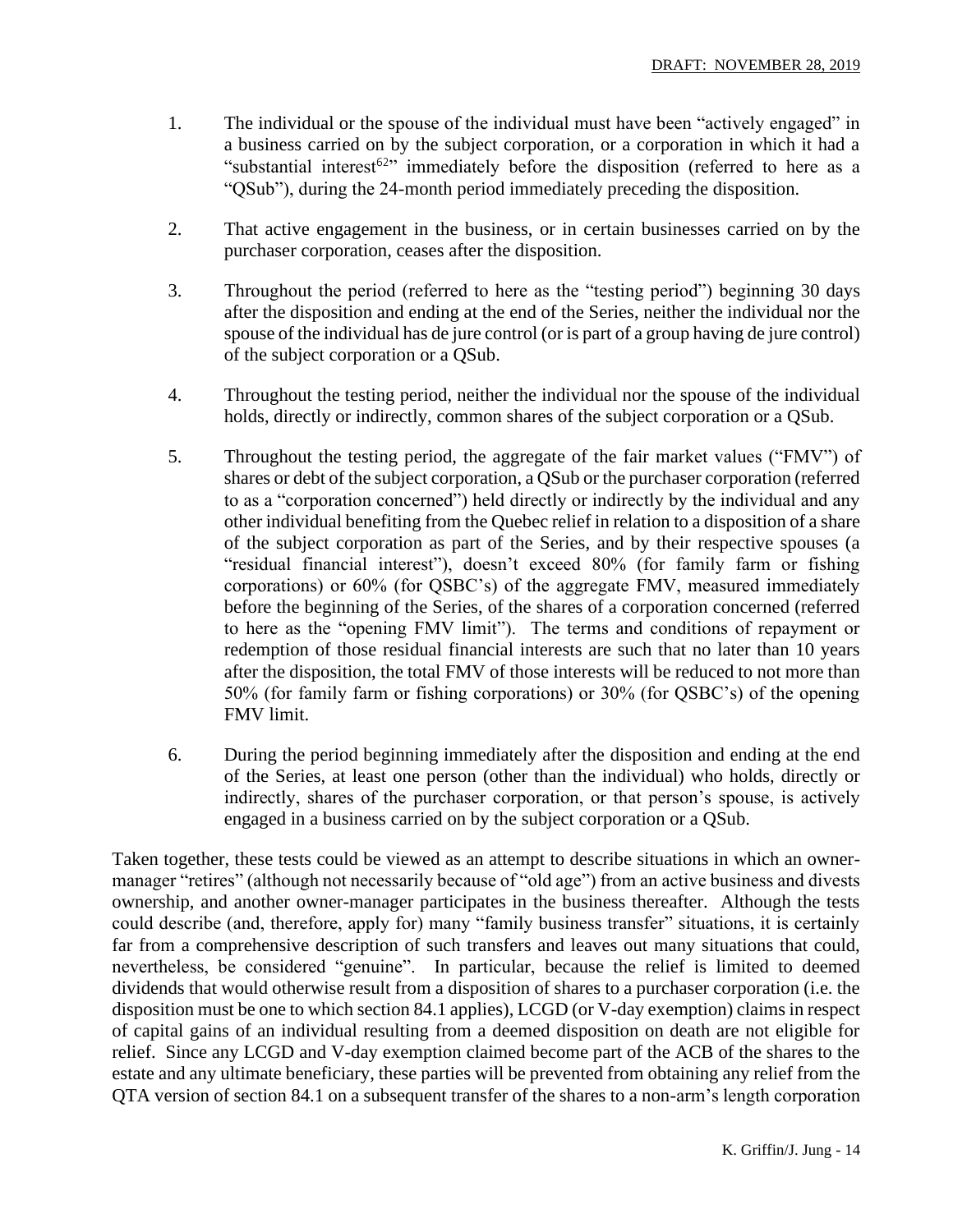1. The individual or the spouse of the individual must have been "actively engaged" in a business carried on by the subject corporation, or a corporation in which it had a "substantial interest[62]" immediately before the disposition (referred to here as a "QSub"), during the 24-month period immediately preceding the disposition.

2. That active engagement in the business, or in certain businesses carried on by the purchaser corporation, ceases after the disposition.

3. Throughout the period (referred to here as the "testing period") beginning 30 days after the disposition and ending at the end of the Series, neither the individual nor the spouse of the individual has de jure control (or is part of a group having de jure control) of the subject corporation or a QSub.

4. Throughout the testing period, neither the individual nor the spouse of the individual holds, directly or indirectly, common shares of the subject corporation or a QSub.

5. Throughout the testing period, the aggregate of the fair market values ("FMV") of shares or debt of the subject corporation, a QSub or the purchaser corporation (referred to as a "corporation concerned") held directly or indirectly by the individual and any other individual benefiting from the Quebec relief in relation to a disposition of a share of the subject corporation as part of the Series, and by their respective spouses (a "residual financial interest"), doesn't exceed 80% (for family farm or fishing corporations) or 60% (for QSBC's) of the aggregate FMV, measured immediately before the beginning of the Series, of the shares of a corporation concerned (referred to here as the "opening FMV limit"). The terms and conditions of repayment or redemption of those residual financial interests are such that no later than 10 years after the disposition, the total FMV of those interests will be reduced to not more than 50% (for family farm or fishing corporations) or 30% (for QSBC's) of the opening FMV limit.

6. During the period beginning immediately after the disposition and ending at the end of the Series, at least one person (other than the individual) who holds, directly or indirectly, shares of the purchaser corporation, or that person's spouse, is actively engaged in a business carried on by the subject corporation or a QSub.

Taken together, these tests could be viewed as an attempt to describe situations in which an owner-manager "retires" (although not necessarily because of "old age") from an active business and divests ownership, and another owner-manager participates in the business thereafter. Although the tests could describe (and, therefore, apply for) many "family business transfer" situations, it is certainly far from a comprehensive description of such transfers and leaves out many situations that could, nevertheless, be considered "genuine". In particular, because the relief is limited to deemed dividends that would otherwise result from a disposition of shares to a purchaser corporation (i.e. the disposition must be one to which section 84.1 applies), LCGD (or V-day exemption) claims in respect of capital gains of an individual resulting from a deemed disposition on death are not eligible for relief. Since any LCGD and V-day exemption claimed become part of the ACB of the shares to the estate and any ultimate beneficiary, these parties will be prevented from obtaining any relief from the QTA version of section 84.1 on a subsequent transfer of the shares to a non-arm's length corporation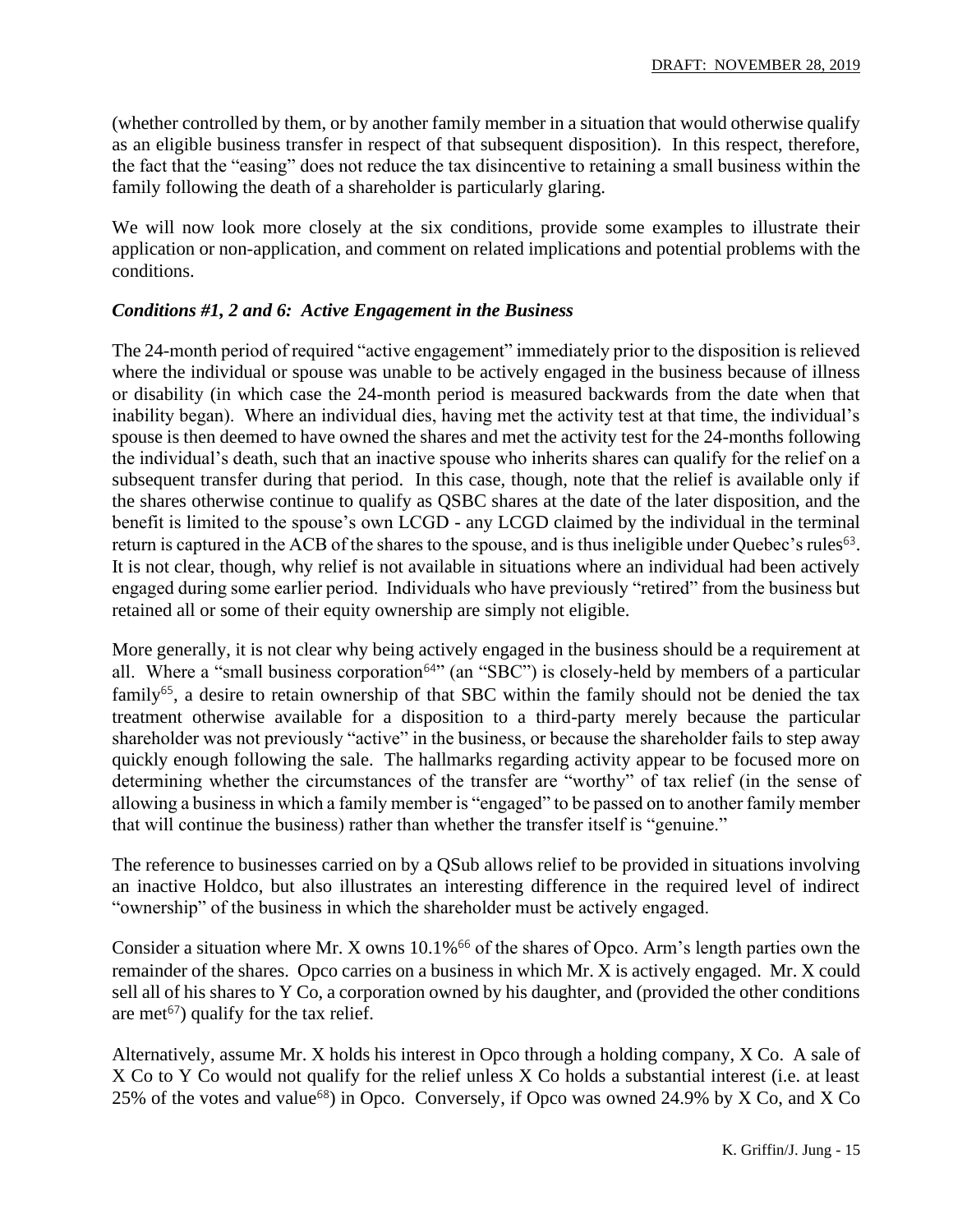(whether controlled by them, or by another family member in a situation that would otherwise qualify as an eligible business transfer in respect of that subsequent disposition). In this respect, therefore, the fact that the "easing" does not reduce the tax disincentive to retaining a small business within the family following the death of a shareholder is particularly glaring.

We will now look more closely at the six conditions, provide some examples to illustrate their application or non-application, and comment on related implications and potential problems with the conditions.

### *Conditions #1, 2 and 6: Active Engagement in the Business*

The 24-month period of required "active engagement" immediately prior to the disposition is relieved where the individual or spouse was unable to be actively engaged in the business because of illness or disability (in which case the 24-month period is measured backwards from the date when that inability began). Where an individual dies, having met the activity test at that time, the individual's spouse is then deemed to have owned the shares and met the activity test for the 24-months following the individual's death, such that an inactive spouse who inherits shares can qualify for the relief on a subsequent transfer during that period. In this case, though, note that the relief is available only if the shares otherwise continue to qualify as QSBC shares at the date of the later disposition, and the benefit is limited to the spouse's own LCGD - any LCGD claimed by the individual in the terminal return is captured in the ACB of the shares to the spouse, and is thus ineligible under Quebec's rules[63]. It is not clear, though, why relief is not available in situations where an individual had been actively engaged during some earlier period. Individuals who have previously "retired" from the business but retained all or some of their equity ownership are simply not eligible.

More generally, it is not clear why being actively engaged in the business should be a requirement at all. Where a "small business corporation[64]" (an "SBC") is closely-held by members of a particular family[65], a desire to retain ownership of that SBC within the family should not be denied the tax treatment otherwise available for a disposition to a third-party merely because the particular shareholder was not previously "active" in the business, or because the shareholder fails to step away quickly enough following the sale. The hallmarks regarding activity appear to be focused more on determining whether the circumstances of the transfer are "worthy" of tax relief (in the sense of allowing a business in which a family member is "engaged" to be passed on to another family member that will continue the business) rather than whether the transfer itself is "genuine."

The reference to businesses carried on by a QSub allows relief to be provided in situations involving an inactive Holdco, but also illustrates an interesting difference in the required level of indirect "ownership" of the business in which the shareholder must be actively engaged.

Consider a situation where Mr. X owns 10.1%[66] of the shares of Opco. Arm's length parties own the remainder of the shares. Opco carries on a business in which Mr. X is actively engaged. Mr. X could sell all of his shares to Y Co, a corporation owned by his daughter, and (provided the other conditions are met[67]) qualify for the tax relief.

Alternatively, assume Mr. X holds his interest in Opco through a holding company, X Co. A sale of X Co to Y Co would not qualify for the relief unless X Co holds a substantial interest (i.e. at least 25% of the votes and value[68]) in Opco. Conversely, if Opco was owned 24.9% by X Co, and X Co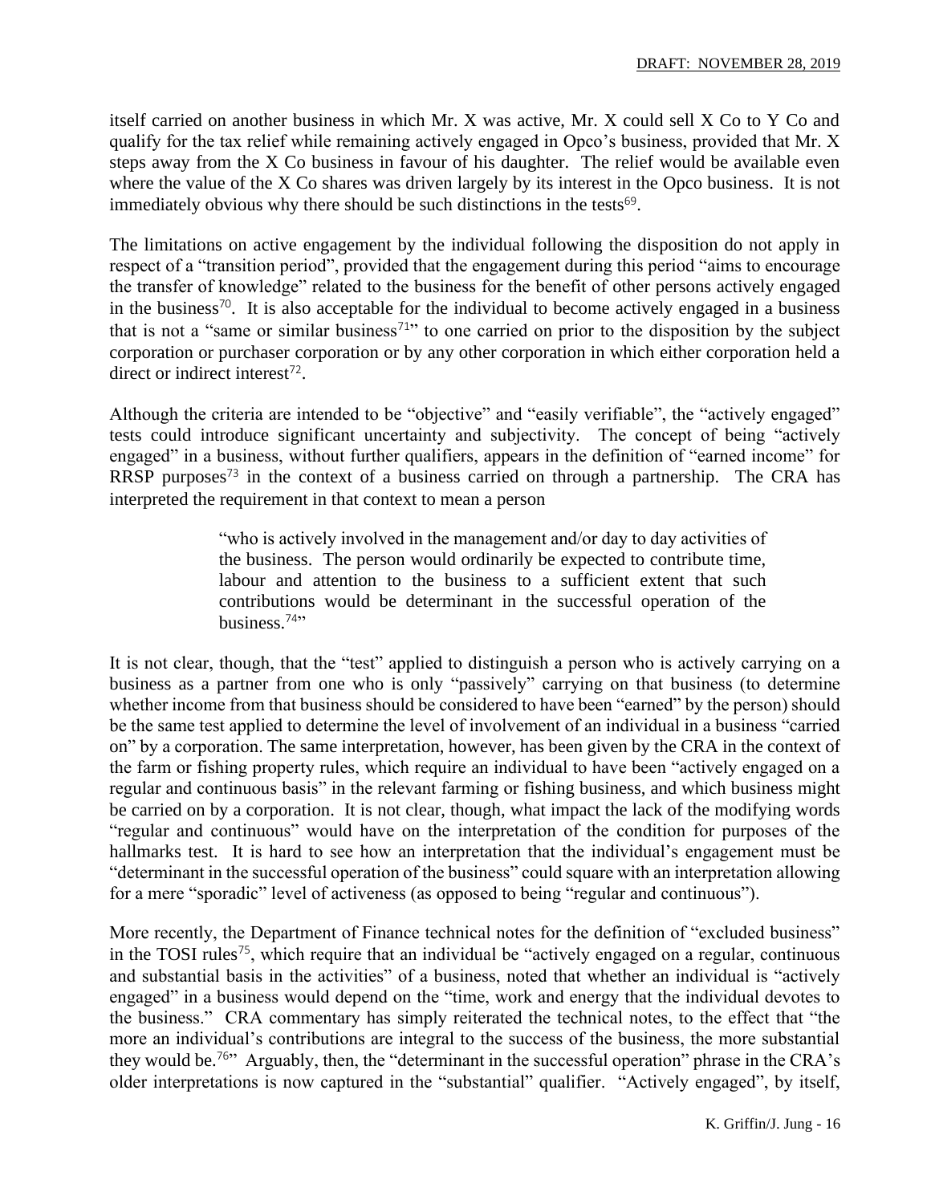itself carried on another business in which Mr. X was active, Mr. X could sell X Co to Y Co and qualify for the tax relief while remaining actively engaged in Opco's business, provided that Mr. X steps away from the X Co business in favour of his daughter. The relief would be available even where the value of the X Co shares was driven largely by its interest in the Opco business. It is not immediately obvious why there should be such distinctions in the tests[69].

The limitations on active engagement by the individual following the disposition do not apply in respect of a "transition period", provided that the engagement during this period "aims to encourage the transfer of knowledge" related to the business for the benefit of other persons actively engaged in the business[70]. It is also acceptable for the individual to become actively engaged in a business that is not a "same or similar business[71]" to one carried on prior to the disposition by the subject corporation or purchaser corporation or by any other corporation in which either corporation held a direct or indirect interest[72].

Although the criteria are intended to be "objective" and "easily verifiable", the "actively engaged" tests could introduce significant uncertainty and subjectivity. The concept of being "actively engaged" in a business, without further qualifiers, appears in the definition of "earned income" for RRSP purposes[73] in the context of a business carried on through a partnership. The CRA has interpreted the requirement in that context to mean a person

> "who is actively involved in the management and/or day to day activities of the business. The person would ordinarily be expected to contribute time, labour and attention to the business to a sufficient extent that such contributions would be determinant in the successful operation of the business.[74]"

It is not clear, though, that the "test" applied to distinguish a person who is actively carrying on a business as a partner from one who is only "passively" carrying on that business (to determine whether income from that business should be considered to have been "earned" by the person) should be the same test applied to determine the level of involvement of an individual in a business "carried on" by a corporation. The same interpretation, however, has been given by the CRA in the context of the farm or fishing property rules, which require an individual to have been "actively engaged on a regular and continuous basis" in the relevant farming or fishing business, and which business might be carried on by a corporation. It is not clear, though, what impact the lack of the modifying words "regular and continuous" would have on the interpretation of the condition for purposes of the hallmarks test. It is hard to see how an interpretation that the individual's engagement must be "determinant in the successful operation of the business" could square with an interpretation allowing for a mere "sporadic" level of activeness (as opposed to being "regular and continuous").

More recently, the Department of Finance technical notes for the definition of "excluded business" in the TOSI rules[75], which require that an individual be "actively engaged on a regular, continuous and substantial basis in the activities" of a business, noted that whether an individual is "actively engaged" in a business would depend on the "time, work and energy that the individual devotes to the business." CRA commentary has simply reiterated the technical notes, to the effect that "the more an individual's contributions are integral to the success of the business, the more substantial they would be.[76]" Arguably, then, the "determinant in the successful operation" phrase in the CRA's older interpretations is now captured in the "substantial" qualifier. "Actively engaged", by itself,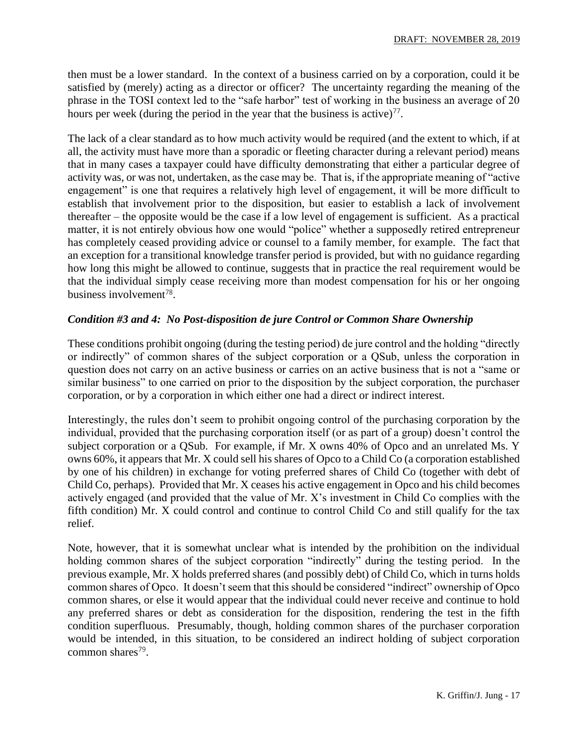then must be a lower standard. In the context of a business carried on by a corporation, could it be satisfied by (merely) acting as a director or officer? The uncertainty regarding the meaning of the phrase in the TOSI context led to the "safe harbor" test of working in the business an average of 20 hours per week (during the period in the year that the business is active)[77].

The lack of a clear standard as to how much activity would be required (and the extent to which, if at all, the activity must have more than a sporadic or fleeting character during a relevant period) means that in many cases a taxpayer could have difficulty demonstrating that either a particular degree of activity was, or was not, undertaken, as the case may be. That is, if the appropriate meaning of "active engagement" is one that requires a relatively high level of engagement, it will be more difficult to establish that involvement prior to the disposition, but easier to establish a lack of involvement thereafter – the opposite would be the case if a low level of engagement is sufficient. As a practical matter, it is not entirely obvious how one would "police" whether a supposedly retired entrepreneur has completely ceased providing advice or counsel to a family member, for example. The fact that an exception for a transitional knowledge transfer period is provided, but with no guidance regarding how long this might be allowed to continue, suggests that in practice the real requirement would be that the individual simply cease receiving more than modest compensation for his or her ongoing business involvement[78].

### *Condition #3 and 4: No Post-disposition de jure Control or Common Share Ownership*

These conditions prohibit ongoing (during the testing period) de jure control and the holding "directly or indirectly" of common shares of the subject corporation or a QSub, unless the corporation in question does not carry on an active business or carries on an active business that is not a "same or similar business" to one carried on prior to the disposition by the subject corporation, the purchaser corporation, or by a corporation in which either one had a direct or indirect interest.

Interestingly, the rules don't seem to prohibit ongoing control of the purchasing corporation by the individual, provided that the purchasing corporation itself (or as part of a group) doesn't control the subject corporation or a QSub. For example, if Mr. X owns 40% of Opco and an unrelated Ms. Y owns 60%, it appears that Mr. X could sell his shares of Opco to a Child Co (a corporation established by one of his children) in exchange for voting preferred shares of Child Co (together with debt of Child Co, perhaps). Provided that Mr. X ceases his active engagement in Opco and his child becomes actively engaged (and provided that the value of Mr. X's investment in Child Co complies with the fifth condition) Mr. X could control and continue to control Child Co and still qualify for the tax relief.

Note, however, that it is somewhat unclear what is intended by the prohibition on the individual holding common shares of the subject corporation "indirectly" during the testing period. In the previous example, Mr. X holds preferred shares (and possibly debt) of Child Co, which in turns holds common shares of Opco. It doesn't seem that this should be considered "indirect" ownership of Opco common shares, or else it would appear that the individual could never receive and continue to hold any preferred shares or debt as consideration for the disposition, rendering the test in the fifth condition superfluous. Presumably, though, holding common shares of the purchaser corporation would be intended, in this situation, to be considered an indirect holding of subject corporation common shares[79].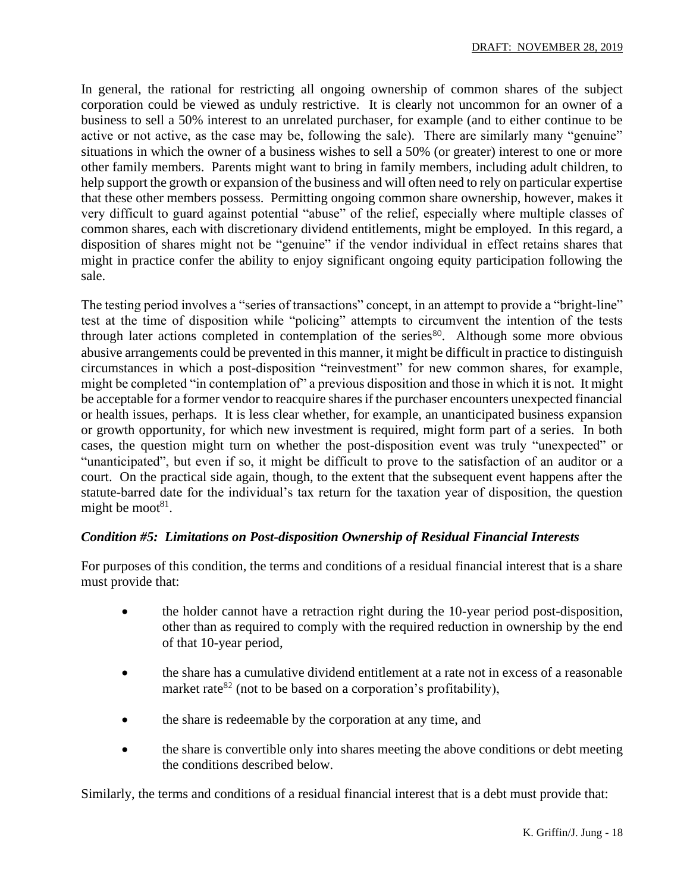In general, the rational for restricting all ongoing ownership of common shares of the subject corporation could be viewed as unduly restrictive. It is clearly not uncommon for an owner of a business to sell a 50% interest to an unrelated purchaser, for example (and to either continue to be active or not active, as the case may be, following the sale). There are similarly many "genuine" situations in which the owner of a business wishes to sell a 50% (or greater) interest to one or more other family members. Parents might want to bring in family members, including adult children, to help support the growth or expansion of the business and will often need to rely on particular expertise that these other members possess. Permitting ongoing common share ownership, however, makes it very difficult to guard against potential "abuse" of the relief, especially where multiple classes of common shares, each with discretionary dividend entitlements, might be employed. In this regard, a disposition of shares might not be "genuine" if the vendor individual in effect retains shares that might in practice confer the ability to enjoy significant ongoing equity participation following the sale.

The testing period involves a "series of transactions" concept, in an attempt to provide a "bright-line" test at the time of disposition while "policing" attempts to circumvent the intention of the tests through later actions completed in contemplation of the series[80]. Although some more obvious abusive arrangements could be prevented in this manner, it might be difficult in practice to distinguish circumstances in which a post-disposition "reinvestment" for new common shares, for example, might be completed "in contemplation of" a previous disposition and those in which it is not. It might be acceptable for a former vendor to reacquire shares if the purchaser encounters unexpected financial or health issues, perhaps. It is less clear whether, for example, an unanticipated business expansion or growth opportunity, for which new investment is required, might form part of a series. In both cases, the question might turn on whether the post-disposition event was truly "unexpected" or "unanticipated", but even if so, it might be difficult to prove to the satisfaction of an auditor or a court. On the practical side again, though, to the extent that the subsequent event happens after the statute-barred date for the individual's tax return for the taxation year of disposition, the question might be moot[81].

### *Condition #5: Limitations on Post-disposition Ownership of Residual Financial Interests*

For purposes of this condition, the terms and conditions of a residual financial interest that is a share must provide that:

- the holder cannot have a retraction right during the 10-year period post-disposition, other than as required to comply with the required reduction in ownership by the end of that 10-year period,
- the share has a cumulative dividend entitlement at a rate not in excess of a reasonable market rate[82] (not to be based on a corporation's profitability),
- the share is redeemable by the corporation at any time, and
- the share is convertible only into shares meeting the above conditions or debt meeting the conditions described below.

Similarly, the terms and conditions of a residual financial interest that is a debt must provide that: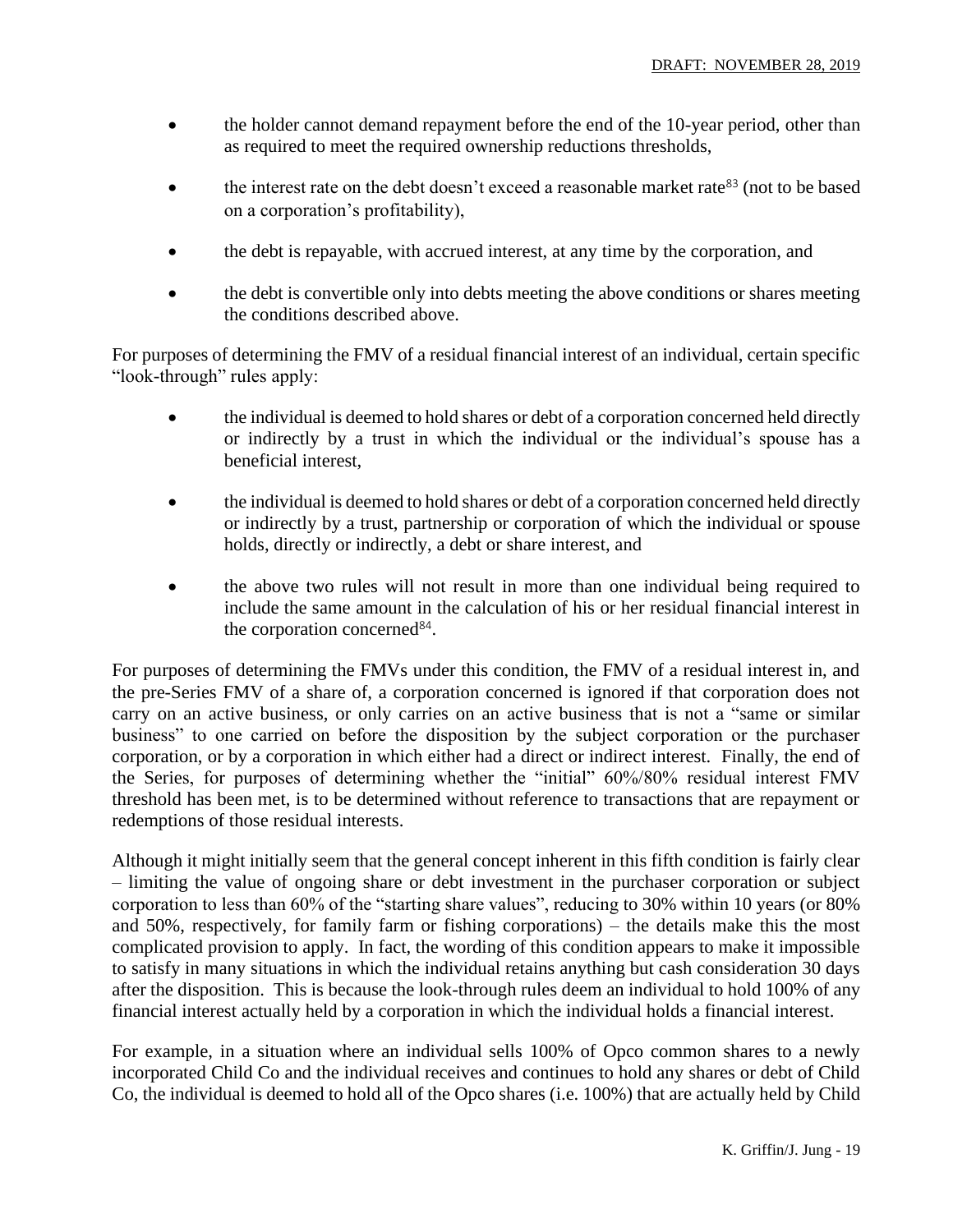- the holder cannot demand repayment before the end of the 10-year period, other than as required to meet the required ownership reductions thresholds,
- the interest rate on the debt doesn't exceed a reasonable market rate[83] (not to be based on a corporation's profitability),
- the debt is repayable, with accrued interest, at any time by the corporation, and
- the debt is convertible only into debts meeting the above conditions or shares meeting the conditions described above.

For purposes of determining the FMV of a residual financial interest of an individual, certain specific "look-through" rules apply:

- the individual is deemed to hold shares or debt of a corporation concerned held directly or indirectly by a trust in which the individual or the individual's spouse has a beneficial interest,
- the individual is deemed to hold shares or debt of a corporation concerned held directly or indirectly by a trust, partnership or corporation of which the individual or spouse holds, directly or indirectly, a debt or share interest, and
- the above two rules will not result in more than one individual being required to include the same amount in the calculation of his or her residual financial interest in the corporation concerned[84].

For purposes of determining the FMVs under this condition, the FMV of a residual interest in, and the pre-Series FMV of a share of, a corporation concerned is ignored if that corporation does not carry on an active business, or only carries on an active business that is not a "same or similar business" to one carried on before the disposition by the subject corporation or the purchaser corporation, or by a corporation in which either had a direct or indirect interest. Finally, the end of the Series, for purposes of determining whether the "initial" 60%/80% residual interest FMV threshold has been met, is to be determined without reference to transactions that are repayment or redemptions of those residual interests.

Although it might initially seem that the general concept inherent in this fifth condition is fairly clear – limiting the value of ongoing share or debt investment in the purchaser corporation or subject corporation to less than 60% of the "starting share values", reducing to 30% within 10 years (or 80% and 50%, respectively, for family farm or fishing corporations) – the details make this the most complicated provision to apply. In fact, the wording of this condition appears to make it impossible to satisfy in many situations in which the individual retains anything but cash consideration 30 days after the disposition. This is because the look-through rules deem an individual to hold 100% of any financial interest actually held by a corporation in which the individual holds a financial interest.

For example, in a situation where an individual sells 100% of Opco common shares to a newly incorporated Child Co and the individual receives and continues to hold any shares or debt of Child Co, the individual is deemed to hold all of the Opco shares (i.e. 100%) that are actually held by Child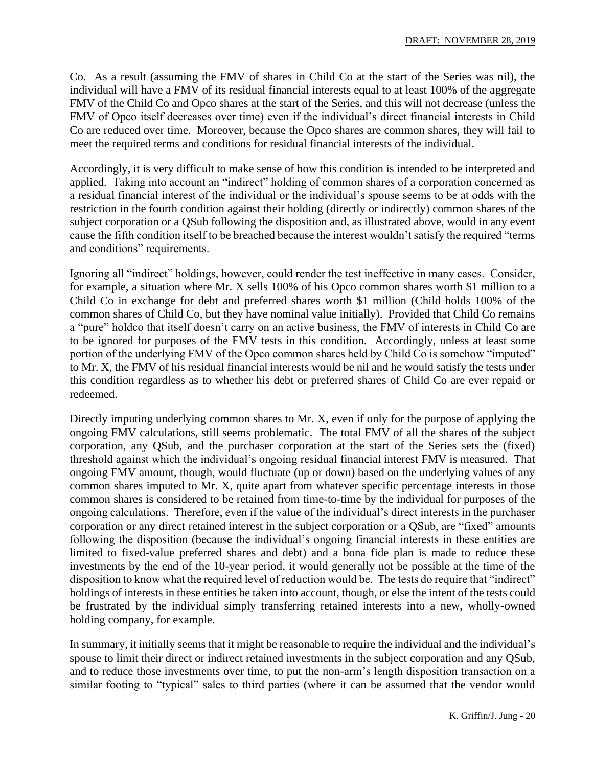Co. As a result (assuming the FMV of shares in Child Co at the start of the Series was nil), the individual will have a FMV of its residual financial interests equal to at least 100% of the aggregate FMV of the Child Co and Opco shares at the start of the Series, and this will not decrease (unless the FMV of Opco itself decreases over time) even if the individual's direct financial interests in Child Co are reduced over time. Moreover, because the Opco shares are common shares, they will fail to meet the required terms and conditions for residual financial interests of the individual.

Accordingly, it is very difficult to make sense of how this condition is intended to be interpreted and applied. Taking into account an "indirect" holding of common shares of a corporation concerned as a residual financial interest of the individual or the individual's spouse seems to be at odds with the restriction in the fourth condition against their holding (directly or indirectly) common shares of the subject corporation or a QSub following the disposition and, as illustrated above, would in any event cause the fifth condition itself to be breached because the interest wouldn't satisfy the required "terms and conditions" requirements.

Ignoring all "indirect" holdings, however, could render the test ineffective in many cases. Consider, for example, a situation where Mr. X sells 100% of his Opco common shares worth $1 million to a Child Co in exchange for debt and preferred shares worth $1 million (Child holds 100% of the common shares of Child Co, but they have nominal value initially). Provided that Child Co remains a "pure" holdco that itself doesn't carry on an active business, the FMV of interests in Child Co are to be ignored for purposes of the FMV tests in this condition. Accordingly, unless at least some portion of the underlying FMV of the Opco common shares held by Child Co is somehow "imputed" to Mr. X, the FMV of his residual financial interests would be nil and he would satisfy the tests under this condition regardless as to whether his debt or preferred shares of Child Co are ever repaid or redeemed.

Directly imputing underlying common shares to Mr. X, even if only for the purpose of applying the ongoing FMV calculations, still seems problematic. The total FMV of all the shares of the subject corporation, any QSub, and the purchaser corporation at the start of the Series sets the (fixed) threshold against which the individual's ongoing residual financial interest FMV is measured. That ongoing FMV amount, though, would fluctuate (up or down) based on the underlying values of any common shares imputed to Mr. X, quite apart from whatever specific percentage interests in those common shares is considered to be retained from time-to-time by the individual for purposes of the ongoing calculations. Therefore, even if the value of the individual's direct interests in the purchaser corporation or any direct retained interest in the subject corporation or a QSub, are "fixed" amounts following the disposition (because the individual's ongoing financial interests in these entities are limited to fixed-value preferred shares and debt) and a bona fide plan is made to reduce these investments by the end of the 10-year period, it would generally not be possible at the time of the disposition to know what the required level of reduction would be. The tests do require that "indirect" holdings of interests in these entities be taken into account, though, or else the intent of the tests could be frustrated by the individual simply transferring retained interests into a new, wholly-owned holding company, for example.

In summary, it initially seems that it might be reasonable to require the individual and the individual's spouse to limit their direct or indirect retained investments in the subject corporation and any QSub, and to reduce those investments over time, to put the non-arm's length disposition transaction on a similar footing to "typical" sales to third parties (where it can be assumed that the vendor would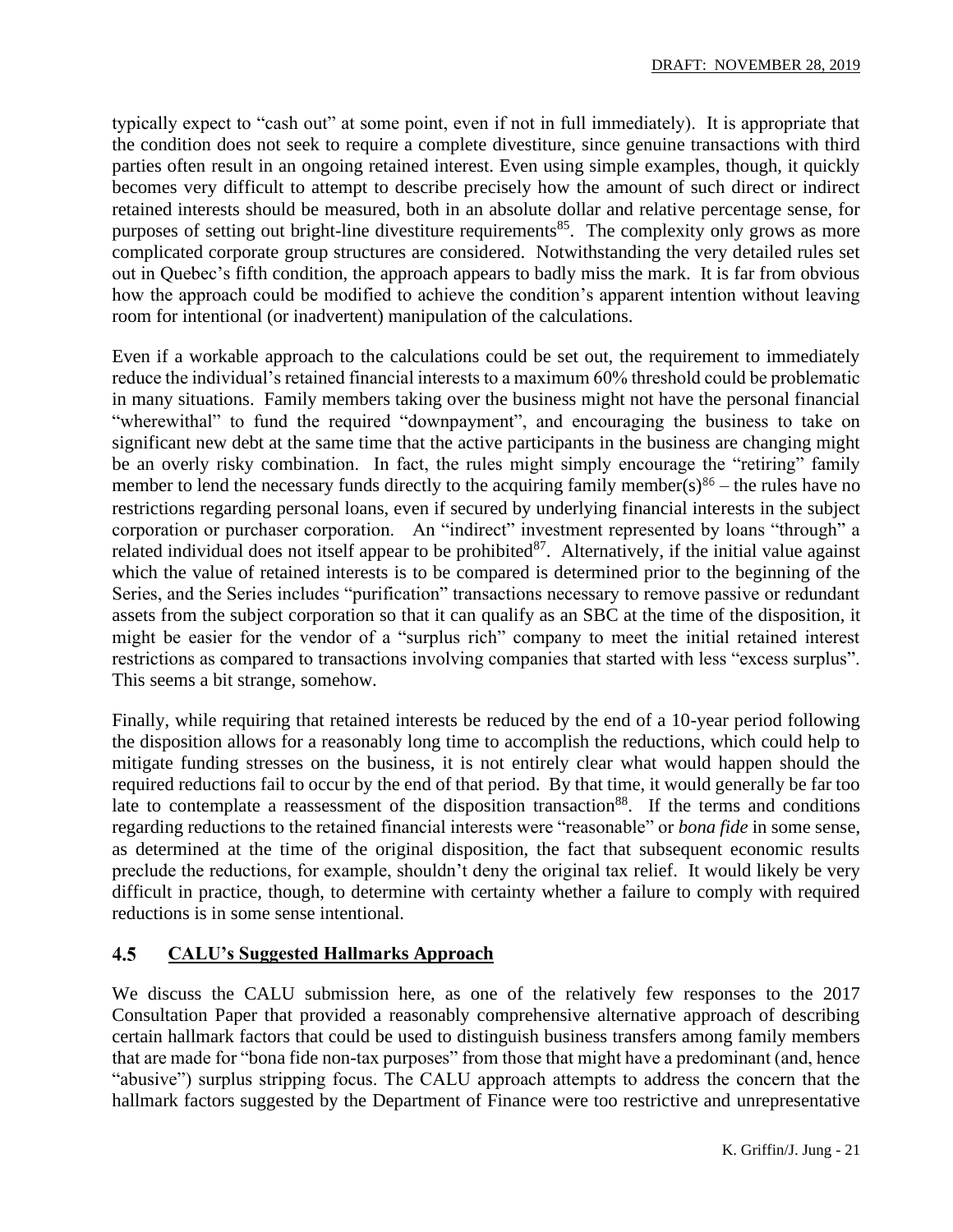typically expect to "cash out" at some point, even if not in full immediately). It is appropriate that the condition does not seek to require a complete divestiture, since genuine transactions with third parties often result in an ongoing retained interest. Even using simple examples, though, it quickly becomes very difficult to attempt to describe precisely how the amount of such direct or indirect retained interests should be measured, both in an absolute dollar and relative percentage sense, for purposes of setting out bright-line divestiture requirements[85]. The complexity only grows as more complicated corporate group structures are considered. Notwithstanding the very detailed rules set out in Quebec's fifth condition, the approach appears to badly miss the mark. It is far from obvious how the approach could be modified to achieve the condition's apparent intention without leaving room for intentional (or inadvertent) manipulation of the calculations.

Even if a workable approach to the calculations could be set out, the requirement to immediately reduce the individual's retained financial interests to a maximum 60% threshold could be problematic in many situations. Family members taking over the business might not have the personal financial "wherewithal" to fund the required "downpayment", and encouraging the business to take on significant new debt at the same time that the active participants in the business are changing might be an overly risky combination. In fact, the rules might simply encourage the "retiring" family member to lend the necessary funds directly to the acquiring family member(s)[86] – the rules have no restrictions regarding personal loans, even if secured by underlying financial interests in the subject corporation or purchaser corporation. An "indirect" investment represented by loans "through" a related individual does not itself appear to be prohibited[87]. Alternatively, if the initial value against which the value of retained interests is to be compared is determined prior to the beginning of the Series, and the Series includes "purification" transactions necessary to remove passive or redundant assets from the subject corporation so that it can qualify as an SBC at the time of the disposition, it might be easier for the vendor of a "surplus rich" company to meet the initial retained interest restrictions as compared to transactions involving companies that started with less "excess surplus". This seems a bit strange, somehow.

Finally, while requiring that retained interests be reduced by the end of a 10-year period following the disposition allows for a reasonably long time to accomplish the reductions, which could help to mitigate funding stresses on the business, it is not entirely clear what would happen should the required reductions fail to occur by the end of that period. By that time, it would generally be far too late to contemplate a reassessment of the disposition transaction[88]. If the terms and conditions regarding reductions to the retained financial interests were "reasonable" or *bona fide* in some sense, as determined at the time of the original disposition, the fact that subsequent economic results preclude the reductions, for example, shouldn't deny the original tax relief. It would likely be very difficult in practice, though, to determine with certainty whether a failure to comply with required reductions is in some sense intentional.

## 4.5 CALU's Suggested Hallmarks Approach

We discuss the CALU submission here, as one of the relatively few responses to the 2017 Consultation Paper that provided a reasonably comprehensive alternative approach of describing certain hallmark factors that could be used to distinguish business transfers among family members that are made for "bona fide non-tax purposes" from those that might have a predominant (and, hence "abusive") surplus stripping focus. The CALU approach attempts to address the concern that the hallmark factors suggested by the Department of Finance were too restrictive and unrepresentative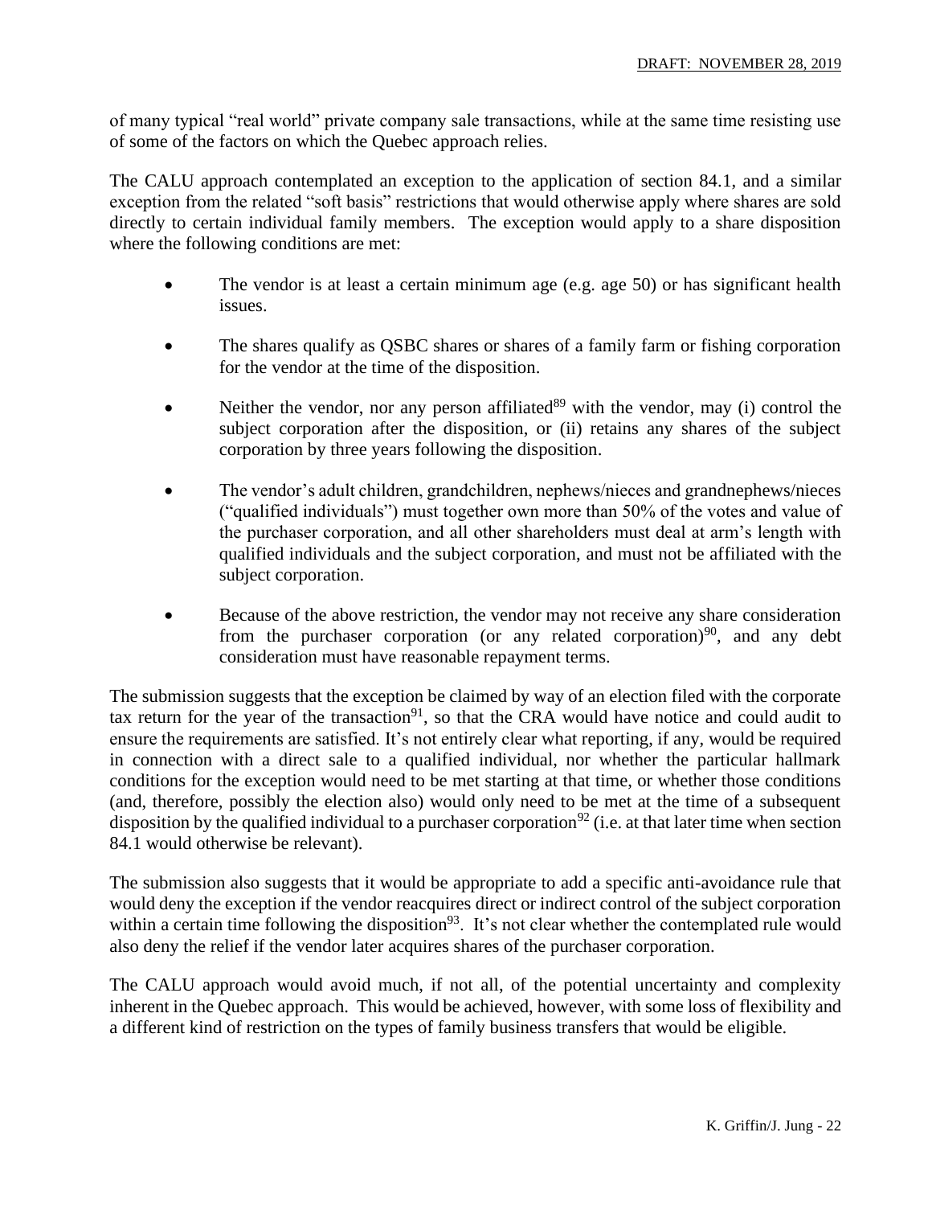of many typical "real world" private company sale transactions, while at the same time resisting use of some of the factors on which the Quebec approach relies.

The CALU approach contemplated an exception to the application of section 84.1, and a similar exception from the related "soft basis" restrictions that would otherwise apply where shares are sold directly to certain individual family members. The exception would apply to a share disposition where the following conditions are met:

- The vendor is at least a certain minimum age (e.g. age 50) or has significant health issues.
- The shares qualify as QSBC shares or shares of a family farm or fishing corporation for the vendor at the time of the disposition.
- Neither the vendor, nor any person affiliated[89] with the vendor, may (i) control the subject corporation after the disposition, or (ii) retains any shares of the subject corporation by three years following the disposition.
- The vendor's adult children, grandchildren, nephews/nieces and grandnephews/nieces ("qualified individuals") must together own more than 50% of the votes and value of the purchaser corporation, and all other shareholders must deal at arm's length with qualified individuals and the subject corporation, and must not be affiliated with the subject corporation.
- Because of the above restriction, the vendor may not receive any share consideration from the purchaser corporation (or any related corporation)[90], and any debt consideration must have reasonable repayment terms.

The submission suggests that the exception be claimed by way of an election filed with the corporate tax return for the year of the transaction[91], so that the CRA would have notice and could audit to ensure the requirements are satisfied. It's not entirely clear what reporting, if any, would be required in connection with a direct sale to a qualified individual, nor whether the particular hallmark conditions for the exception would need to be met starting at that time, or whether those conditions (and, therefore, possibly the election also) would only need to be met at the time of a subsequent disposition by the qualified individual to a purchaser corporation[92] (i.e. at that later time when section 84.1 would otherwise be relevant).

The submission also suggests that it would be appropriate to add a specific anti-avoidance rule that would deny the exception if the vendor reacquires direct or indirect control of the subject corporation within a certain time following the disposition[93]. It's not clear whether the contemplated rule would also deny the relief if the vendor later acquires shares of the purchaser corporation.

The CALU approach would avoid much, if not all, of the potential uncertainty and complexity inherent in the Quebec approach. This would be achieved, however, with some loss of flexibility and a different kind of restriction on the types of family business transfers that would be eligible.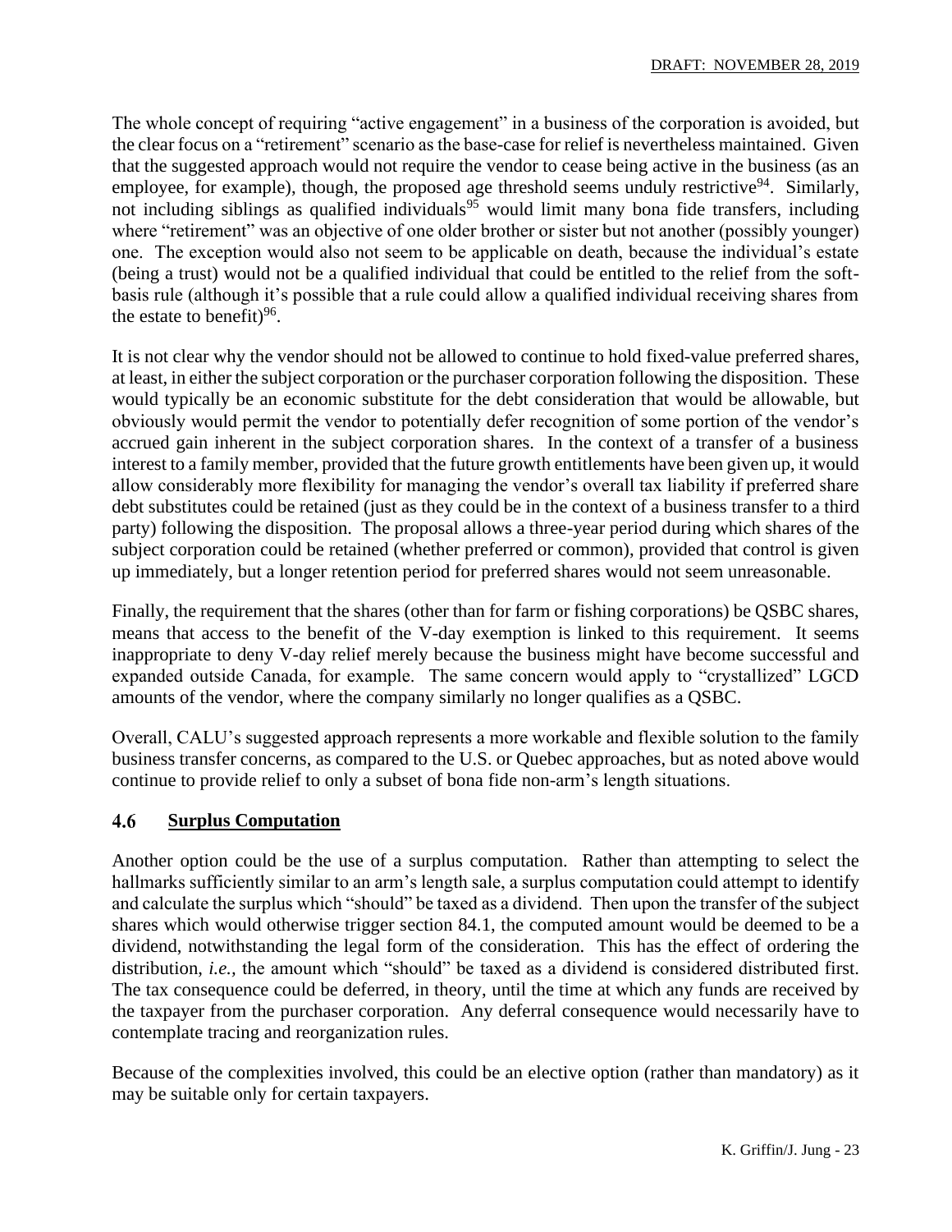The whole concept of requiring "active engagement" in a business of the corporation is avoided, but the clear focus on a "retirement" scenario as the base-case for relief is nevertheless maintained. Given that the suggested approach would not require the vendor to cease being active in the business (as an employee, for example), though, the proposed age threshold seems unduly restrictive[94]. Similarly, not including siblings as qualified individuals[95] would limit many bona fide transfers, including where "retirement" was an objective of one older brother or sister but not another (possibly younger) one. The exception would also not seem to be applicable on death, because the individual's estate (being a trust) would not be a qualified individual that could be entitled to the relief from the soft-basis rule (although it's possible that a rule could allow a qualified individual receiving shares from the estate to benefit)[96].

It is not clear why the vendor should not be allowed to continue to hold fixed-value preferred shares, at least, in either the subject corporation or the purchaser corporation following the disposition. These would typically be an economic substitute for the debt consideration that would be allowable, but obviously would permit the vendor to potentially defer recognition of some portion of the vendor's accrued gain inherent in the subject corporation shares. In the context of a transfer of a business interest to a family member, provided that the future growth entitlements have been given up, it would allow considerably more flexibility for managing the vendor's overall tax liability if preferred share debt substitutes could be retained (just as they could be in the context of a business transfer to a third party) following the disposition. The proposal allows a three-year period during which shares of the subject corporation could be retained (whether preferred or common), provided that control is given up immediately, but a longer retention period for preferred shares would not seem unreasonable.

Finally, the requirement that the shares (other than for farm or fishing corporations) be QSBC shares, means that access to the benefit of the V-day exemption is linked to this requirement. It seems inappropriate to deny V-day relief merely because the business might have become successful and expanded outside Canada, for example. The same concern would apply to "crystallized" LGCD amounts of the vendor, where the company similarly no longer qualifies as a QSBC.

Overall, CALU's suggested approach represents a more workable and flexible solution to the family business transfer concerns, as compared to the U.S. or Quebec approaches, but as noted above would continue to provide relief to only a subset of bona fide non-arm's length situations.

## 4.6 Surplus Computation

Another option could be the use of a surplus computation. Rather than attempting to select the hallmarks sufficiently similar to an arm's length sale, a surplus computation could attempt to identify and calculate the surplus which "should" be taxed as a dividend. Then upon the transfer of the subject shares which would otherwise trigger section 84.1, the computed amount would be deemed to be a dividend, notwithstanding the legal form of the consideration. This has the effect of ordering the distribution, *i.e.,* the amount which "should" be taxed as a dividend is considered distributed first. The tax consequence could be deferred, in theory, until the time at which any funds are received by the taxpayer from the purchaser corporation. Any deferral consequence would necessarily have to contemplate tracing and reorganization rules.

Because of the complexities involved, this could be an elective option (rather than mandatory) as it may be suitable only for certain taxpayers.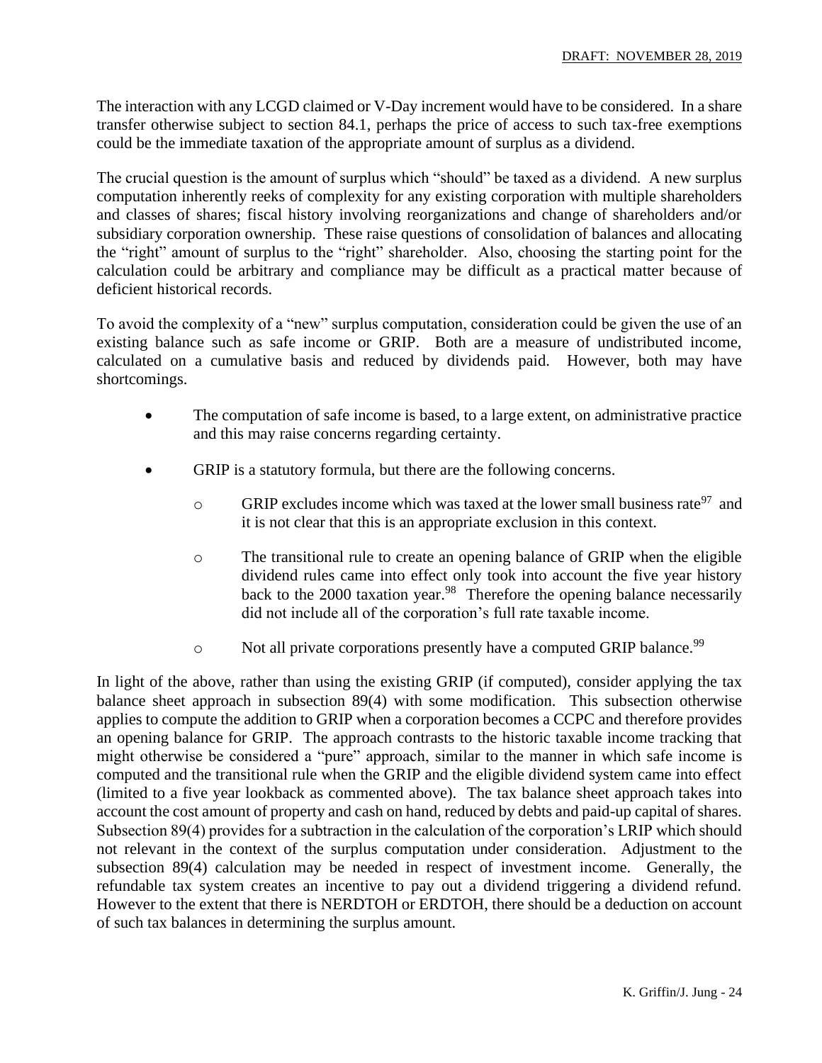The interaction with any LCGD claimed or V-Day increment would have to be considered. In a share transfer otherwise subject to section 84.1, perhaps the price of access to such tax-free exemptions could be the immediate taxation of the appropriate amount of surplus as a dividend.

The crucial question is the amount of surplus which "should" be taxed as a dividend. A new surplus computation inherently reeks of complexity for any existing corporation with multiple shareholders and classes of shares; fiscal history involving reorganizations and change of shareholders and/or subsidiary corporation ownership. These raise questions of consolidation of balances and allocating the "right" amount of surplus to the "right" shareholder. Also, choosing the starting point for the calculation could be arbitrary and compliance may be difficult as a practical matter because of deficient historical records.

To avoid the complexity of a "new" surplus computation, consideration could be given the use of an existing balance such as safe income or GRIP. Both are a measure of undistributed income, calculated on a cumulative basis and reduced by dividends paid. However, both may have shortcomings.

- The computation of safe income is based, to a large extent, on administrative practice and this may raise concerns regarding certainty.
- GRIP is a statutory formula, but there are the following concerns.
  - GRIP excludes income which was taxed at the lower small business rate[97] and it is not clear that this is an appropriate exclusion in this context.
  - The transitional rule to create an opening balance of GRIP when the eligible dividend rules came into effect only took into account the five year history back to the 2000 taxation year.[98] Therefore the opening balance necessarily did not include all of the corporation's full rate taxable income.
  - Not all private corporations presently have a computed GRIP balance.[99]

In light of the above, rather than using the existing GRIP (if computed), consider applying the tax balance sheet approach in subsection 89(4) with some modification. This subsection otherwise applies to compute the addition to GRIP when a corporation becomes a CCPC and therefore provides an opening balance for GRIP. The approach contrasts to the historic taxable income tracking that might otherwise be considered a "pure" approach, similar to the manner in which safe income is computed and the transitional rule when the GRIP and the eligible dividend system came into effect (limited to a five year lookback as commented above). The tax balance sheet approach takes into account the cost amount of property and cash on hand, reduced by debts and paid-up capital of shares. Subsection 89(4) provides for a subtraction in the calculation of the corporation's LRIP which should not relevant in the context of the surplus computation under consideration. Adjustment to the subsection 89(4) calculation may be needed in respect of investment income. Generally, the refundable tax system creates an incentive to pay out a dividend triggering a dividend refund. However to the extent that there is NERDTOH or ERDTOH, there should be a deduction on account of such tax balances in determining the surplus amount.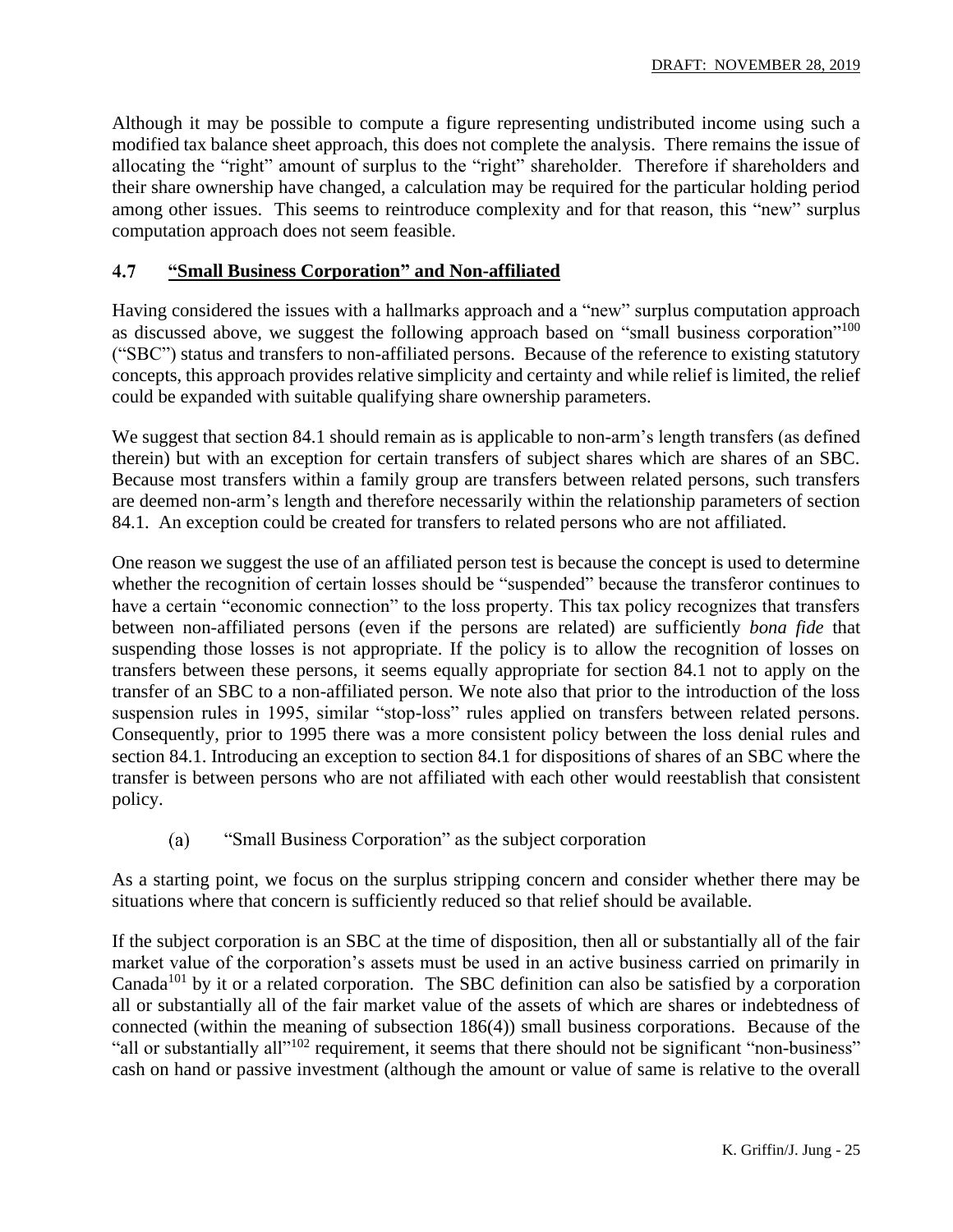Although it may be possible to compute a figure representing undistributed income using such a modified tax balance sheet approach, this does not complete the analysis. There remains the issue of allocating the "right" amount of surplus to the "right" shareholder. Therefore if shareholders and their share ownership have changed, a calculation may be required for the particular holding period among other issues. This seems to reintroduce complexity and for that reason, this "new" surplus computation approach does not seem feasible.

## 4.7 "Small Business Corporation" and Non-affiliated

Having considered the issues with a hallmarks approach and a "new" surplus computation approach as discussed above, we suggest the following approach based on "small business corporation"[100] ("SBC") status and transfers to non-affiliated persons. Because of the reference to existing statutory concepts, this approach provides relative simplicity and certainty and while relief is limited, the relief could be expanded with suitable qualifying share ownership parameters.

We suggest that section 84.1 should remain as is applicable to non-arm's length transfers (as defined therein) but with an exception for certain transfers of subject shares which are shares of an SBC. Because most transfers within a family group are transfers between related persons, such transfers are deemed non-arm's length and therefore necessarily within the relationship parameters of section 84.1. An exception could be created for transfers to related persons who are not affiliated.

One reason we suggest the use of an affiliated person test is because the concept is used to determine whether the recognition of certain losses should be "suspended" because the transferor continues to have a certain "economic connection" to the loss property. This tax policy recognizes that transfers between non-affiliated persons (even if the persons are related) are sufficiently *bona fide* that suspending those losses is not appropriate. If the policy is to allow the recognition of losses on transfers between these persons, it seems equally appropriate for section 84.1 not to apply on the transfer of an SBC to a non-affiliated person. We note also that prior to the introduction of the loss suspension rules in 1995, similar "stop-loss" rules applied on transfers between related persons. Consequently, prior to 1995 there was a more consistent policy between the loss denial rules and section 84.1. Introducing an exception to section 84.1 for dispositions of shares of an SBC where the transfer is between persons who are not affiliated with each other would reestablish that consistent policy.

### (a) "Small Business Corporation" as the subject corporation

As a starting point, we focus on the surplus stripping concern and consider whether there may be situations where that concern is sufficiently reduced so that relief should be available.

If the subject corporation is an SBC at the time of disposition, then all or substantially all of the fair market value of the corporation's assets must be used in an active business carried on primarily in Canada[101] by it or a related corporation. The SBC definition can also be satisfied by a corporation all or substantially all of the fair market value of the assets of which are shares or indebtedness of connected (within the meaning of subsection 186(4)) small business corporations. Because of the "all or substantially all"[102] requirement, it seems that there should not be significant "non-business" cash on hand or passive investment (although the amount or value of same is relative to the overall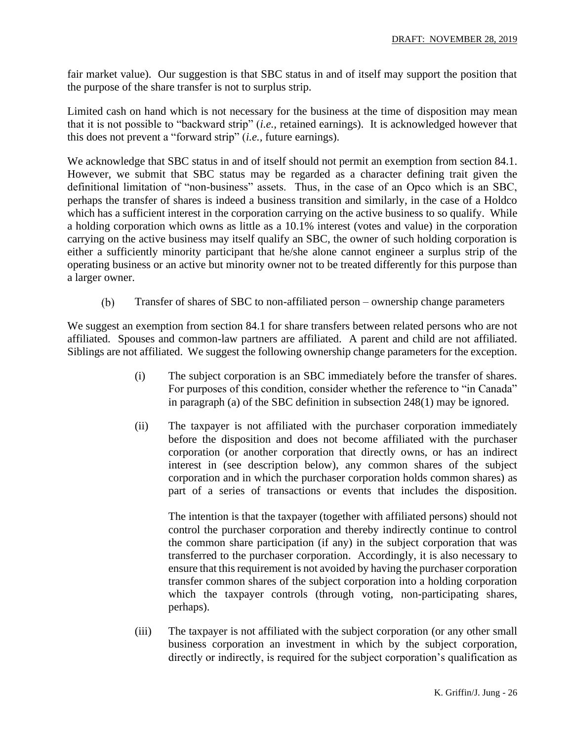fair market value). Our suggestion is that SBC status in and of itself may support the position that the purpose of the share transfer is not to surplus strip.

Limited cash on hand which is not necessary for the business at the time of disposition may mean that it is not possible to "backward strip" (*i.e.,* retained earnings). It is acknowledged however that this does not prevent a "forward strip" (*i.e.,* future earnings).

We acknowledge that SBC status in and of itself should not permit an exemption from section 84.1. However, we submit that SBC status may be regarded as a character defining trait given the definitional limitation of "non-business" assets. Thus, in the case of an Opco which is an SBC, perhaps the transfer of shares is indeed a business transition and similarly, in the case of a Holdco which has a sufficient interest in the corporation carrying on the active business to so qualify. While a holding corporation which owns as little as a 10.1% interest (votes and value) in the corporation carrying on the active business may itself qualify an SBC, the owner of such holding corporation is either a sufficiently minority participant that he/she alone cannot engineer a surplus strip of the operating business or an active but minority owner not to be treated differently for this purpose than a larger owner.

(b) Transfer of shares of SBC to non-affiliated person – ownership change parameters

We suggest an exemption from section 84.1 for share transfers between related persons who are not affiliated. Spouses and common-law partners are affiliated. A parent and child are not affiliated. Siblings are not affiliated. We suggest the following ownership change parameters for the exception.

(i) The subject corporation is an SBC immediately before the transfer of shares. For purposes of this condition, consider whether the reference to "in Canada" in paragraph (a) of the SBC definition in subsection 248(1) may be ignored.

(ii) The taxpayer is not affiliated with the purchaser corporation immediately before the disposition and does not become affiliated with the purchaser corporation (or another corporation that directly owns, or has an indirect interest in (see description below), any common shares of the subject corporation and in which the purchaser corporation holds common shares) as part of a series of transactions or events that includes the disposition.

The intention is that the taxpayer (together with affiliated persons) should not control the purchaser corporation and thereby indirectly continue to control the common share participation (if any) in the subject corporation that was transferred to the purchaser corporation. Accordingly, it is also necessary to ensure that this requirement is not avoided by having the purchaser corporation transfer common shares of the subject corporation into a holding corporation which the taxpayer controls (through voting, non-participating shares, perhaps).

(iii) The taxpayer is not affiliated with the subject corporation (or any other small business corporation an investment in which by the subject corporation, directly or indirectly, is required for the subject corporation's qualification as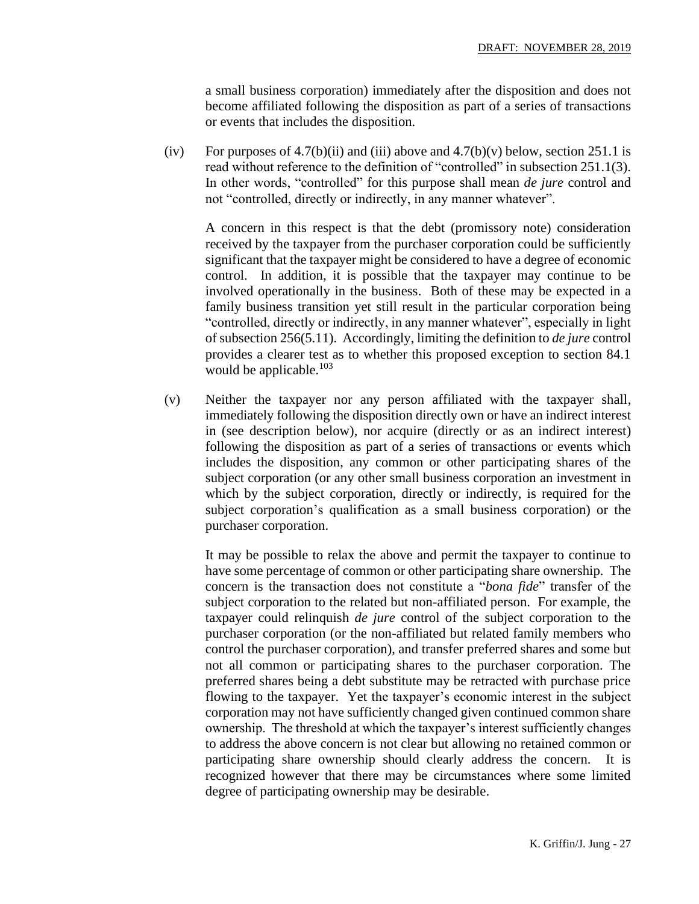a small business corporation) immediately after the disposition and does not become affiliated following the disposition as part of a series of transactions or events that includes the disposition.

(iv) For purposes of 4.7(b)(ii) and (iii) above and 4.7(b)(v) below, section 251.1 is read without reference to the definition of "controlled" in subsection 251.1(3). In other words, "controlled" for this purpose shall mean *de jure* control and not "controlled, directly or indirectly, in any manner whatever".

A concern in this respect is that the debt (promissory note) consideration received by the taxpayer from the purchaser corporation could be sufficiently significant that the taxpayer might be considered to have a degree of economic control. In addition, it is possible that the taxpayer may continue to be involved operationally in the business. Both of these may be expected in a family business transition yet still result in the particular corporation being "controlled, directly or indirectly, in any manner whatever", especially in light of subsection 256(5.11). Accordingly, limiting the definition to *de jure* control provides a clearer test as to whether this proposed exception to section 84.1 would be applicable.[103]

(v) Neither the taxpayer nor any person affiliated with the taxpayer shall, immediately following the disposition directly own or have an indirect interest in (see description below), nor acquire (directly or as an indirect interest) following the disposition as part of a series of transactions or events which includes the disposition, any common or other participating shares of the subject corporation (or any other small business corporation an investment in which by the subject corporation, directly or indirectly, is required for the subject corporation's qualification as a small business corporation) or the purchaser corporation.

It may be possible to relax the above and permit the taxpayer to continue to have some percentage of common or other participating share ownership. The concern is the transaction does not constitute a "*bona fide*" transfer of the subject corporation to the related but non-affiliated person. For example, the taxpayer could relinquish *de jure* control of the subject corporation to the purchaser corporation (or the non-affiliated but related family members who control the purchaser corporation), and transfer preferred shares and some but not all common or participating shares to the purchaser corporation. The preferred shares being a debt substitute may be retracted with purchase price flowing to the taxpayer. Yet the taxpayer's economic interest in the subject corporation may not have sufficiently changed given continued common share ownership. The threshold at which the taxpayer's interest sufficiently changes to address the above concern is not clear but allowing no retained common or participating share ownership should clearly address the concern. It is recognized however that there may be circumstances where some limited degree of participating ownership may be desirable.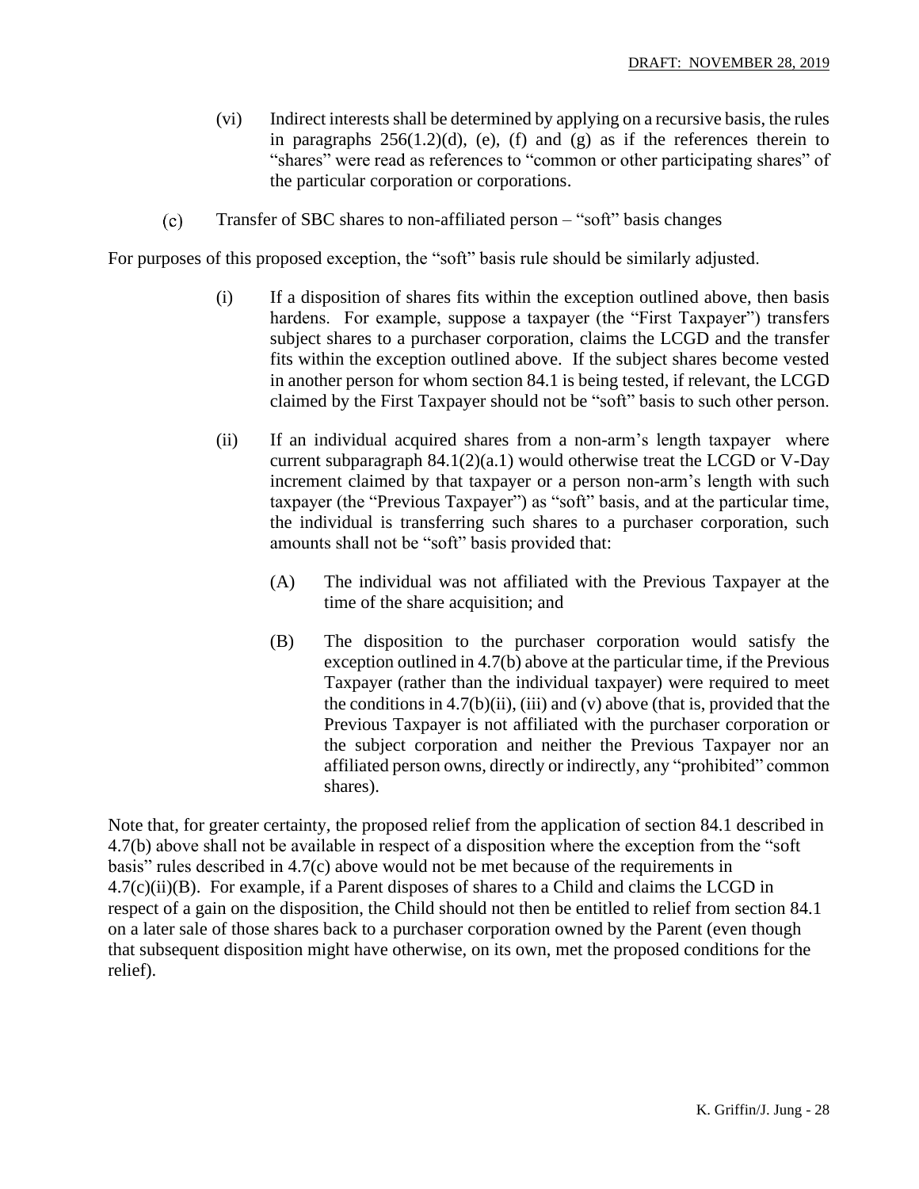(vi) Indirect interests shall be determined by applying on a recursive basis, the rules in paragraphs 256(1.2)(d), (e), (f) and (g) as if the references therein to "shares" were read as references to "common or other participating shares" of the particular corporation or corporations.

(c) Transfer of SBC shares to non-affiliated person – "soft" basis changes

For purposes of this proposed exception, the "soft" basis rule should be similarly adjusted.

(i) If a disposition of shares fits within the exception outlined above, then basis hardens. For example, suppose a taxpayer (the "First Taxpayer") transfers subject shares to a purchaser corporation, claims the LCGD and the transfer fits within the exception outlined above. If the subject shares become vested in another person for whom section 84.1 is being tested, if relevant, the LCGD claimed by the First Taxpayer should not be "soft" basis to such other person.

(ii) If an individual acquired shares from a non-arm's length taxpayer where current subparagraph 84.1(2)(a.1) would otherwise treat the LCGD or V-Day increment claimed by that taxpayer or a person non-arm's length with such taxpayer (the "Previous Taxpayer") as "soft" basis, and at the particular time, the individual is transferring such shares to a purchaser corporation, such amounts shall not be "soft" basis provided that:

(A) The individual was not affiliated with the Previous Taxpayer at the time of the share acquisition; and

(B) The disposition to the purchaser corporation would satisfy the exception outlined in 4.7(b) above at the particular time, if the Previous Taxpayer (rather than the individual taxpayer) were required to meet the conditions in 4.7(b)(ii), (iii) and (v) above (that is, provided that the Previous Taxpayer is not affiliated with the purchaser corporation or the subject corporation and neither the Previous Taxpayer nor an affiliated person owns, directly or indirectly, any "prohibited" common shares).

Note that, for greater certainty, the proposed relief from the application of section 84.1 described in 4.7(b) above shall not be available in respect of a disposition where the exception from the "soft basis" rules described in 4.7(c) above would not be met because of the requirements in 4.7(c)(ii)(B). For example, if a Parent disposes of shares to a Child and claims the LCGD in respect of a gain on the disposition, the Child should not then be entitled to relief from section 84.1 on a later sale of those shares back to a purchaser corporation owned by the Parent (even though that subsequent disposition might have otherwise, on its own, met the proposed conditions for the relief).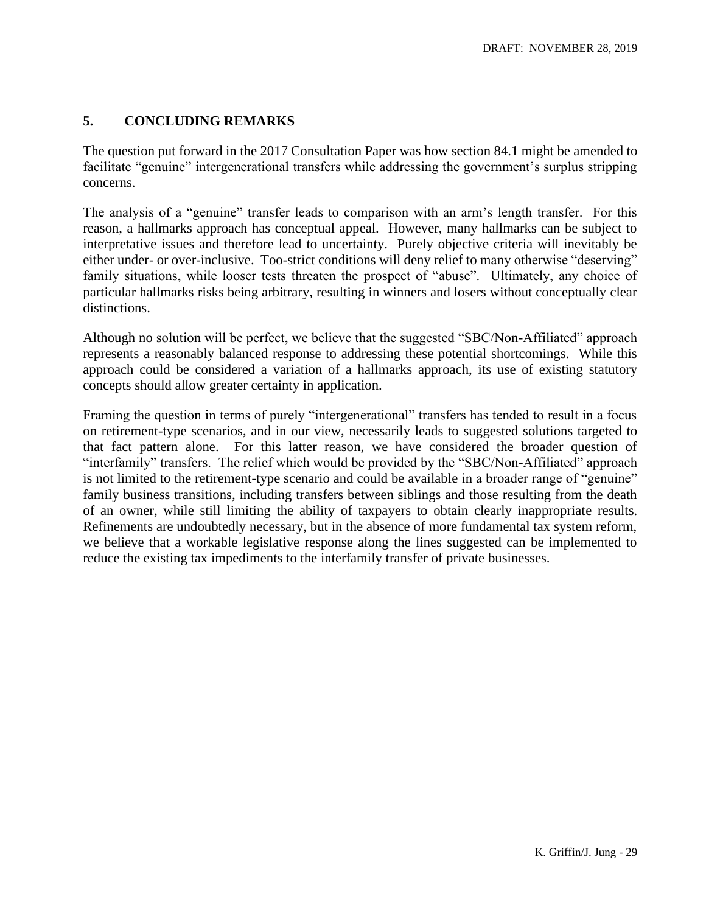## 5. CONCLUDING REMARKS

The question put forward in the 2017 Consultation Paper was how section 84.1 might be amended to facilitate "genuine" intergenerational transfers while addressing the government's surplus stripping concerns.

The analysis of a "genuine" transfer leads to comparison with an arm's length transfer. For this reason, a hallmarks approach has conceptual appeal. However, many hallmarks can be subject to interpretative issues and therefore lead to uncertainty. Purely objective criteria will inevitably be either under- or over-inclusive. Too-strict conditions will deny relief to many otherwise "deserving" family situations, while looser tests threaten the prospect of "abuse". Ultimately, any choice of particular hallmarks risks being arbitrary, resulting in winners and losers without conceptually clear distinctions.

Although no solution will be perfect, we believe that the suggested "SBC/Non-Affiliated" approach represents a reasonably balanced response to addressing these potential shortcomings. While this approach could be considered a variation of a hallmarks approach, its use of existing statutory concepts should allow greater certainty in application.

Framing the question in terms of purely "intergenerational" transfers has tended to result in a focus on retirement-type scenarios, and in our view, necessarily leads to suggested solutions targeted to that fact pattern alone. For this latter reason, we have considered the broader question of "interfamily" transfers. The relief which would be provided by the "SBC/Non-Affiliated" approach is not limited to the retirement-type scenario and could be available in a broader range of "genuine" family business transitions, including transfers between siblings and those resulting from the death of an owner, while still limiting the ability of taxpayers to obtain clearly inappropriate results. Refinements are undoubtedly necessary, but in the absence of more fundamental tax system reform, we believe that a workable legislative response along the lines suggested can be implemented to reduce the existing tax impediments to the interfamily transfer of private businesses.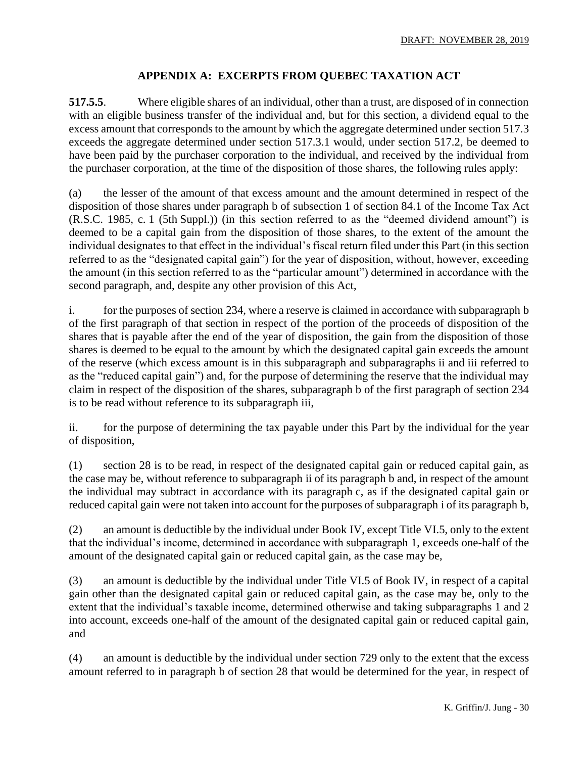## APPENDIX A: EXCERPTS FROM QUEBEC TAXATION ACT

**517.5.5**. Where eligible shares of an individual, other than a trust, are disposed of in connection with an eligible business transfer of the individual and, but for this section, a dividend equal to the excess amount that corresponds to the amount by which the aggregate determined under section 517.3 exceeds the aggregate determined under section 517.3.1 would, under section 517.2, be deemed to have been paid by the purchaser corporation to the individual, and received by the individual from the purchaser corporation, at the time of the disposition of those shares, the following rules apply:

(a) the lesser of the amount of that excess amount and the amount determined in respect of the disposition of those shares under paragraph b of subsection 1 of section 84.1 of the Income Tax Act (R.S.C. 1985, c. 1 (5th Suppl.)) (in this section referred to as the "deemed dividend amount") is deemed to be a capital gain from the disposition of those shares, to the extent of the amount the individual designates to that effect in the individual's fiscal return filed under this Part (in this section referred to as the "designated capital gain") for the year of disposition, without, however, exceeding the amount (in this section referred to as the "particular amount") determined in accordance with the second paragraph, and, despite any other provision of this Act,

i. for the purposes of section 234, where a reserve is claimed in accordance with subparagraph b of the first paragraph of that section in respect of the portion of the proceeds of disposition of the shares that is payable after the end of the year of disposition, the gain from the disposition of those shares is deemed to be equal to the amount by which the designated capital gain exceeds the amount of the reserve (which excess amount is in this subparagraph and subparagraphs ii and iii referred to as the "reduced capital gain") and, for the purpose of determining the reserve that the individual may claim in respect of the disposition of the shares, subparagraph b of the first paragraph of section 234 is to be read without reference to its subparagraph iii,

ii. for the purpose of determining the tax payable under this Part by the individual for the year of disposition,

(1) section 28 is to be read, in respect of the designated capital gain or reduced capital gain, as the case may be, without reference to subparagraph ii of its paragraph b and, in respect of the amount the individual may subtract in accordance with its paragraph c, as if the designated capital gain or reduced capital gain were not taken into account for the purposes of subparagraph i of its paragraph b,

(2) an amount is deductible by the individual under Book IV, except Title VI.5, only to the extent that the individual's income, determined in accordance with subparagraph 1, exceeds one-half of the amount of the designated capital gain or reduced capital gain, as the case may be,

(3) an amount is deductible by the individual under Title VI.5 of Book IV, in respect of a capital gain other than the designated capital gain or reduced capital gain, as the case may be, only to the extent that the individual's taxable income, determined otherwise and taking subparagraphs 1 and 2 into account, exceeds one-half of the amount of the designated capital gain or reduced capital gain, and

(4) an amount is deductible by the individual under section 729 only to the extent that the excess amount referred to in paragraph b of section 28 that would be determined for the year, in respect of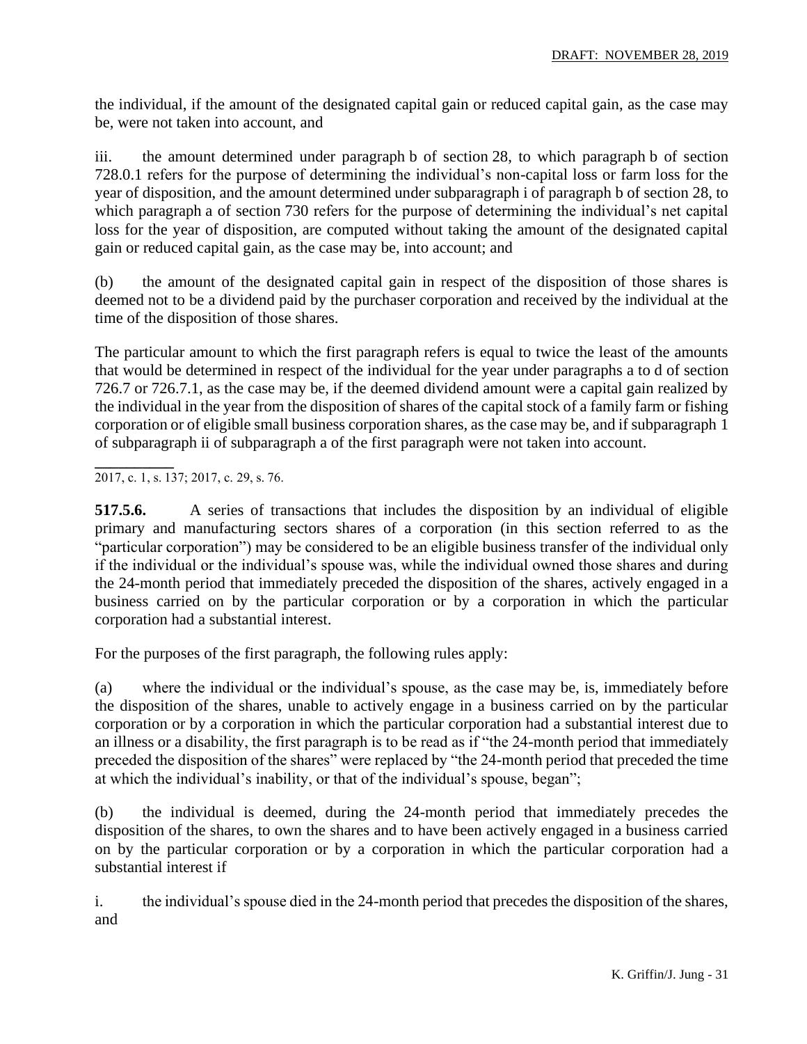the individual, if the amount of the designated capital gain or reduced capital gain, as the case may be, were not taken into account, and

iii. the amount determined under paragraph b of section 28, to which paragraph b of section 728.0.1 refers for the purpose of determining the individual's non-capital loss or farm loss for the year of disposition, and the amount determined under subparagraph i of paragraph b of section 28, to which paragraph a of section 730 refers for the purpose of determining the individual's net capital loss for the year of disposition, are computed without taking the amount of the designated capital gain or reduced capital gain, as the case may be, into account; and

(b) the amount of the designated capital gain in respect of the disposition of those shares is deemed not to be a dividend paid by the purchaser corporation and received by the individual at the time of the disposition of those shares.

The particular amount to which the first paragraph refers is equal to twice the least of the amounts that would be determined in respect of the individual for the year under paragraphs a to d of section 726.7 or 726.7.1, as the case may be, if the deemed dividend amount were a capital gain realized by the individual in the year from the disposition of shares of the capital stock of a family farm or fishing corporation or of eligible small business corporation shares, as the case may be, and if subparagraph 1 of subparagraph ii of subparagraph a of the first paragraph were not taken into account.

---

2017, c. 1, s. 137; 2017, c. 29, s. 76.

**517.5.6.** A series of transactions that includes the disposition by an individual of eligible primary and manufacturing sectors shares of a corporation (in this section referred to as the "particular corporation") may be considered to be an eligible business transfer of the individual only if the individual or the individual's spouse was, while the individual owned those shares and during the 24-month period that immediately preceded the disposition of the shares, actively engaged in a business carried on by the particular corporation or by a corporation in which the particular corporation had a substantial interest.

For the purposes of the first paragraph, the following rules apply:

(a) where the individual or the individual's spouse, as the case may be, is, immediately before the disposition of the shares, unable to actively engage in a business carried on by the particular corporation or by a corporation in which the particular corporation had a substantial interest due to an illness or a disability, the first paragraph is to be read as if "the 24-month period that immediately preceded the disposition of the shares" were replaced by "the 24-month period that preceded the time at which the individual's inability, or that of the individual's spouse, began";

(b) the individual is deemed, during the 24-month period that immediately precedes the disposition of the shares, to own the shares and to have been actively engaged in a business carried on by the particular corporation or by a corporation in which the particular corporation had a substantial interest if

i. the individual's spouse died in the 24-month period that precedes the disposition of the shares, and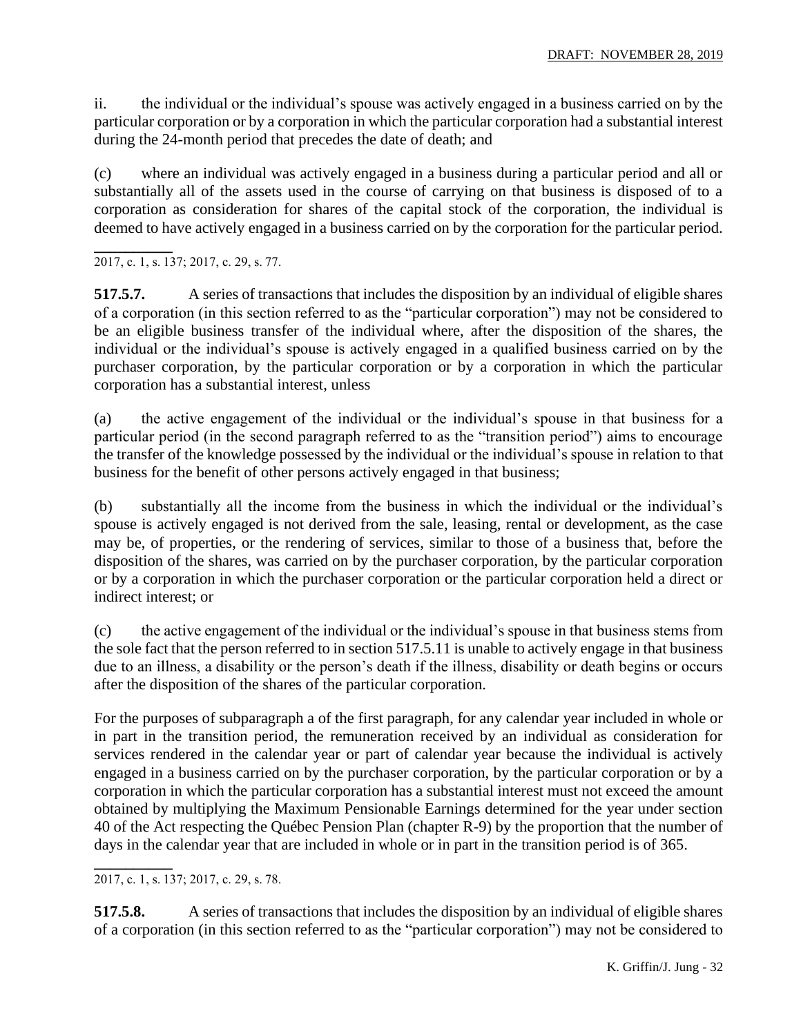ii. the individual or the individual's spouse was actively engaged in a business carried on by the particular corporation or by a corporation in which the particular corporation had a substantial interest during the 24-month period that precedes the date of death; and

(c) where an individual was actively engaged in a business during a particular period and all or substantially all of the assets used in the course of carrying on that business is disposed of to a corporation as consideration for shares of the capital stock of the corporation, the individual is deemed to have actively engaged in a business carried on by the corporation for the particular period.

2017, c. 1, s. 137; 2017, c. 29, s. 77.

**517.5.7.** A series of transactions that includes the disposition by an individual of eligible shares of a corporation (in this section referred to as the "particular corporation") may not be considered to be an eligible business transfer of the individual where, after the disposition of the shares, the individual or the individual's spouse is actively engaged in a qualified business carried on by the purchaser corporation, by the particular corporation or by a corporation in which the particular corporation has a substantial interest, unless

(a) the active engagement of the individual or the individual's spouse in that business for a particular period (in the second paragraph referred to as the "transition period") aims to encourage the transfer of the knowledge possessed by the individual or the individual's spouse in relation to that business for the benefit of other persons actively engaged in that business;

(b) substantially all the income from the business in which the individual or the individual's spouse is actively engaged is not derived from the sale, leasing, rental or development, as the case may be, of properties, or the rendering of services, similar to those of a business that, before the disposition of the shares, was carried on by the purchaser corporation, by the particular corporation or by a corporation in which the purchaser corporation or the particular corporation held a direct or indirect interest; or

(c) the active engagement of the individual or the individual's spouse in that business stems from the sole fact that the person referred to in section 517.5.11 is unable to actively engage in that business due to an illness, a disability or the person's death if the illness, disability or death begins or occurs after the disposition of the shares of the particular corporation.

For the purposes of subparagraph a of the first paragraph, for any calendar year included in whole or in part in the transition period, the remuneration received by an individual as consideration for services rendered in the calendar year or part of calendar year because the individual is actively engaged in a business carried on by the purchaser corporation, by the particular corporation or by a corporation in which the particular corporation has a substantial interest must not exceed the amount obtained by multiplying the Maximum Pensionable Earnings determined for the year under section 40 of the Act respecting the Québec Pension Plan (chapter R-9) by the proportion that the number of days in the calendar year that are included in whole or in part in the transition period is of 365.

2017, c. 1, s. 137; 2017, c. 29, s. 78.

**517.5.8.** A series of transactions that includes the disposition by an individual of eligible shares of a corporation (in this section referred to as the "particular corporation") may not be considered to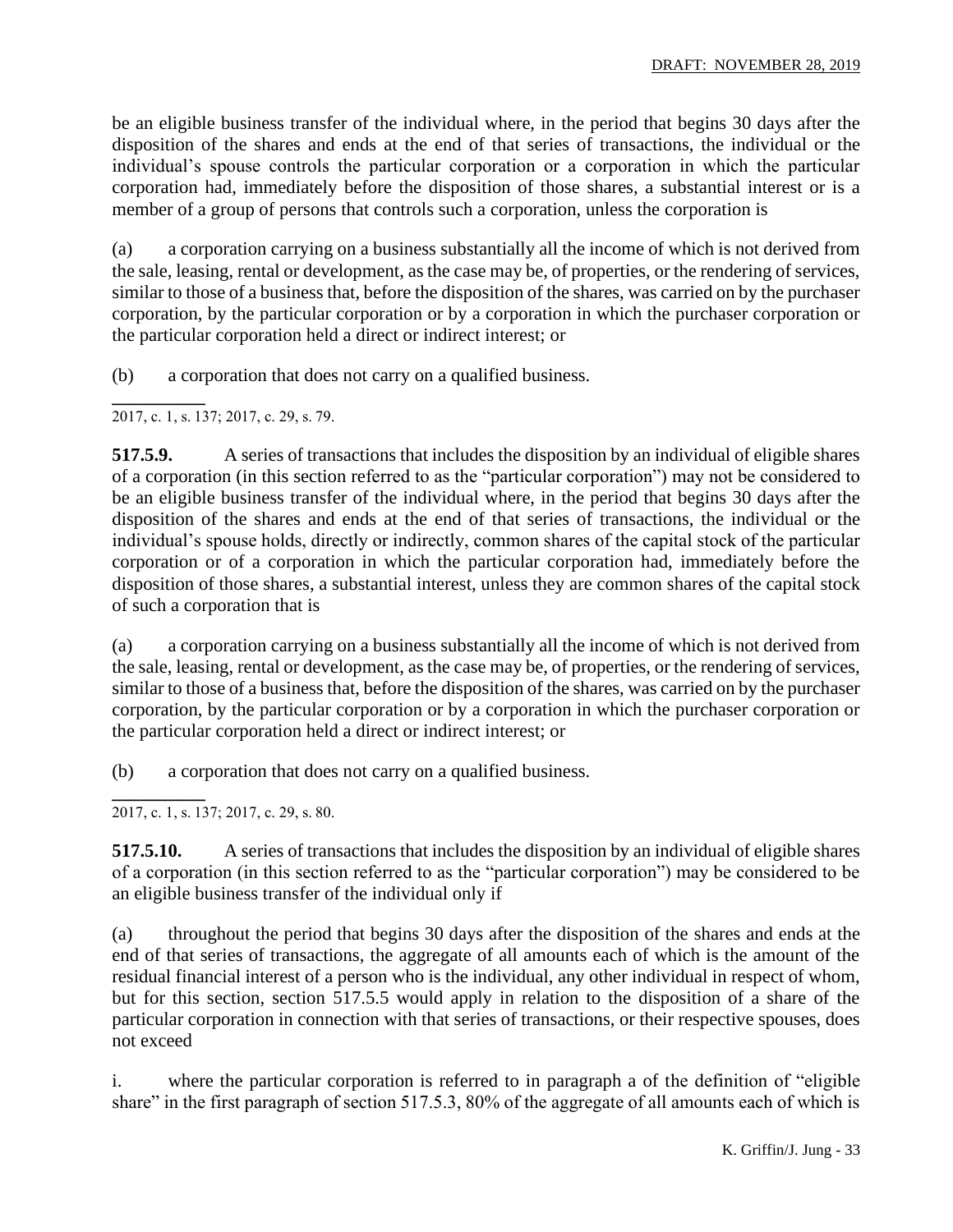be an eligible business transfer of the individual where, in the period that begins 30 days after the disposition of the shares and ends at the end of that series of transactions, the individual or the individual's spouse controls the particular corporation or a corporation in which the particular corporation had, immediately before the disposition of those shares, a substantial interest or is a member of a group of persons that controls such a corporation, unless the corporation is

(a) a corporation carrying on a business substantially all the income of which is not derived from the sale, leasing, rental or development, as the case may be, of properties, or the rendering of services, similar to those of a business that, before the disposition of the shares, was carried on by the purchaser corporation, by the particular corporation or by a corporation in which the purchaser corporation or the particular corporation held a direct or indirect interest; or

(b) a corporation that does not carry on a qualified business.

2017, c. 1, s. 137; 2017, c. 29, s. 79.

**517.5.9.** A series of transactions that includes the disposition by an individual of eligible shares of a corporation (in this section referred to as the "particular corporation") may not be considered to be an eligible business transfer of the individual where, in the period that begins 30 days after the disposition of the shares and ends at the end of that series of transactions, the individual or the individual's spouse holds, directly or indirectly, common shares of the capital stock of the particular corporation or of a corporation in which the particular corporation had, immediately before the disposition of those shares, a substantial interest, unless they are common shares of the capital stock of such a corporation that is

(a) a corporation carrying on a business substantially all the income of which is not derived from the sale, leasing, rental or development, as the case may be, of properties, or the rendering of services, similar to those of a business that, before the disposition of the shares, was carried on by the purchaser corporation, by the particular corporation or by a corporation in which the purchaser corporation or the particular corporation held a direct or indirect interest; or

(b) a corporation that does not carry on a qualified business.

2017, c. 1, s. 137; 2017, c. 29, s. 80.

**517.5.10.** A series of transactions that includes the disposition by an individual of eligible shares of a corporation (in this section referred to as the "particular corporation") may be considered to be an eligible business transfer of the individual only if

(a) throughout the period that begins 30 days after the disposition of the shares and ends at the end of that series of transactions, the aggregate of all amounts each of which is the amount of the residual financial interest of a person who is the individual, any other individual in respect of whom, but for this section, section 517.5.5 would apply in relation to the disposition of a share of the particular corporation in connection with that series of transactions, or their respective spouses, does not exceed

i. where the particular corporation is referred to in paragraph a of the definition of "eligible share" in the first paragraph of section 517.5.3, 80% of the aggregate of all amounts each of which is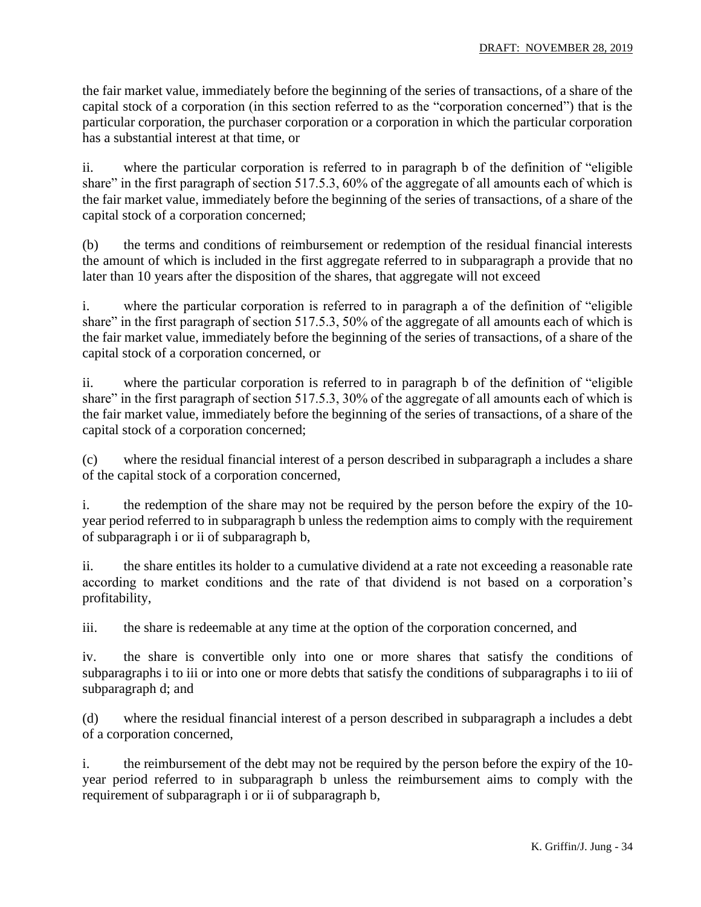the fair market value, immediately before the beginning of the series of transactions, of a share of the capital stock of a corporation (in this section referred to as the "corporation concerned") that is the particular corporation, the purchaser corporation or a corporation in which the particular corporation has a substantial interest at that time, or

ii. where the particular corporation is referred to in paragraph b of the definition of "eligible share" in the first paragraph of section 517.5.3, 60% of the aggregate of all amounts each of which is the fair market value, immediately before the beginning of the series of transactions, of a share of the capital stock of a corporation concerned;

(b) the terms and conditions of reimbursement or redemption of the residual financial interests the amount of which is included in the first aggregate referred to in subparagraph a provide that no later than 10 years after the disposition of the shares, that aggregate will not exceed

i. where the particular corporation is referred to in paragraph a of the definition of "eligible share" in the first paragraph of section 517.5.3, 50% of the aggregate of all amounts each of which is the fair market value, immediately before the beginning of the series of transactions, of a share of the capital stock of a corporation concerned, or

ii. where the particular corporation is referred to in paragraph b of the definition of "eligible share" in the first paragraph of section 517.5.3, 30% of the aggregate of all amounts each of which is the fair market value, immediately before the beginning of the series of transactions, of a share of the capital stock of a corporation concerned;

(c) where the residual financial interest of a person described in subparagraph a includes a share of the capital stock of a corporation concerned,

i. the redemption of the share may not be required by the person before the expiry of the 10-year period referred to in subparagraph b unless the redemption aims to comply with the requirement of subparagraph i or ii of subparagraph b,

ii. the share entitles its holder to a cumulative dividend at a rate not exceeding a reasonable rate according to market conditions and the rate of that dividend is not based on a corporation's profitability,

iii. the share is redeemable at any time at the option of the corporation concerned, and

iv. the share is convertible only into one or more shares that satisfy the conditions of subparagraphs i to iii or into one or more debts that satisfy the conditions of subparagraphs i to iii of subparagraph d; and

(d) where the residual financial interest of a person described in subparagraph a includes a debt of a corporation concerned,

i. the reimbursement of the debt may not be required by the person before the expiry of the 10-year period referred to in subparagraph b unless the reimbursement aims to comply with the requirement of subparagraph i or ii of subparagraph b,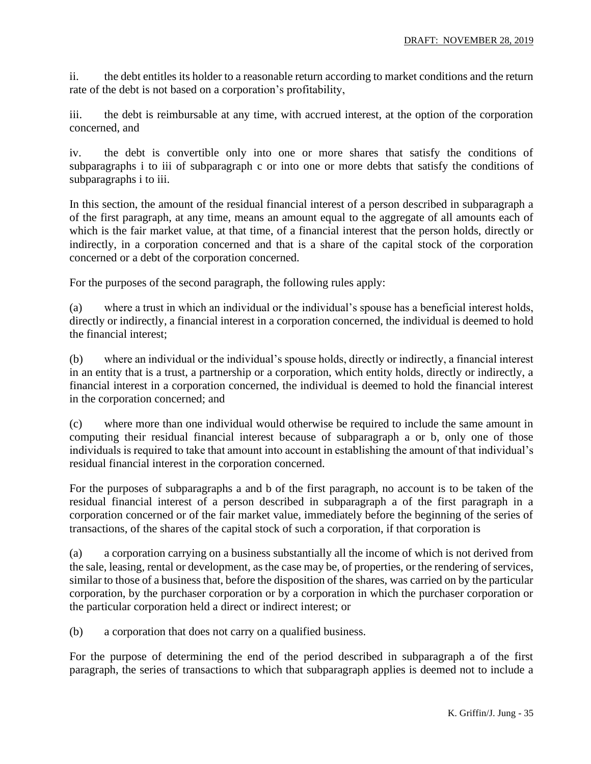ii. the debt entitles its holder to a reasonable return according to market conditions and the return rate of the debt is not based on a corporation's profitability,

iii. the debt is reimbursable at any time, with accrued interest, at the option of the corporation concerned, and

iv. the debt is convertible only into one or more shares that satisfy the conditions of subparagraphs i to iii of subparagraph c or into one or more debts that satisfy the conditions of subparagraphs i to iii.

In this section, the amount of the residual financial interest of a person described in subparagraph a of the first paragraph, at any time, means an amount equal to the aggregate of all amounts each of which is the fair market value, at that time, of a financial interest that the person holds, directly or indirectly, in a corporation concerned and that is a share of the capital stock of the corporation concerned or a debt of the corporation concerned.

For the purposes of the second paragraph, the following rules apply:

(a) where a trust in which an individual or the individual's spouse has a beneficial interest holds, directly or indirectly, a financial interest in a corporation concerned, the individual is deemed to hold the financial interest;

(b) where an individual or the individual's spouse holds, directly or indirectly, a financial interest in an entity that is a trust, a partnership or a corporation, which entity holds, directly or indirectly, a financial interest in a corporation concerned, the individual is deemed to hold the financial interest in the corporation concerned; and

(c) where more than one individual would otherwise be required to include the same amount in computing their residual financial interest because of subparagraph a or b, only one of those individuals is required to take that amount into account in establishing the amount of that individual's residual financial interest in the corporation concerned.

For the purposes of subparagraphs a and b of the first paragraph, no account is to be taken of the residual financial interest of a person described in subparagraph a of the first paragraph in a corporation concerned or of the fair market value, immediately before the beginning of the series of transactions, of the shares of the capital stock of such a corporation, if that corporation is

(a) a corporation carrying on a business substantially all the income of which is not derived from the sale, leasing, rental or development, as the case may be, of properties, or the rendering of services, similar to those of a business that, before the disposition of the shares, was carried on by the particular corporation, by the purchaser corporation or by a corporation in which the purchaser corporation or the particular corporation held a direct or indirect interest; or

(b) a corporation that does not carry on a qualified business.

For the purpose of determining the end of the period described in subparagraph a of the first paragraph, the series of transactions to which that subparagraph applies is deemed not to include a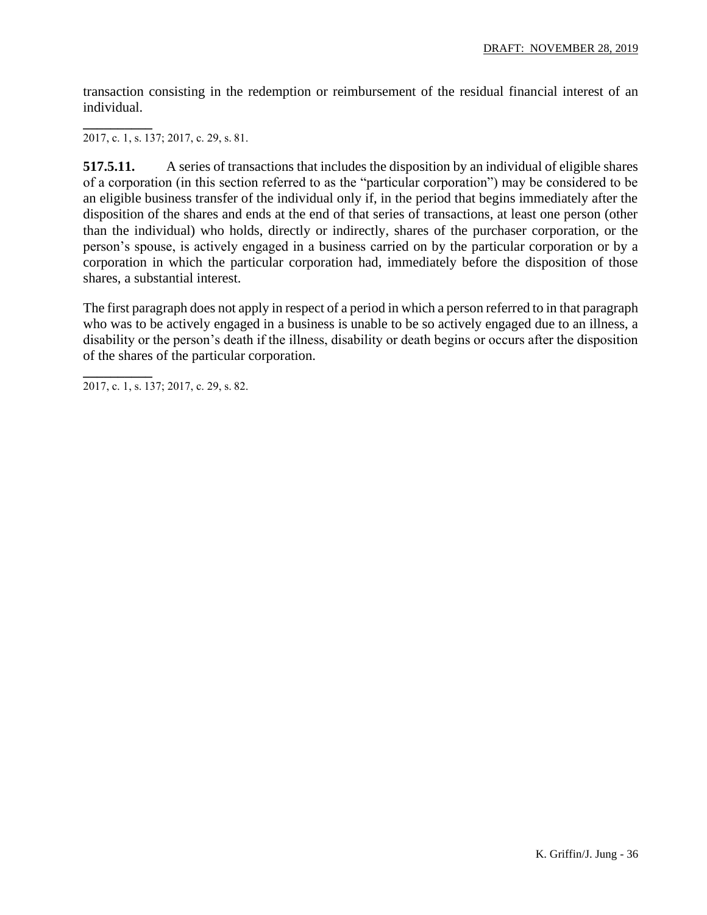transaction consisting in the redemption or reimbursement of the residual financial interest of an individual.

__________
2017, c. 1, s. 137; 2017, c. 29, s. 81.

**517.5.11.** A series of transactions that includes the disposition by an individual of eligible shares of a corporation (in this section referred to as the "particular corporation") may be considered to be an eligible business transfer of the individual only if, in the period that begins immediately after the disposition of the shares and ends at the end of that series of transactions, at least one person (other than the individual) who holds, directly or indirectly, shares of the purchaser corporation, or the person's spouse, is actively engaged in a business carried on by the particular corporation or by a corporation in which the particular corporation had, immediately before the disposition of those shares, a substantial interest.

The first paragraph does not apply in respect of a period in which a person referred to in that paragraph who was to be actively engaged in a business is unable to be so actively engaged due to an illness, a disability or the person's death if the illness, disability or death begins or occurs after the disposition of the shares of the particular corporation.

__________
2017, c. 1, s. 137; 2017, c. 29, s. 82.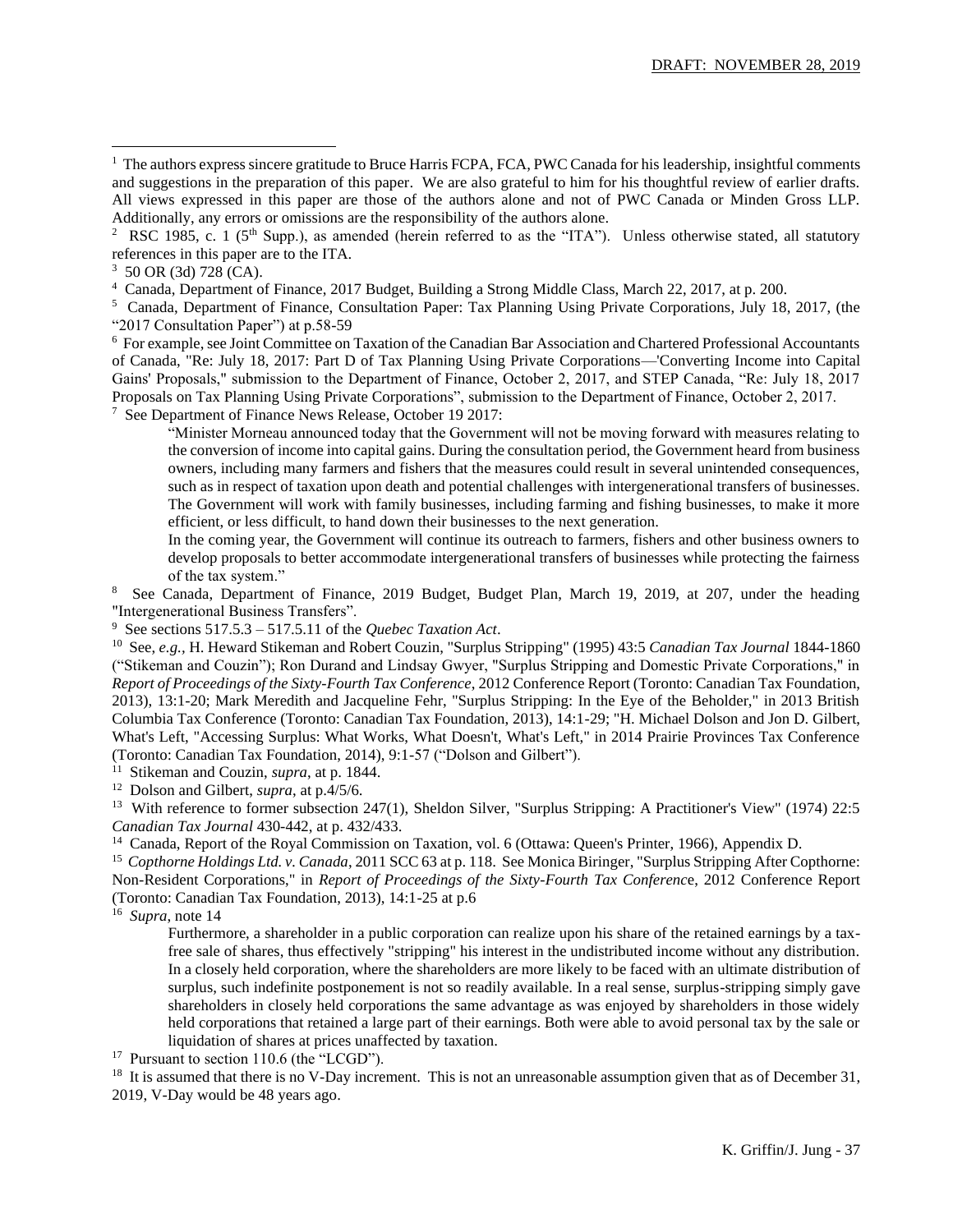[1] The authors express sincere gratitude to Bruce Harris FCPA, FCA, PWC Canada for his leadership, insightful comments and suggestions in the preparation of this paper. We are also grateful to him for his thoughtful review of earlier drafts. All views expressed in this paper are those of the authors alone and not of PWC Canada or Minden Gross LLP. Additionally, any errors or omissions are the responsibility of the authors alone.

[2] RSC 1985, c. 1 (5th Supp.), as amended (herein referred to as the "ITA"). Unless otherwise stated, all statutory references in this paper are to the ITA.

[3] 50 OR (3d) 728 (CA).

[4] Canada, Department of Finance, 2017 Budget, Building a Strong Middle Class, March 22, 2017, at p. 200.

[5] Canada, Department of Finance, Consultation Paper: Tax Planning Using Private Corporations, July 18, 2017, (the "2017 Consultation Paper") at p.58-59

[6] For example, see Joint Committee on Taxation of the Canadian Bar Association and Chartered Professional Accountants of Canada, "Re: July 18, 2017: Part D of Tax Planning Using Private Corporations—'Converting Income into Capital Gains' Proposals," submission to the Department of Finance, October 2, 2017, and STEP Canada, "Re: July 18, 2017 Proposals on Tax Planning Using Private Corporations", submission to the Department of Finance, October 2, 2017.

[7] See Department of Finance News Release, October 19 2017:

> "Minister Morneau announced today that the Government will not be moving forward with measures relating to the conversion of income into capital gains. During the consultation period, the Government heard from business owners, including many farmers and fishers that the measures could result in several unintended consequences, such as in respect of taxation upon death and potential challenges with intergenerational transfers of businesses. The Government will work with family businesses, including farming and fishing businesses, to make it more efficient, or less difficult, to hand down their businesses to the next generation.
>
> In the coming year, the Government will continue its outreach to farmers, fishers and other business owners to develop proposals to better accommodate intergenerational transfers of businesses while protecting the fairness of the tax system."

[8] See Canada, Department of Finance, 2019 Budget, Budget Plan, March 19, 2019, at 207, under the heading "Intergenerational Business Transfers".

[9] See sections 517.5.3 – 517.5.11 of the *Quebec Taxation Act*.

[10] See, *e.g.*, H. Heward Stikeman and Robert Couzin, "Surplus Stripping" (1995) 43:5 *Canadian Tax Journal* 1844-1860 ("Stikeman and Couzin"); Ron Durand and Lindsay Gwyer, "Surplus Stripping and Domestic Private Corporations," in *Report of Proceedings of the Sixty-Fourth Tax Conference*, 2012 Conference Report (Toronto: Canadian Tax Foundation, 2013), 13:1-20; Mark Meredith and Jacqueline Fehr, "Surplus Stripping: In the Eye of the Beholder," in 2013 British Columbia Tax Conference (Toronto: Canadian Tax Foundation, 2013), 14:1-29; "H. Michael Dolson and Jon D. Gilbert, What's Left, "Accessing Surplus: What Works, What Doesn't, What's Left," in 2014 Prairie Provinces Tax Conference (Toronto: Canadian Tax Foundation, 2014), 9:1-57 ("Dolson and Gilbert").

[11] Stikeman and Couzin, *supra*, at p. 1844.

[12] Dolson and Gilbert, *supra*, at p.4/5/6.

[13] With reference to former subsection 247(1), Sheldon Silver, "Surplus Stripping: A Practitioner's View" (1974) 22:5 *Canadian Tax Journal* 430-442, at p. 432/433.

[14] Canada, Report of the Royal Commission on Taxation, vol. 6 (Ottawa: Queen's Printer, 1966), Appendix D.

[15] *Copthorne Holdings Ltd. v. Canada*, 2011 SCC 63 at p. 118. See Monica Biringer, "Surplus Stripping After Copthorne: Non-Resident Corporations," in *Report of Proceedings of the Sixty-Fourth Tax Conferenc*e, 2012 Conference Report (Toronto: Canadian Tax Foundation, 2013), 14:1-25 at p.6

[16] *Supra*, note 14

> Furthermore, a shareholder in a public corporation can realize upon his share of the retained earnings by a tax-free sale of shares, thus effectively "stripping" his interest in the undistributed income without any distribution. In a closely held corporation, where the shareholders are more likely to be faced with an ultimate distribution of surplus, such indefinite postponement is not so readily available. In a real sense, surplus-stripping simply gave shareholders in closely held corporations the same advantage as was enjoyed by shareholders in those widely held corporations that retained a large part of their earnings. Both were able to avoid personal tax by the sale or liquidation of shares at prices unaffected by taxation.

[17] Pursuant to section 110.6 (the "LCGD").

[18] It is assumed that there is no V-Day increment. This is not an unreasonable assumption given that as of December 31, 2019, V-Day would be 48 years ago.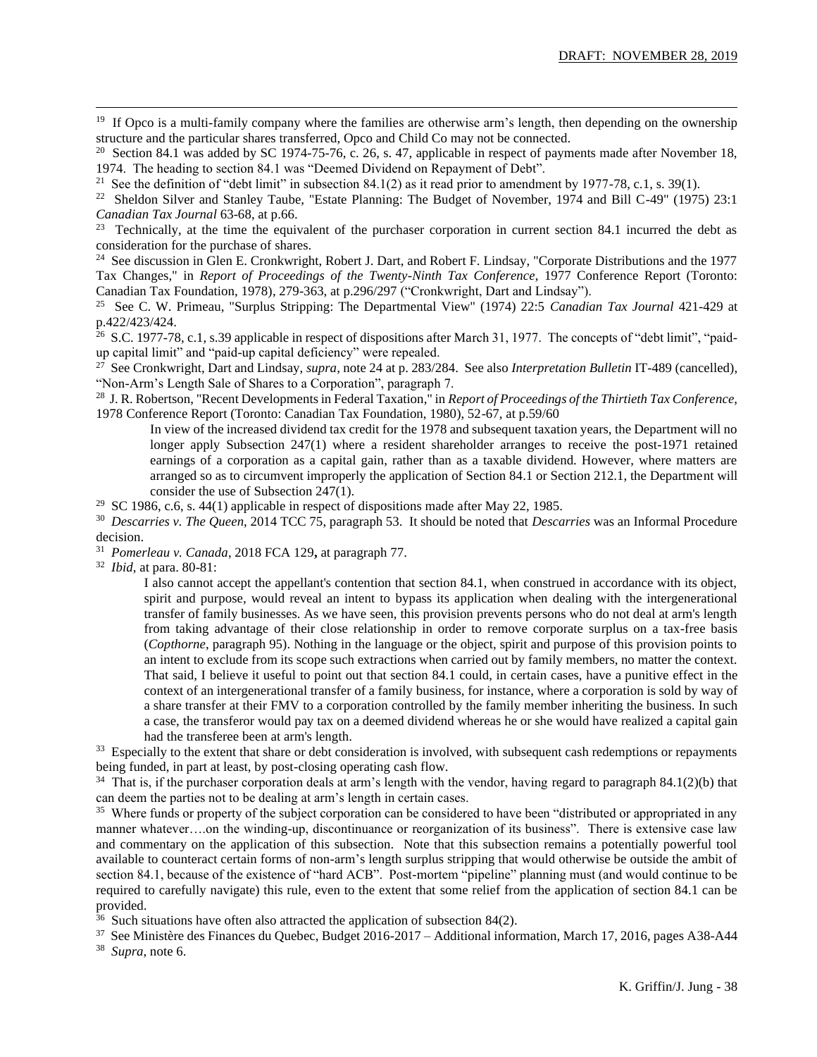[19] If Opco is a multi-family company where the families are otherwise arm's length, then depending on the ownership structure and the particular shares transferred, Opco and Child Co may not be connected.

[20] Section 84.1 was added by SC 1974-75-76, c. 26, s. 47, applicable in respect of payments made after November 18, 1974. The heading to section 84.1 was "Deemed Dividend on Repayment of Debt".

[21] See the definition of "debt limit" in subsection 84.1(2) as it read prior to amendment by 1977-78, c.1, s. 39(1).

[22] Sheldon Silver and Stanley Taube, "Estate Planning: The Budget of November, 1974 and Bill C-49" (1975) 23:1 *Canadian Tax Journal* 63-68, at p.66.

[23] Technically, at the time the equivalent of the purchaser corporation in current section 84.1 incurred the debt as consideration for the purchase of shares.

[24] See discussion in Glen E. Cronkwright, Robert J. Dart, and Robert F. Lindsay, "Corporate Distributions and the 1977 Tax Changes," in *Report of Proceedings of the Twenty-Ninth Tax Conference*, 1977 Conference Report (Toronto: Canadian Tax Foundation, 1978), 279-363, at p.296/297 ("Cronkwright, Dart and Lindsay").

[25] See C. W. Primeau, "Surplus Stripping: The Departmental View" (1974) 22:5 *Canadian Tax Journal* 421-429 at p.422/423/424.

[26] S.C. 1977-78, c.1, s.39 applicable in respect of dispositions after March 31, 1977. The concepts of "debt limit", "paid-up capital limit" and "paid-up capital deficiency" were repealed.

[27] See Cronkwright, Dart and Lindsay, *supra*, note 24 at p. 283/284. See also *Interpretation Bulletin* IT-489 (cancelled), "Non-Arm's Length Sale of Shares to a Corporation", paragraph 7.

[28] J. R. Robertson, "Recent Developments in Federal Taxation," in *Report of Proceedings of the Thirtieth Tax Conference*, 1978 Conference Report (Toronto: Canadian Tax Foundation, 1980), 52-67, at p.59/60

> In view of the increased dividend tax credit for the 1978 and subsequent taxation years, the Department will no longer apply Subsection 247(1) where a resident shareholder arranges to receive the post-1971 retained earnings of a corporation as a capital gain, rather than as a taxable dividend. However, where matters are arranged so as to circumvent improperly the application of Section 84.1 or Section 212.1, the Department will consider the use of Subsection 247(1).

[29] SC 1986, c.6, s. 44(1) applicable in respect of dispositions made after May 22, 1985.

[30] *Descarries v. The Queen*, 2014 TCC 75, paragraph 53. It should be noted that *Descarries* was an Informal Procedure decision.

[31] *Pomerleau v. Canada*, 2018 FCA 129**,** at paragraph 77.

[32] *Ibid*, at para. 80-81:

> I also cannot accept the appellant's contention that section 84.1, when construed in accordance with its object, spirit and purpose, would reveal an intent to bypass its application when dealing with the intergenerational transfer of family businesses. As we have seen, this provision prevents persons who do not deal at arm's length from taking advantage of their close relationship in order to remove corporate surplus on a tax-free basis (*Copthorne*, paragraph 95). Nothing in the language or the object, spirit and purpose of this provision points to an intent to exclude from its scope such extractions when carried out by family members, no matter the context. That said, I believe it useful to point out that section 84.1 could, in certain cases, have a punitive effect in the context of an intergenerational transfer of a family business, for instance, where a corporation is sold by way of a share transfer at their FMV to a corporation controlled by the family member inheriting the business. In such a case, the transferor would pay tax on a deemed dividend whereas he or she would have realized a capital gain had the transferee been at arm's length.

[33] Especially to the extent that share or debt consideration is involved, with subsequent cash redemptions or repayments being funded, in part at least, by post-closing operating cash flow.

[34] That is, if the purchaser corporation deals at arm's length with the vendor, having regard to paragraph 84.1(2)(b) that can deem the parties not to be dealing at arm's length in certain cases.

[35] Where funds or property of the subject corporation can be considered to have been "distributed or appropriated in any manner whatever….on the winding-up, discontinuance or reorganization of its business". There is extensive case law and commentary on the application of this subsection. Note that this subsection remains a potentially powerful tool available to counteract certain forms of non-arm's length surplus stripping that would otherwise be outside the ambit of section 84.1, because of the existence of "hard ACB". Post-mortem "pipeline" planning must (and would continue to be required to carefully navigate) this rule, even to the extent that some relief from the application of section 84.1 can be provided.

[36] Such situations have often also attracted the application of subsection 84(2).

[37] See Ministère des Finances du Quebec, Budget 2016-2017 – Additional information, March 17, 2016, pages A38-A44

[38] *Supra*, note 6.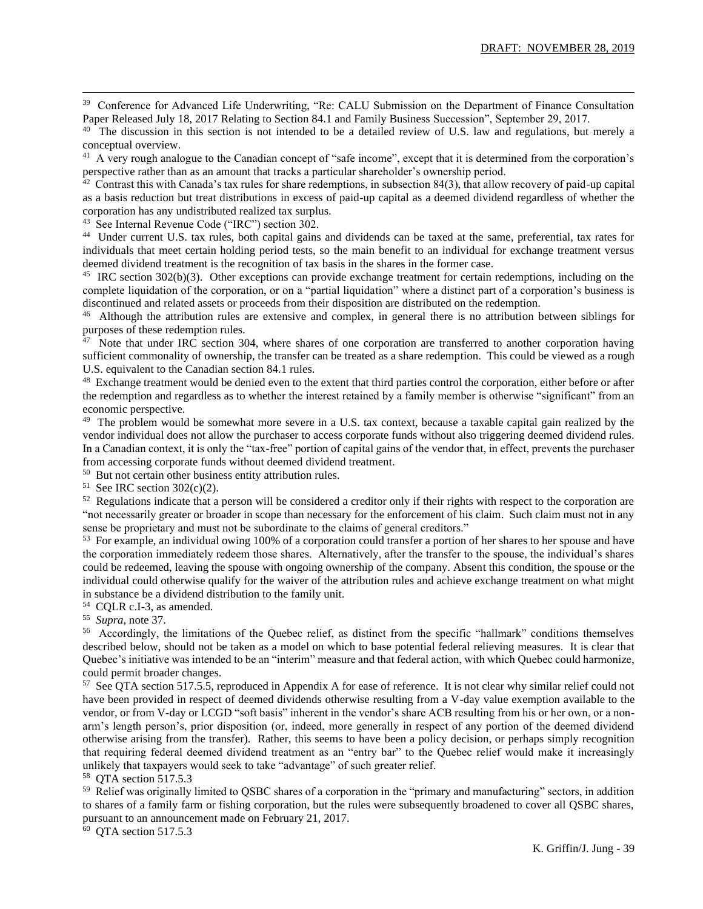[39] Conference for Advanced Life Underwriting, "Re: CALU Submission on the Department of Finance Consultation Paper Released July 18, 2017 Relating to Section 84.1 and Family Business Succession", September 29, 2017.

[40] The discussion in this section is not intended to be a detailed review of U.S. law and regulations, but merely a conceptual overview.

[41] A very rough analogue to the Canadian concept of "safe income", except that it is determined from the corporation's perspective rather than as an amount that tracks a particular shareholder's ownership period.

[42] Contrast this with Canada's tax rules for share redemptions, in subsection 84(3), that allow recovery of paid-up capital as a basis reduction but treat distributions in excess of paid-up capital as a deemed dividend regardless of whether the corporation has any undistributed realized tax surplus.

[43] See Internal Revenue Code ("IRC") section 302.

[44] Under current U.S. tax rules, both capital gains and dividends can be taxed at the same, preferential, tax rates for individuals that meet certain holding period tests, so the main benefit to an individual for exchange treatment versus deemed dividend treatment is the recognition of tax basis in the shares in the former case.

[45] IRC section 302(b)(3). Other exceptions can provide exchange treatment for certain redemptions, including on the complete liquidation of the corporation, or on a "partial liquidation" where a distinct part of a corporation's business is discontinued and related assets or proceeds from their disposition are distributed on the redemption.

[46] Although the attribution rules are extensive and complex, in general there is no attribution between siblings for purposes of these redemption rules.

[47] Note that under IRC section 304, where shares of one corporation are transferred to another corporation having sufficient commonality of ownership, the transfer can be treated as a share redemption. This could be viewed as a rough U.S. equivalent to the Canadian section 84.1 rules.

[48] Exchange treatment would be denied even to the extent that third parties control the corporation, either before or after the redemption and regardless as to whether the interest retained by a family member is otherwise "significant" from an economic perspective.

[49] The problem would be somewhat more severe in a U.S. tax context, because a taxable capital gain realized by the vendor individual does not allow the purchaser to access corporate funds without also triggering deemed dividend rules. In a Canadian context, it is only the "tax-free" portion of capital gains of the vendor that, in effect, prevents the purchaser from accessing corporate funds without deemed dividend treatment.

[50] But not certain other business entity attribution rules.

[51] See IRC section 302(c)(2).

[52] Regulations indicate that a person will be considered a creditor only if their rights with respect to the corporation are "not necessarily greater or broader in scope than necessary for the enforcement of his claim. Such claim must not in any sense be proprietary and must not be subordinate to the claims of general creditors."

[53] For example, an individual owing 100% of a corporation could transfer a portion of her shares to her spouse and have the corporation immediately redeem those shares. Alternatively, after the transfer to the spouse, the individual's shares could be redeemed, leaving the spouse with ongoing ownership of the company. Absent this condition, the spouse or the individual could otherwise qualify for the waiver of the attribution rules and achieve exchange treatment on what might in substance be a dividend distribution to the family unit.

[54] CQLR c.I-3, as amended.

[55] *Supra*, note 37.

[56] Accordingly, the limitations of the Quebec relief, as distinct from the specific "hallmark" conditions themselves described below, should not be taken as a model on which to base potential federal relieving measures. It is clear that Quebec's initiative was intended to be an "interim" measure and that federal action, with which Quebec could harmonize, could permit broader changes.

[57] See QTA section 517.5.5, reproduced in Appendix A for ease of reference. It is not clear why similar relief could not have been provided in respect of deemed dividends otherwise resulting from a V-day value exemption available to the vendor, or from V-day or LCGD "soft basis" inherent in the vendor's share ACB resulting from his or her own, or a non-arm's length person's, prior disposition (or, indeed, more generally in respect of any portion of the deemed dividend otherwise arising from the transfer). Rather, this seems to have been a policy decision, or perhaps simply recognition that requiring federal deemed dividend treatment as an "entry bar" to the Quebec relief would make it increasingly unlikely that taxpayers would seek to take "advantage" of such greater relief.

[58] QTA section 517.5.3

[59] Relief was originally limited to QSBC shares of a corporation in the "primary and manufacturing" sectors, in addition to shares of a family farm or fishing corporation, but the rules were subsequently broadened to cover all QSBC shares, pursuant to an announcement made on February 21, 2017.

[60] QTA section 517.5.3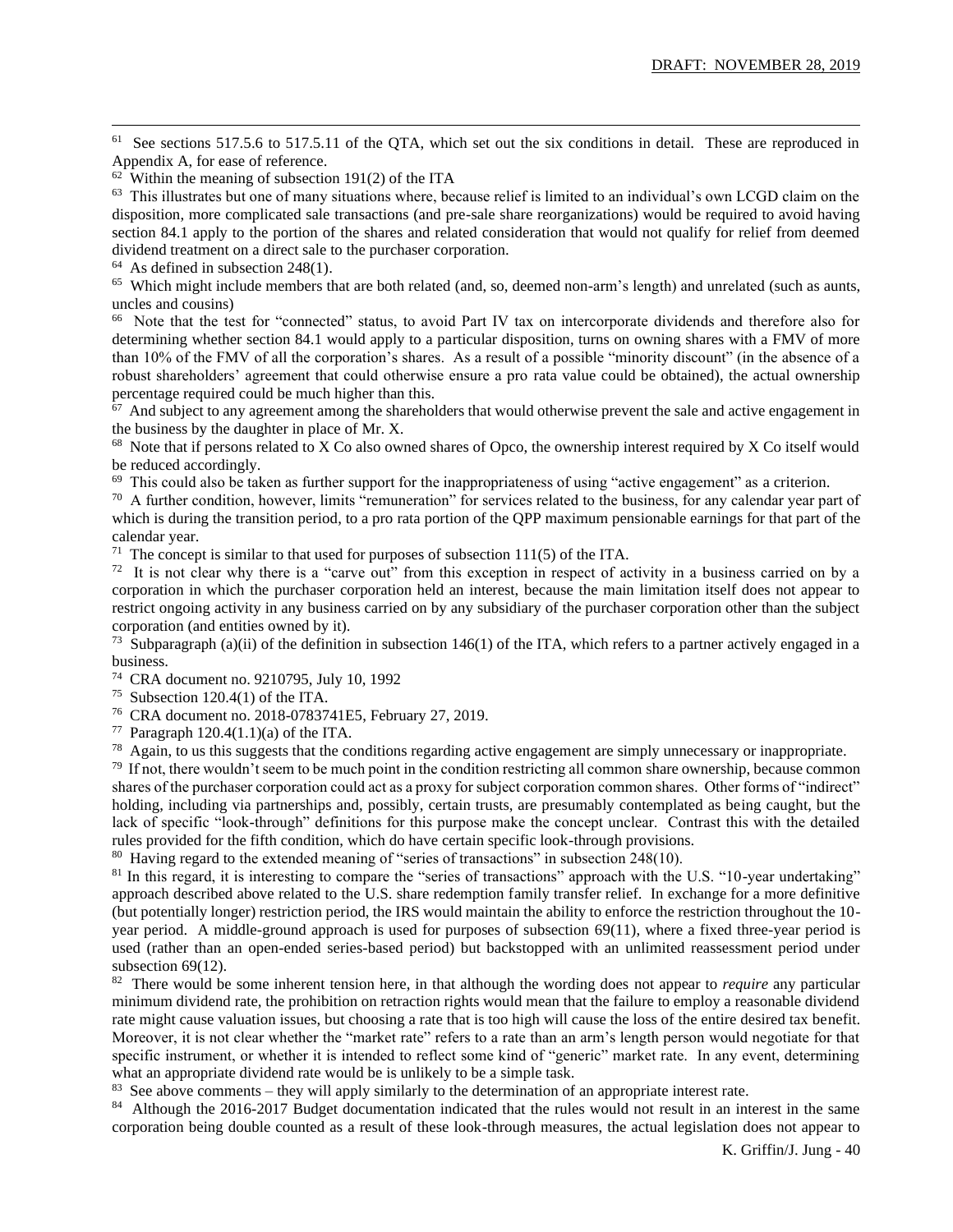[61] See sections 517.5.6 to 517.5.11 of the QTA, which set out the six conditions in detail. These are reproduced in Appendix A, for ease of reference.

[62] Within the meaning of subsection 191(2) of the ITA

[63] This illustrates but one of many situations where, because relief is limited to an individual's own LCGD claim on the disposition, more complicated sale transactions (and pre-sale share reorganizations) would be required to avoid having section 84.1 apply to the portion of the shares and related consideration that would not qualify for relief from deemed dividend treatment on a direct sale to the purchaser corporation.

[64] As defined in subsection 248(1).

[65] Which might include members that are both related (and, so, deemed non-arm's length) and unrelated (such as aunts, uncles and cousins)

[66] Note that the test for "connected" status, to avoid Part IV tax on intercorporate dividends and therefore also for determining whether section 84.1 would apply to a particular disposition, turns on owning shares with a FMV of more than 10% of the FMV of all the corporation's shares. As a result of a possible "minority discount" (in the absence of a robust shareholders' agreement that could otherwise ensure a pro rata value could be obtained), the actual ownership percentage required could be much higher than this.

[67] And subject to any agreement among the shareholders that would otherwise prevent the sale and active engagement in the business by the daughter in place of Mr. X.

[68] Note that if persons related to X Co also owned shares of Opco, the ownership interest required by X Co itself would be reduced accordingly.

[69] This could also be taken as further support for the inappropriateness of using "active engagement" as a criterion.

[70] A further condition, however, limits "remuneration" for services related to the business, for any calendar year part of which is during the transition period, to a pro rata portion of the QPP maximum pensionable earnings for that part of the calendar year.

[71] The concept is similar to that used for purposes of subsection 111(5) of the ITA.

[72] It is not clear why there is a "carve out" from this exception in respect of activity in a business carried on by a corporation in which the purchaser corporation held an interest, because the main limitation itself does not appear to restrict ongoing activity in any business carried on by any subsidiary of the purchaser corporation other than the subject corporation (and entities owned by it).

[73] Subparagraph (a)(ii) of the definition in subsection 146(1) of the ITA, which refers to a partner actively engaged in a business.

[74] CRA document no. 9210795, July 10, 1992

[75] Subsection 120.4(1) of the ITA.

[76] CRA document no. 2018-0783741E5, February 27, 2019.

[77] Paragraph 120.4(1.1)(a) of the ITA.

[78] Again, to us this suggests that the conditions regarding active engagement are simply unnecessary or inappropriate.

[79] If not, there wouldn't seem to be much point in the condition restricting all common share ownership, because common shares of the purchaser corporation could act as a proxy for subject corporation common shares. Other forms of "indirect" holding, including via partnerships and, possibly, certain trusts, are presumably contemplated as being caught, but the lack of specific "look-through" definitions for this purpose make the concept unclear. Contrast this with the detailed rules provided for the fifth condition, which do have certain specific look-through provisions.

[80] Having regard to the extended meaning of "series of transactions" in subsection 248(10).

[81] In this regard, it is interesting to compare the "series of transactions" approach with the U.S. "10-year undertaking" approach described above related to the U.S. share redemption family transfer relief. In exchange for a more definitive (but potentially longer) restriction period, the IRS would maintain the ability to enforce the restriction throughout the 10-year period. A middle-ground approach is used for purposes of subsection 69(11), where a fixed three-year period is used (rather than an open-ended series-based period) but backstopped with an unlimited reassessment period under subsection 69(12).

[82] There would be some inherent tension here, in that although the wording does not appear to *require* any particular minimum dividend rate, the prohibition on retraction rights would mean that the failure to employ a reasonable dividend rate might cause valuation issues, but choosing a rate that is too high will cause the loss of the entire desired tax benefit. Moreover, it is not clear whether the "market rate" refers to a rate than an arm's length person would negotiate for that specific instrument, or whether it is intended to reflect some kind of "generic" market rate. In any event, determining what an appropriate dividend rate would be is unlikely to be a simple task.

[83] See above comments – they will apply similarly to the determination of an appropriate interest rate.

[84] Although the 2016-2017 Budget documentation indicated that the rules would not result in an interest in the same corporation being double counted as a result of these look-through measures, the actual legislation does not appear to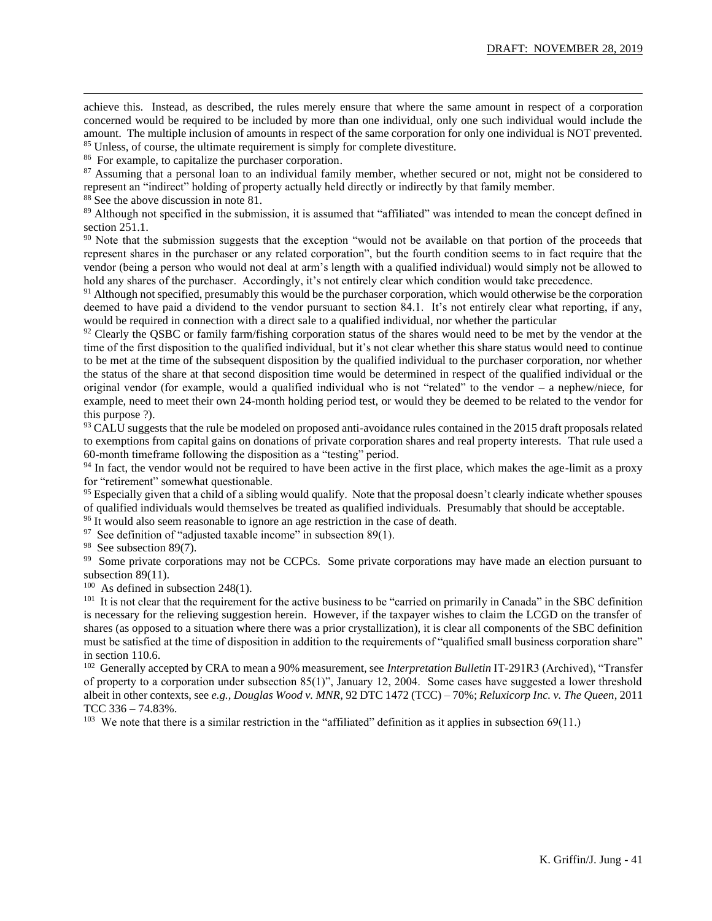achieve this. Instead, as described, the rules merely ensure that where the same amount in respect of a corporation concerned would be required to be included by more than one individual, only one such individual would include the amount. The multiple inclusion of amounts in respect of the same corporation for only one individual is NOT prevented.

[85] Unless, of course, the ultimate requirement is simply for complete divestiture.

[86] For example, to capitalize the purchaser corporation.

[87] Assuming that a personal loan to an individual family member, whether secured or not, might not be considered to represent an "indirect" holding of property actually held directly or indirectly by that family member.

[88] See the above discussion in note 81.

[89] Although not specified in the submission, it is assumed that "affiliated" was intended to mean the concept defined in section 251.1.

[90] Note that the submission suggests that the exception "would not be available on that portion of the proceeds that represent shares in the purchaser or any related corporation", but the fourth condition seems to in fact require that the vendor (being a person who would not deal at arm's length with a qualified individual) would simply not be allowed to hold any shares of the purchaser. Accordingly, it's not entirely clear which condition would take precedence.

[91] Although not specified, presumably this would be the purchaser corporation, which would otherwise be the corporation deemed to have paid a dividend to the vendor pursuant to section 84.1. It's not entirely clear what reporting, if any, would be required in connection with a direct sale to a qualified individual, nor whether the particular

[92] Clearly the QSBC or family farm/fishing corporation status of the shares would need to be met by the vendor at the time of the first disposition to the qualified individual, but it's not clear whether this share status would need to continue to be met at the time of the subsequent disposition by the qualified individual to the purchaser corporation, nor whether the status of the share at that second disposition time would be determined in respect of the qualified individual or the original vendor (for example, would a qualified individual who is not "related" to the vendor – a nephew/niece, for example, need to meet their own 24-month holding period test, or would they be deemed to be related to the vendor for this purpose ?).

[93] CALU suggests that the rule be modeled on proposed anti-avoidance rules contained in the 2015 draft proposals related to exemptions from capital gains on donations of private corporation shares and real property interests. That rule used a 60-month timeframe following the disposition as a "testing" period.

[94] In fact, the vendor would not be required to have been active in the first place, which makes the age-limit as a proxy for "retirement" somewhat questionable.

[95] Especially given that a child of a sibling would qualify. Note that the proposal doesn't clearly indicate whether spouses of qualified individuals would themselves be treated as qualified individuals. Presumably that should be acceptable.

[96] It would also seem reasonable to ignore an age restriction in the case of death.

[97] See definition of "adjusted taxable income" in subsection 89(1).

[98] See subsection 89(7).

[99] Some private corporations may not be CCPCs. Some private corporations may have made an election pursuant to subsection 89(11).

[100] As defined in subsection 248(1).

[101] It is not clear that the requirement for the active business to be "carried on primarily in Canada" in the SBC definition is necessary for the relieving suggestion herein. However, if the taxpayer wishes to claim the LCGD on the transfer of shares (as opposed to a situation where there was a prior crystallization), it is clear all components of the SBC definition must be satisfied at the time of disposition in addition to the requirements of "qualified small business corporation share" in section 110.6.

[102] Generally accepted by CRA to mean a 90% measurement, see *Interpretation Bulletin* IT-291R3 (Archived), "Transfer of property to a corporation under subsection 85(1)", January 12, 2004. Some cases have suggested a lower threshold albeit in other contexts, see *e.g., Douglas Wood v. MNR*, 92 DTC 1472 (TCC) – 70%; *Reluxicorp Inc. v. The Queen*, 2011 TCC 336 – 74.83%.

[103] We note that there is a similar restriction in the "affiliated" definition as it applies in subsection 69(11.)